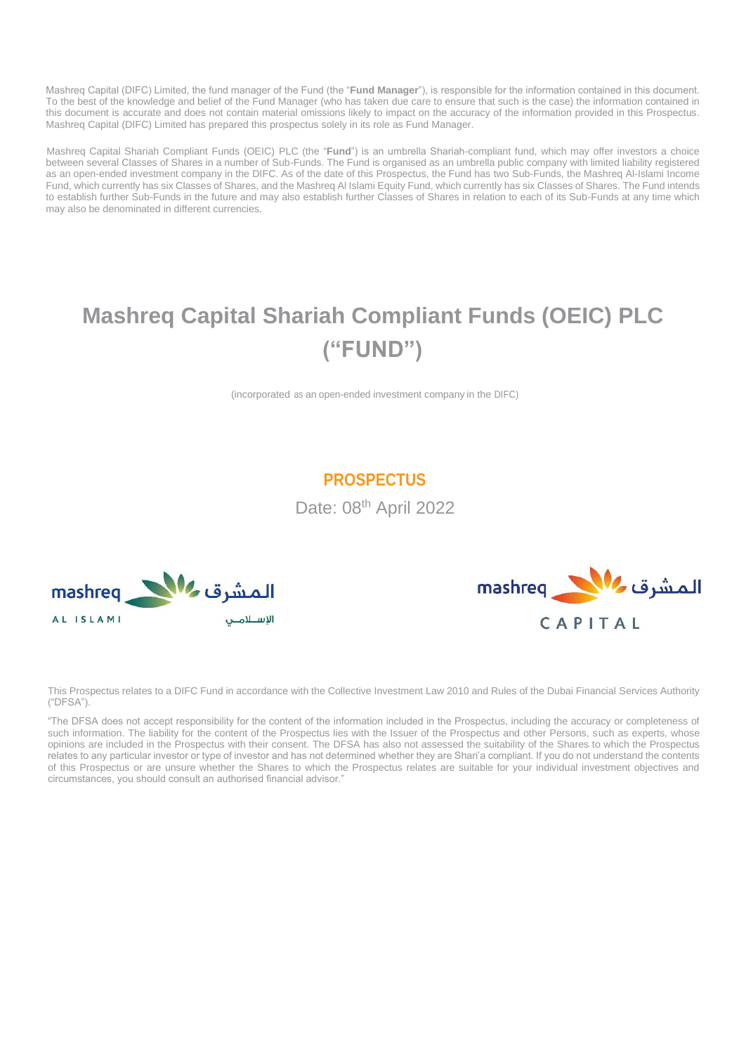Mashreq Capital (DIFC) Limited, the fund manager of the Fund (the "**Fund Manager**"), is responsible for the information contained in this document. To the best of the knowledge and belief of the Fund Manager (who has taken due care to ensure that such is the case) the information contained in this document is accurate and does not contain material omissions likely to impact on the accuracy of the information provided in this Prospectus. Mashreq Capital (DIFC) Limited has prepared this prospectus solely in its role as Fund Manager.

Mashreq Capital Shariah Compliant Funds (OEIC) PLC (the "**Fund**") is an umbrella Shariah-compliant fund, which may offer investors a choice between several Classes of Shares in a number of Sub-Funds. The Fund is organised as an umbrella public company with limited liability registered as an open-ended investment company in the DIFC. As of the date of this Prospectus, the Fund has two Sub-Funds, the Mashreq Al-Islami Income Fund, which currently has six Classes of Shares, and the Mashreq Al Islami Equity Fund, which currently has six Classes of Shares. The Fund intends to establish further Sub-Funds in the future and may also establish further Classes of Shares in relation to each of its Sub-Funds at any time which may also be denominated in different currencies.

# Mashreq Capital Shariah Compliant Funds (OEIC) PLC ("FUND")

(incorporated as an open-ended investment company in the DIFC)

## PROSPECTUS

Date: 08th April 2022

mashreq المشرق
AL ISLAMI الإسلامي

mashreq المشرق
CAPITAL

This Prospectus relates to a DIFC Fund in accordance with the Collective Investment Law 2010 and Rules of the Dubai Financial Services Authority ("DFSA").

"The DFSA does not accept responsibility for the content of the information included in the Prospectus, including the accuracy or completeness of such information. The liability for the content of the Prospectus lies with the Issuer of the Prospectus and other Persons, such as experts, whose opinions are included in the Prospectus with their consent. The DFSA has also not assessed the suitability of the Shares to which the Prospectus relates to any particular investor or type of investor and has not determined whether they are Shari'a compliant. If you do not understand the contents of this Prospectus or are unsure whether the Shares to which the Prospectus relates are suitable for your individual investment objectives and circumstances, you should consult an authorised financial advisor."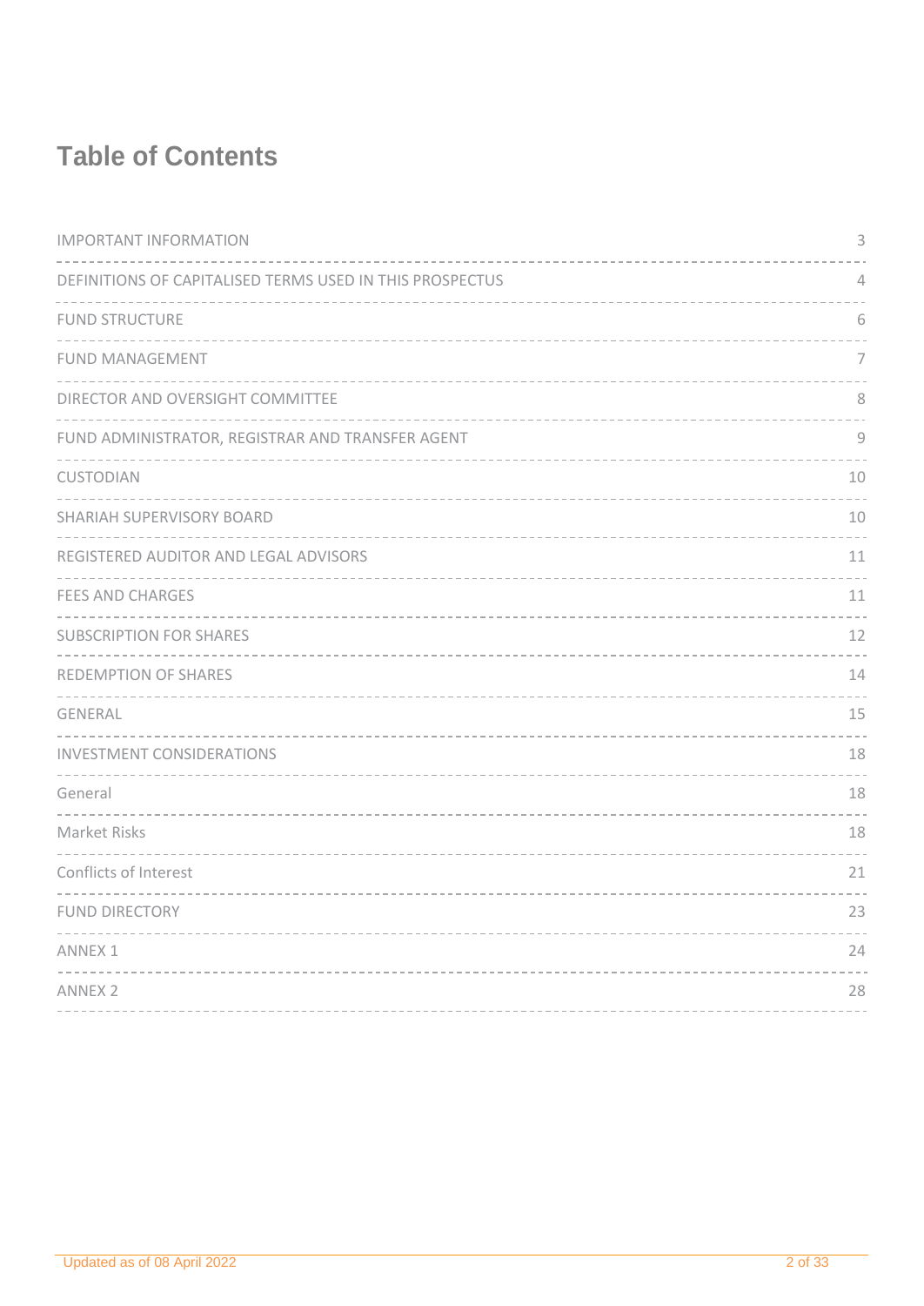# Table of Contents

| | |
|---|---|
| IMPORTANT INFORMATION | 3 |
| DEFINITIONS OF CAPITALISED TERMS USED IN THIS PROSPECTUS | 4 |
| FUND STRUCTURE | 6 |
| FUND MANAGEMENT | 7 |
| DIRECTOR AND OVERSIGHT COMMITTEE | 8 |
| FUND ADMINISTRATOR, REGISTRAR AND TRANSFER AGENT | 9 |
| CUSTODIAN | 10 |
| SHARIAH SUPERVISORY BOARD | 10 |
| REGISTERED AUDITOR AND LEGAL ADVISORS | 11 |
| FEES AND CHARGES | 11 |
| SUBSCRIPTION FOR SHARES | 12 |
| REDEMPTION OF SHARES | 14 |
| GENERAL | 15 |
| INVESTMENT CONSIDERATIONS | 18 |
| General | 18 |
| Market Risks | 18 |
| Conflicts of Interest | 21 |
| FUND DIRECTORY | 23 |
| ANNEX 1 | 24 |
| ANNEX 2 | 28 |

Updated as of 08 April 2022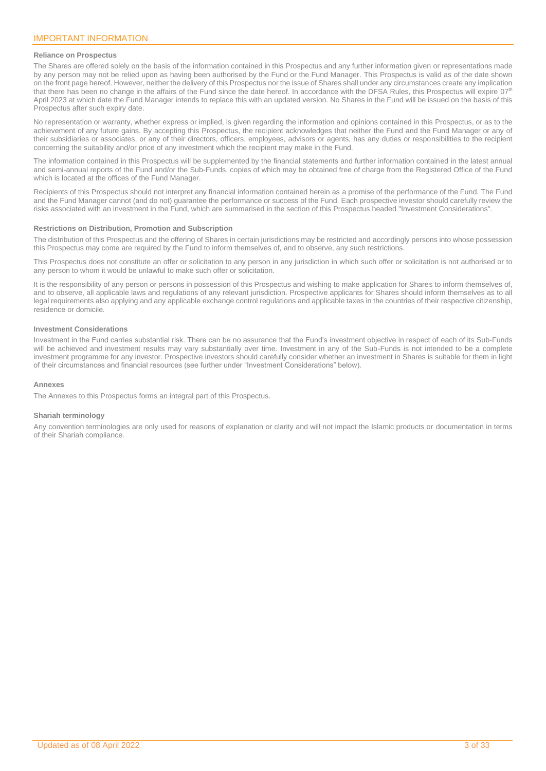## IMPORTANT INFORMATION

### Reliance on Prospectus

The Shares are offered solely on the basis of the information contained in this Prospectus and any further information given or representations made by any person may not be relied upon as having been authorised by the Fund or the Fund Manager. This Prospectus is valid as of the date shown on the front page hereof. However, neither the delivery of this Prospectus nor the issue of Shares shall under any circumstances create any implication that there has been no change in the affairs of the Fund since the date hereof. In accordance with the DFSA Rules, this Prospectus will expire 07th April 2023 at which date the Fund Manager intends to replace this with an updated version. No Shares in the Fund will be issued on the basis of this Prospectus after such expiry date.

No representation or warranty, whether express or implied, is given regarding the information and opinions contained in this Prospectus, or as to the achievement of any future gains. By accepting this Prospectus, the recipient acknowledges that neither the Fund and the Fund Manager or any of their subsidiaries or associates, or any of their directors, officers, employees, advisors or agents, has any duties or responsibilities to the recipient concerning the suitability and/or price of any investment which the recipient may make in the Fund.

The information contained in this Prospectus will be supplemented by the financial statements and further information contained in the latest annual and semi-annual reports of the Fund and/or the Sub-Funds, copies of which may be obtained free of charge from the Registered Office of the Fund which is located at the offices of the Fund Manager.

Recipients of this Prospectus should not interpret any financial information contained herein as a promise of the performance of the Fund. The Fund and the Fund Manager cannot (and do not) guarantee the performance or success of the Fund. Each prospective investor should carefully review the risks associated with an investment in the Fund, which are summarised in the section of this Prospectus headed "Investment Considerations".

### Restrictions on Distribution, Promotion and Subscription

The distribution of this Prospectus and the offering of Shares in certain jurisdictions may be restricted and accordingly persons into whose possession this Prospectus may come are required by the Fund to inform themselves of, and to observe, any such restrictions.

This Prospectus does not constitute an offer or solicitation to any person in any jurisdiction in which such offer or solicitation is not authorised or to any person to whom it would be unlawful to make such offer or solicitation.

It is the responsibility of any person or persons in possession of this Prospectus and wishing to make application for Shares to inform themselves of, and to observe, all applicable laws and regulations of any relevant jurisdiction. Prospective applicants for Shares should inform themselves as to all legal requirements also applying and any applicable exchange control regulations and applicable taxes in the countries of their respective citizenship, residence or domicile.

### Investment Considerations

Investment in the Fund carries substantial risk. There can be no assurance that the Fund's investment objective in respect of each of its Sub-Funds will be achieved and investment results may vary substantially over time. Investment in any of the Sub-Funds is not intended to be a complete investment programme for any investor. Prospective investors should carefully consider whether an investment in Shares is suitable for them in light of their circumstances and financial resources (see further under "Investment Considerations" below).

### Annexes

The Annexes to this Prospectus forms an integral part of this Prospectus.

### Shariah terminology

Any convention terminologies are only used for reasons of explanation or clarity and will not impact the Islamic products or documentation in terms of their Shariah compliance.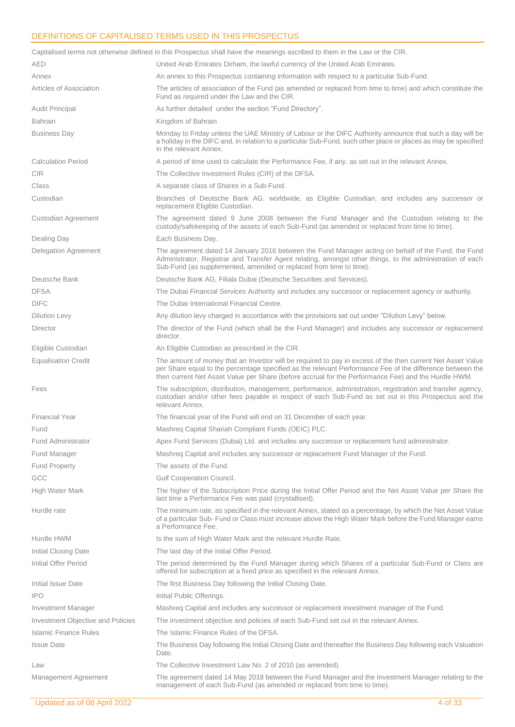## DEFINITIONS OF CAPITALISED TERMS USED IN THIS PROSPECTUS

Capitalised terms not otherwise defined in this Prospectus shall have the meanings ascribed to them in the Law or the CIR.

| | |
|---|---|
| AED | United Arab Emirates Dirham, the lawful currency of the United Arab Emirates. |
| Annex | An annex to this Prospectus containing information with respect to a particular Sub-Fund. |
| Articles of Association | The articles of association of the Fund (as amended or replaced from time to time) and which constitute the Fund as required under the Law and the CIR. |
| Audit Principal | As further detailed under the section "Fund Directory". |
| Bahrain | Kingdom of Bahrain |
| Business Day | Monday to Friday unless the UAE Ministry of Labour or the DIFC Authority announce that such a day will be a holiday in the DIFC and, in relation to a particular Sub-Fund, such other place or places as may be specified in the relevant Annex. |
| Calculation Period | A period of time used to calculate the Performance Fee, if any, as set out in the relevant Annex. |
| CIR | The Collective Investment Rules (CIR) of the DFSA. |
| Class | A separate class of Shares in a Sub-Fund. |
| Custodian | Branches of Deutsche Bank AG, worldwide, as Eligible Custodian, and includes any successor or replacement Eligible Custodian. |
| Custodian Agreement | The agreement dated 9 June 2008 between the Fund Manager and the Custodian relating to the custody/safekeeping of the assets of each Sub-Fund (as amended or replaced from time to time). |
| Dealing Day | Each Business Day. |
| Delegation Agreement | The agreement dated 14 January 2016 between the Fund Manager acting on behalf of the Fund, the Fund Administrator, Registrar and Transfer Agent relating, amongst other things, to the administration of each Sub-Fund (as supplemented, amended or replaced from time to time). |
| Deutsche Bank | Deutsche Bank AG, Filiala Dubai (Deutsche Securities and Services). |
| DFSA | The Dubai Financial Services Authority and includes any successor or replacement agency or authority. |
| DIFC | The Dubai International Financial Centre. |
| Dilution Levy | Any dilution levy charged in accordance with the provisions set out under "Dilution Levy" below. |
| Director | The director of the Fund (which shall be the Fund Manager) and includes any successor or replacement director. |
| Eligible Custodian | An Eligible Custodian as prescribed in the CIR. |
| Equalisation Credit | The amount of money that an Investor will be required to pay in excess of the then current Net Asset Value per Share equal to the percentage specified as the relevant Performance Fee of the difference between the then current Net Asset Value per Share (before accrual for the Performance Fee) and the Hurdle HWM. |
| Fees | The subscription, distribution, management, performance, administration, registration and transfer agency, custodian and/or other fees payable in respect of each Sub-Fund as set out in this Prospectus and the relevant Annex. |
| Financial Year | The financial year of the Fund will end on 31 December of each year. |
| Fund | Mashreq Capital Shariah Compliant Funds (OEIC) PLC. |
| Fund Administrator | Apex Fund Services (Dubai) Ltd. and includes any successor or replacement fund administrator. |
| Fund Manager | Mashreq Capital and includes any successor or replacement Fund Manager of the Fund. |
| Fund Property | The assets of the Fund. |
| GCC | Gulf Cooperation Council. |
| High Water Mark | The higher of the Subscription Price during the Initial Offer Period and the Net Asset Value per Share the last time a Performance Fee was paid (crystallised). |
| Hurdle rate | The minimum rate, as specified in the relevant Annex, stated as a percentage, by which the Net Asset Value of a particular Sub- Fund or Class must increase above the High Water Mark before the Fund Manager earns a Performance Fee. |
| Hurdle HWM | Is the sum of High Water Mark and the relevant Hurdle Rate. |
| Initial Closing Date | The last day of the Initial Offer Period. |
| Initial Offer Period | The period determined by the Fund Manager during which Shares of a particular Sub-Fund or Class are offered for subscription at a fixed price as specified in the relevant Annex. |
| Initial Issue Date | The first Business Day following the Initial Closing Date. |
| IPO | Initial Public Offerings. |
| Investment Manager | Mashreq Capital and includes any successor or replacement investment manager of the Fund. |
| Investment Objective and Policies | The investment objective and policies of each Sub-Fund set out in the relevant Annex. |
| Islamic Finance Rules | The Islamic Finance Rules of the DFSA. |
| Issue Date | The Business Day following the Initial Closing Date and thereafter the Business Day following each Valuation Date. |
| Law | The Collective Investment Law No. 2 of 2010 (as amended). |
| Management Agreement | The agreement dated 14 May 2018 between the Fund Manager and the Investment Manager relating to the management of each Sub-Fund (as amended or replaced from time to time). |

Updated as of 08 April 2022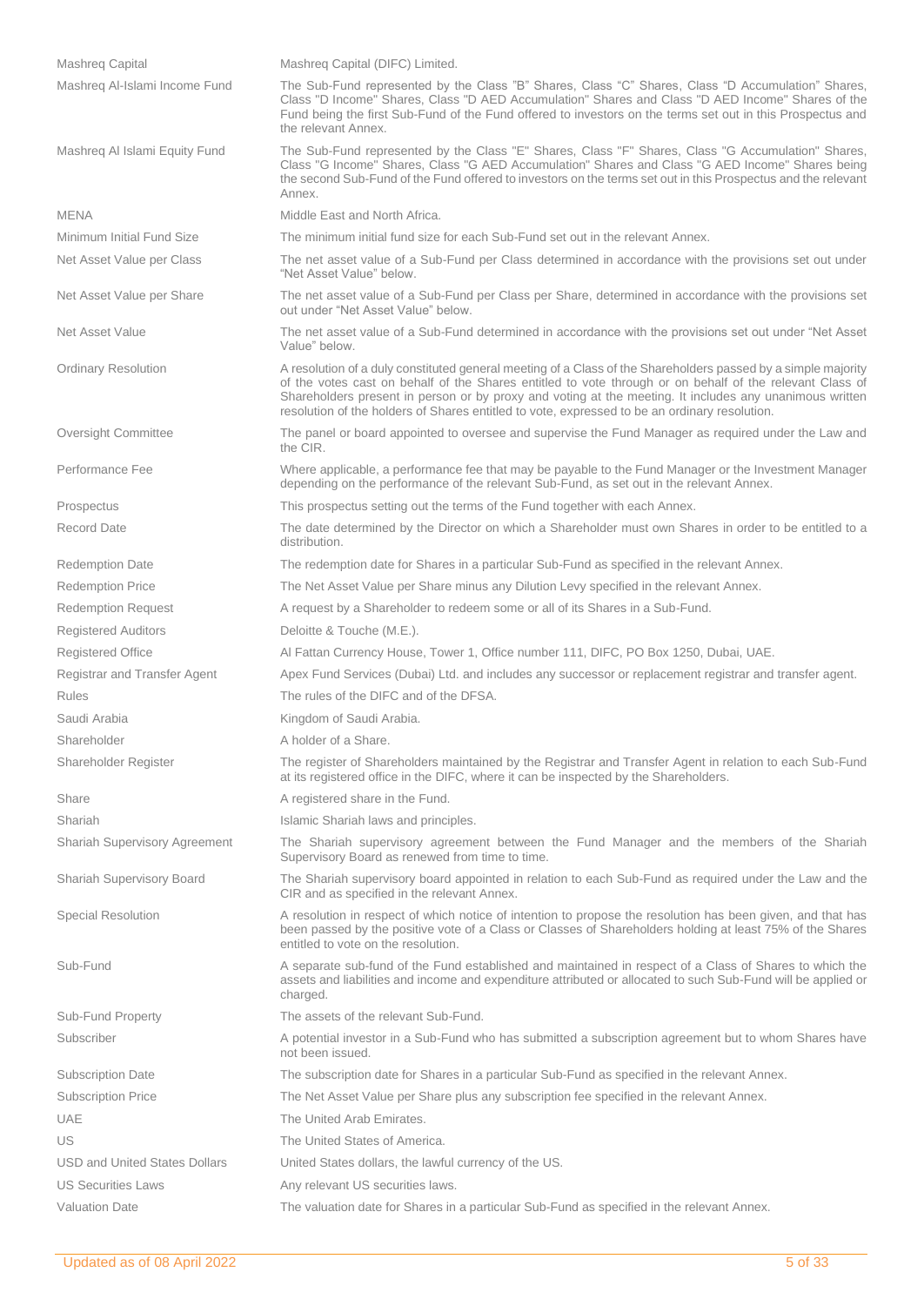| | |
|---|---|
| Mashreq Capital | Mashreq Capital (DIFC) Limited. |
| Mashreq Al-Islami Income Fund | The Sub-Fund represented by the Class "B" Shares, Class "C" Shares, Class "D Accumulation" Shares, Class "D Income" Shares, Class "D AED Accumulation" Shares and Class "D AED Income" Shares of the Fund being the first Sub-Fund of the Fund offered to investors on the terms set out in this Prospectus and the relevant Annex. |
| Mashreq Al Islami Equity Fund | The Sub-Fund represented by the Class "E" Shares, Class "F" Shares, Class "G Accumulation" Shares, Class "G Income" Shares, Class "G AED Accumulation" Shares and Class "G AED Income" Shares being the second Sub-Fund of the Fund offered to investors on the terms set out in this Prospectus and the relevant Annex. |
| MENA | Middle East and North Africa. |
| Minimum Initial Fund Size | The minimum initial fund size for each Sub-Fund set out in the relevant Annex. |
| Net Asset Value per Class | The net asset value of a Sub-Fund per Class determined in accordance with the provisions set out under "Net Asset Value" below. |
| Net Asset Value per Share | The net asset value of a Sub-Fund per Class per Share, determined in accordance with the provisions set out under "Net Asset Value" below. |
| Net Asset Value | The net asset value of a Sub-Fund determined in accordance with the provisions set out under "Net Asset Value" below. |
| Ordinary Resolution | A resolution of a duly constituted general meeting of a Class of the Shareholders passed by a simple majority of the votes cast on behalf of the Shares entitled to vote through or on behalf of the relevant Class of Shareholders present in person or by proxy and voting at the meeting. It includes any unanimous written resolution of the holders of Shares entitled to vote, expressed to be an ordinary resolution. |
| Oversight Committee | The panel or board appointed to oversee and supervise the Fund Manager as required under the Law and the CIR. |
| Performance Fee | Where applicable, a performance fee that may be payable to the Fund Manager or the Investment Manager depending on the performance of the relevant Sub-Fund, as set out in the relevant Annex. |
| Prospectus | This prospectus setting out the terms of the Fund together with each Annex. |
| Record Date | The date determined by the Director on which a Shareholder must own Shares in order to be entitled to a distribution. |
| Redemption Date | The redemption date for Shares in a particular Sub-Fund as specified in the relevant Annex. |
| Redemption Price | The Net Asset Value per Share minus any Dilution Levy specified in the relevant Annex. |
| Redemption Request | A request by a Shareholder to redeem some or all of its Shares in a Sub-Fund. |
| Registered Auditors | Deloitte & Touche (M.E.). |
| Registered Office | Al Fattan Currency House, Tower 1, Office number 111, DIFC, PO Box 1250, Dubai, UAE. |
| Registrar and Transfer Agent | Apex Fund Services (Dubai) Ltd. and includes any successor or replacement registrar and transfer agent. |
| Rules | The rules of the DIFC and of the DFSA. |
| Saudi Arabia | Kingdom of Saudi Arabia. |
| Shareholder | A holder of a Share. |
| Shareholder Register | The register of Shareholders maintained by the Registrar and Transfer Agent in relation to each Sub-Fund at its registered office in the DIFC, where it can be inspected by the Shareholders. |
| Share | A registered share in the Fund. |
| Shariah | Islamic Shariah laws and principles. |
| Shariah Supervisory Agreement | The Shariah supervisory agreement between the Fund Manager and the members of the Shariah Supervisory Board as renewed from time to time. |
| Shariah Supervisory Board | The Shariah supervisory board appointed in relation to each Sub-Fund as required under the Law and the CIR and as specified in the relevant Annex. |
| Special Resolution | A resolution in respect of which notice of intention to propose the resolution has been given, and that has been passed by the positive vote of a Class or Classes of Shareholders holding at least 75% of the Shares entitled to vote on the resolution. |
| Sub-Fund | A separate sub-fund of the Fund established and maintained in respect of a Class of Shares to which the assets and liabilities and income and expenditure attributed or allocated to such Sub-Fund will be applied or charged. |
| Sub-Fund Property | The assets of the relevant Sub-Fund. |
| Subscriber | A potential investor in a Sub-Fund who has submitted a subscription agreement but to whom Shares have not been issued. |
| Subscription Date | The subscription date for Shares in a particular Sub-Fund as specified in the relevant Annex. |
| Subscription Price | The Net Asset Value per Share plus any subscription fee specified in the relevant Annex. |
| UAE | The United Arab Emirates. |
| US | The United States of America. |
| USD and United States Dollars | United States dollars, the lawful currency of the US. |
| US Securities Laws | Any relevant US securities laws. |
| Valuation Date | The valuation date for Shares in a particular Sub-Fund as specified in the relevant Annex. |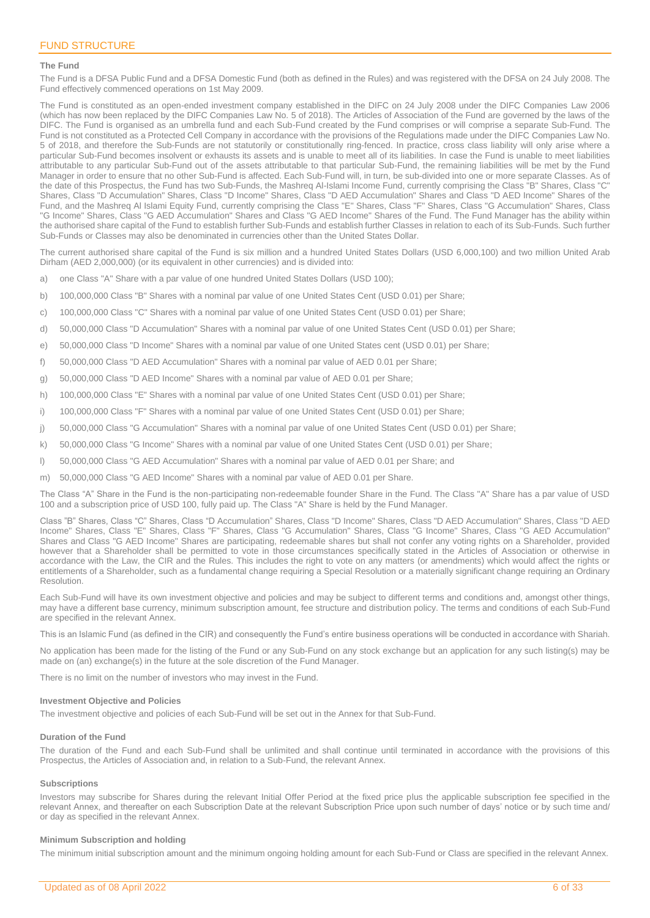## FUND STRUCTURE

### The Fund

The Fund is a DFSA Public Fund and a DFSA Domestic Fund (both as defined in the Rules) and was registered with the DFSA on 24 July 2008. The Fund effectively commenced operations on 1st May 2009.

The Fund is constituted as an open-ended investment company established in the DIFC on 24 July 2008 under the DIFC Companies Law 2006 (which has now been replaced by the DIFC Companies Law No. 5 of 2018). The Articles of Association of the Fund are governed by the laws of the DIFC. The Fund is organised as an umbrella fund and each Sub-Fund created by the Fund comprises or will comprise a separate Sub-Fund. The Fund is not constituted as a Protected Cell Company in accordance with the provisions of the Regulations made under the DIFC Companies Law No. 5 of 2018, and therefore the Sub-Funds are not statutorily or constitutionally ring-fenced. In practice, cross class liability will only arise where a particular Sub-Fund becomes insolvent or exhausts its assets and is unable to meet all of its liabilities. In case the Fund is unable to meet liabilities attributable to any particular Sub-Fund out of the assets attributable to that particular Sub-Fund, the remaining liabilities will be met by the Fund Manager in order to ensure that no other Sub-Fund is affected. Each Sub-Fund will, in turn, be sub-divided into one or more separate Classes. As of the date of this Prospectus, the Fund has two Sub-Funds, the Mashreq Al-Islami Income Fund, currently comprising the Class "B" Shares, Class "C" Shares, Class "D Accumulation" Shares, Class "D Income" Shares, Class "D AED Accumulation" Shares and Class "D AED Income" Shares of the Fund, and the Mashreq Al Islami Equity Fund, currently comprising the Class "E" Shares, Class "F" Shares, Class "G Accumulation" Shares, Class "G Income" Shares, Class "G AED Accumulation" Shares and Class "G AED Income" Shares of the Fund. The Fund Manager has the ability within the authorised share capital of the Fund to establish further Sub-Funds and establish further Classes in relation to each of its Sub-Funds. Such further Sub-Funds or Classes may also be denominated in currencies other than the United States Dollar.

The current authorised share capital of the Fund is six million and a hundred United States Dollars (USD 6,000,100) and two million United Arab Dirham (AED 2,000,000) (or its equivalent in other currencies) and is divided into:

a) one Class "A" Share with a par value of one hundred United States Dollars (USD 100);

b) 100,000,000 Class "B" Shares with a nominal par value of one United States Cent (USD 0.01) per Share;

c) 100,000,000 Class "C" Shares with a nominal par value of one United States Cent (USD 0.01) per Share;

d) 50,000,000 Class "D Accumulation" Shares with a nominal par value of one United States Cent (USD 0.01) per Share;

e) 50,000,000 Class "D Income" Shares with a nominal par value of one United States cent (USD 0.01) per Share;

f) 50,000,000 Class "D AED Accumulation" Shares with a nominal par value of AED 0.01 per Share;

g) 50,000,000 Class "D AED Income" Shares with a nominal par value of AED 0.01 per Share;

h) 100,000,000 Class "E" Shares with a nominal par value of one United States Cent (USD 0.01) per Share;

i) 100,000,000 Class "F" Shares with a nominal par value of one United States Cent (USD 0.01) per Share;

j) 50,000,000 Class "G Accumulation" Shares with a nominal par value of one United States Cent (USD 0.01) per Share;

k) 50,000,000 Class "G Income" Shares with a nominal par value of one United States Cent (USD 0.01) per Share;

l) 50,000,000 Class "G AED Accumulation" Shares with a nominal par value of AED 0.01 per Share; and

m) 50,000,000 Class "G AED Income" Shares with a nominal par value of AED 0.01 per Share.

The Class "A" Share in the Fund is the non-participating non-redeemable founder Share in the Fund. The Class "A" Share has a par value of USD 100 and a subscription price of USD 100, fully paid up. The Class "A" Share is held by the Fund Manager.

Class "B" Shares, Class "C" Shares, Class "D Accumulation" Shares, Class "D Income" Shares, Class "D AED Accumulation" Shares, Class "D AED Income" Shares, Class "E" Shares, Class "F" Shares, Class "G Accumulation" Shares, Class "G Income" Shares, Class "G AED Accumulation" Shares and Class "G AED Income" Shares are participating, redeemable shares but shall not confer any voting rights on a Shareholder, provided however that a Shareholder shall be permitted to vote in those circumstances specifically stated in the Articles of Association or otherwise in accordance with the Law, the CIR and the Rules. This includes the right to vote on any matters (or amendments) which would affect the rights or entitlements of a Shareholder, such as a fundamental change requiring a Special Resolution or a materially significant change requiring an Ordinary Resolution.

Each Sub-Fund will have its own investment objective and policies and may be subject to different terms and conditions and, amongst other things, may have a different base currency, minimum subscription amount, fee structure and distribution policy. The terms and conditions of each Sub-Fund are specified in the relevant Annex.

This is an Islamic Fund (as defined in the CIR) and consequently the Fund's entire business operations will be conducted in accordance with Shariah.

No application has been made for the listing of the Fund or any Sub-Fund on any stock exchange but an application for any such listing(s) may be made on (an) exchange(s) in the future at the sole discretion of the Fund Manager.

There is no limit on the number of investors who may invest in the Fund.

### Investment Objective and Policies

The investment objective and policies of each Sub-Fund will be set out in the Annex for that Sub-Fund.

### Duration of the Fund

The duration of the Fund and each Sub-Fund shall be unlimited and shall continue until terminated in accordance with the provisions of this Prospectus, the Articles of Association and, in relation to a Sub-Fund, the relevant Annex.

### Subscriptions

Investors may subscribe for Shares during the relevant Initial Offer Period at the fixed price plus the applicable subscription fee specified in the relevant Annex, and thereafter on each Subscription Date at the relevant Subscription Price upon such number of days' notice or by such time and/ or day as specified in the relevant Annex.

### Minimum Subscription and holding

The minimum initial subscription amount and the minimum ongoing holding amount for each Sub-Fund or Class are specified in the relevant Annex.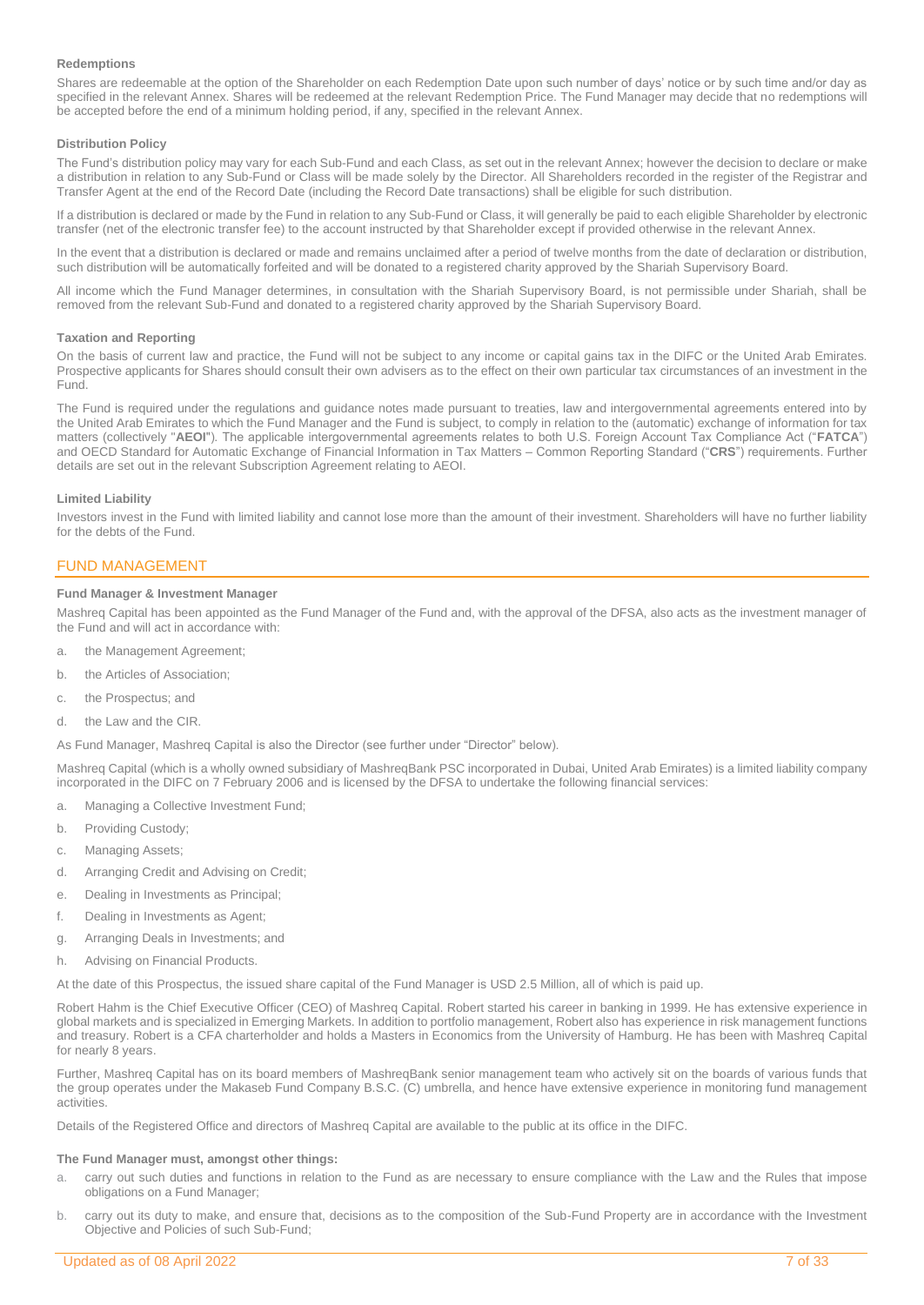### Redemptions

Shares are redeemable at the option of the Shareholder on each Redemption Date upon such number of days' notice or by such time and/or day as specified in the relevant Annex. Shares will be redeemed at the relevant Redemption Price. The Fund Manager may decide that no redemptions will be accepted before the end of a minimum holding period, if any, specified in the relevant Annex.

### Distribution Policy

The Fund's distribution policy may vary for each Sub-Fund and each Class, as set out in the relevant Annex; however the decision to declare or make a distribution in relation to any Sub-Fund or Class will be made solely by the Director. All Shareholders recorded in the register of the Registrar and Transfer Agent at the end of the Record Date (including the Record Date transactions) shall be eligible for such distribution.

If a distribution is declared or made by the Fund in relation to any Sub-Fund or Class, it will generally be paid to each eligible Shareholder by electronic transfer (net of the electronic transfer fee) to the account instructed by that Shareholder except if provided otherwise in the relevant Annex.

In the event that a distribution is declared or made and remains unclaimed after a period of twelve months from the date of declaration or distribution, such distribution will be automatically forfeited and will be donated to a registered charity approved by the Shariah Supervisory Board.

All income which the Fund Manager determines, in consultation with the Shariah Supervisory Board, is not permissible under Shariah, shall be removed from the relevant Sub-Fund and donated to a registered charity approved by the Shariah Supervisory Board.

### Taxation and Reporting

On the basis of current law and practice, the Fund will not be subject to any income or capital gains tax in the DIFC or the United Arab Emirates. Prospective applicants for Shares should consult their own advisers as to the effect on their own particular tax circumstances of an investment in the Fund.

The Fund is required under the regulations and guidance notes made pursuant to treaties, law and intergovernmental agreements entered into by the United Arab Emirates to which the Fund Manager and the Fund is subject, to comply in relation to the (automatic) exchange of information for tax matters (collectively "**AEOI**"). The applicable intergovernmental agreements relates to both U.S. Foreign Account Tax Compliance Act ("**FATCA**") and OECD Standard for Automatic Exchange of Financial Information in Tax Matters – Common Reporting Standard ("**CRS**") requirements. Further details are set out in the relevant Subscription Agreement relating to AEOI.

### Limited Liability

Investors invest in the Fund with limited liability and cannot lose more than the amount of their investment. Shareholders will have no further liability for the debts of the Fund.

## FUND MANAGEMENT

### Fund Manager & Investment Manager

Mashreq Capital has been appointed as the Fund Manager of the Fund and, with the approval of the DFSA, also acts as the investment manager of the Fund and will act in accordance with:

a. the Management Agreement;
b. the Articles of Association;
c. the Prospectus; and
d. the Law and the CIR.

As Fund Manager, Mashreq Capital is also the Director (see further under "Director" below).

Mashreq Capital (which is a wholly owned subsidiary of MashreqBank PSC incorporated in Dubai, United Arab Emirates) is a limited liability company incorporated in the DIFC on 7 February 2006 and is licensed by the DFSA to undertake the following financial services:

a. Managing a Collective Investment Fund;
b. Providing Custody;
c. Managing Assets;
d. Arranging Credit and Advising on Credit;
e. Dealing in Investments as Principal;
f. Dealing in Investments as Agent;
g. Arranging Deals in Investments; and
h. Advising on Financial Products.

At the date of this Prospectus, the issued share capital of the Fund Manager is USD 2.5 Million, all of which is paid up.

Robert Hahm is the Chief Executive Officer (CEO) of Mashreq Capital. Robert started his career in banking in 1999. He has extensive experience in global markets and is specialized in Emerging Markets. In addition to portfolio management, Robert also has experience in risk management functions and treasury. Robert is a CFA charterholder and holds a Masters in Economics from the University of Hamburg. He has been with Mashreq Capital for nearly 8 years.

Further, Mashreq Capital has on its board members of MashreqBank senior management team who actively sit on the boards of various funds that the group operates under the Makaseb Fund Company B.S.C. (C) umbrella, and hence have extensive experience in monitoring fund management activities.

Details of the Registered Office and directors of Mashreq Capital are available to the public at its office in the DIFC.

### The Fund Manager must, amongst other things:

a. carry out such duties and functions in relation to the Fund as are necessary to ensure compliance with the Law and the Rules that impose obligations on a Fund Manager;
b. carry out its duty to make, and ensure that, decisions as to the composition of the Sub-Fund Property are in accordance with the Investment Objective and Policies of such Sub-Fund;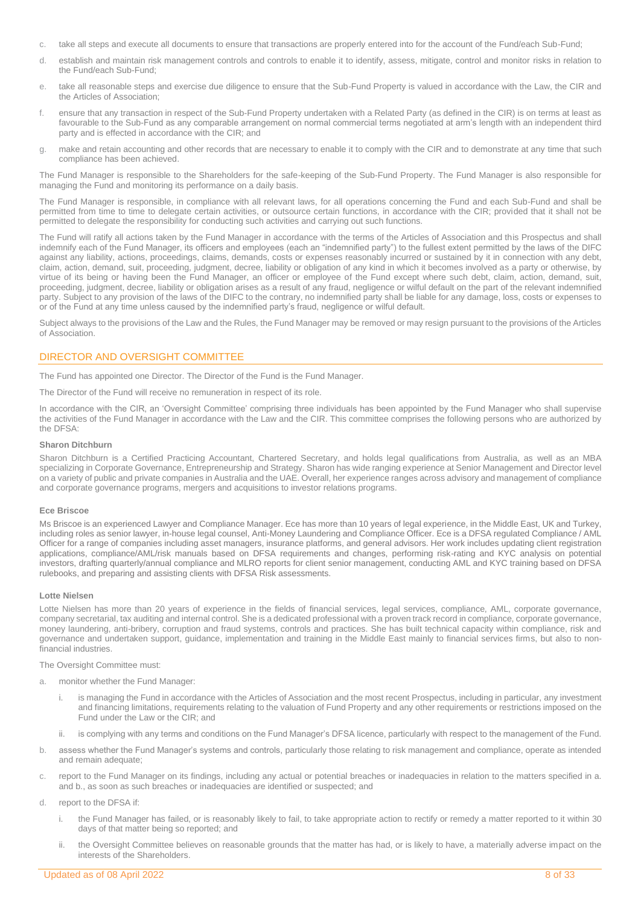c. take all steps and execute all documents to ensure that transactions are properly entered into for the account of the Fund/each Sub-Fund;

d. establish and maintain risk management controls and controls to enable it to identify, assess, mitigate, control and monitor risks in relation to the Fund/each Sub-Fund;

e. take all reasonable steps and exercise due diligence to ensure that the Sub-Fund Property is valued in accordance with the Law, the CIR and the Articles of Association;

f. ensure that any transaction in respect of the Sub-Fund Property undertaken with a Related Party (as defined in the CIR) is on terms at least as favourable to the Sub-Fund as any comparable arrangement on normal commercial terms negotiated at arm's length with an independent third party and is effected in accordance with the CIR; and

g. make and retain accounting and other records that are necessary to enable it to comply with the CIR and to demonstrate at any time that such compliance has been achieved.

The Fund Manager is responsible to the Shareholders for the safe-keeping of the Sub-Fund Property. The Fund Manager is also responsible for managing the Fund and monitoring its performance on a daily basis.

The Fund Manager is responsible, in compliance with all relevant laws, for all operations concerning the Fund and each Sub-Fund and shall be permitted from time to time to delegate certain activities, or outsource certain functions, in accordance with the CIR; provided that it shall not be permitted to delegate the responsibility for conducting such activities and carrying out such functions.

The Fund will ratify all actions taken by the Fund Manager in accordance with the terms of the Articles of Association and this Prospectus and shall indemnify each of the Fund Manager, its officers and employees (each an "indemnified party") to the fullest extent permitted by the laws of the DIFC against any liability, actions, proceedings, claims, demands, costs or expenses reasonably incurred or sustained by it in connection with any debt, claim, action, demand, suit, proceeding, judgment, decree, liability or obligation of any kind in which it becomes involved as a party or otherwise, by virtue of its being or having been the Fund Manager, an officer or employee of the Fund except where such debt, claim, action, demand, suit, proceeding, judgment, decree, liability or obligation arises as a result of any fraud, negligence or wilful default on the part of the relevant indemnified party. Subject to any provision of the laws of the DIFC to the contrary, no indemnified party shall be liable for any damage, loss, costs or expenses to or of the Fund at any time unless caused by the indemnified party's fraud, negligence or wilful default.

Subject always to the provisions of the Law and the Rules, the Fund Manager may be removed or may resign pursuant to the provisions of the Articles of Association.

## DIRECTOR AND OVERSIGHT COMMITTEE

The Fund has appointed one Director. The Director of the Fund is the Fund Manager.

The Director of the Fund will receive no remuneration in respect of its role.

In accordance with the CIR, an 'Oversight Committee' comprising three individuals has been appointed by the Fund Manager who shall supervise the activities of the Fund Manager in accordance with the Law and the CIR. This committee comprises the following persons who are authorized by the DFSA:

**Sharon Ditchburn**

Sharon Ditchburn is a Certified Practicing Accountant, Chartered Secretary, and holds legal qualifications from Australia, as well as an MBA specializing in Corporate Governance, Entrepreneurship and Strategy. Sharon has wide ranging experience at Senior Management and Director level on a variety of public and private companies in Australia and the UAE. Overall, her experience ranges across advisory and management of compliance and corporate governance programs, mergers and acquisitions to investor relations programs.

**Ece Briscoe**

Ms Briscoe is an experienced Lawyer and Compliance Manager. Ece has more than 10 years of legal experience, in the Middle East, UK and Turkey, including roles as senior lawyer, in-house legal counsel, Anti-Money Laundering and Compliance Officer. Ece is a DFSA regulated Compliance / AML Officer for a range of companies including asset managers, insurance platforms, and general advisors. Her work includes updating client registration applications, compliance/AML/risk manuals based on DFSA requirements and changes, performing risk-rating and KYC analysis on potential investors, drafting quarterly/annual compliance and MLRO reports for client senior management, conducting AML and KYC training based on DFSA rulebooks, and preparing and assisting clients with DFSA Risk assessments.

**Lotte Nielsen**

Lotte Nielsen has more than 20 years of experience in the fields of financial services, legal services, compliance, AML, corporate governance, company secretarial, tax auditing and internal control. She is a dedicated professional with a proven track record in compliance, corporate governance, money laundering, anti-bribery, corruption and fraud systems, controls and practices. She has built technical capacity within compliance, risk and governance and undertaken support, guidance, implementation and training in the Middle East mainly to financial services firms, but also to non-financial industries.

The Oversight Committee must:

a. monitor whether the Fund Manager:
   i. is managing the Fund in accordance with the Articles of Association and the most recent Prospectus, including in particular, any investment and financing limitations, requirements relating to the valuation of Fund Property and any other requirements or restrictions imposed on the Fund under the Law or the CIR; and
   ii. is complying with any terms and conditions on the Fund Manager's DFSA licence, particularly with respect to the management of the Fund.

b. assess whether the Fund Manager's systems and controls, particularly those relating to risk management and compliance, operate as intended and remain adequate;

c. report to the Fund Manager on its findings, including any actual or potential breaches or inadequacies in relation to the matters specified in a. and b., as soon as such breaches or inadequacies are identified or suspected; and

d. report to the DFSA if:
   i. the Fund Manager has failed, or is reasonably likely to fail, to take appropriate action to rectify or remedy a matter reported to it within 30 days of that matter being so reported; and
   ii. the Oversight Committee believes on reasonable grounds that the matter has had, or is likely to have, a materially adverse impact on the interests of the Shareholders.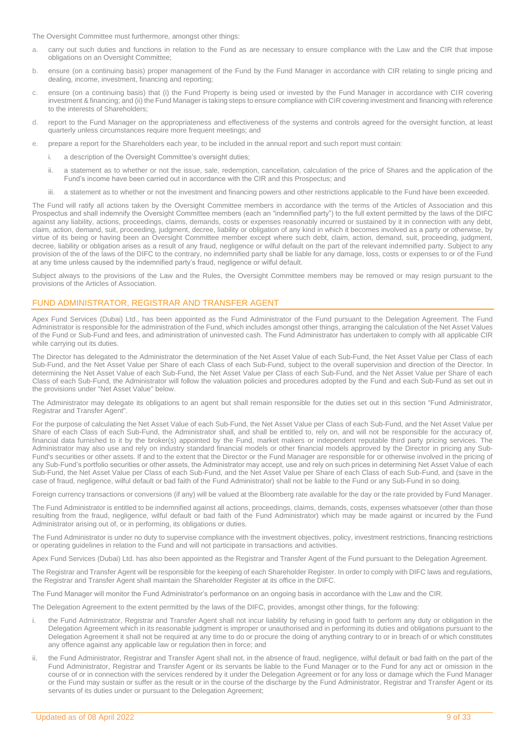The Oversight Committee must furthermore, amongst other things:

a. carry out such duties and functions in relation to the Fund as are necessary to ensure compliance with the Law and the CIR that impose obligations on an Oversight Committee;

b. ensure (on a continuing basis) proper management of the Fund by the Fund Manager in accordance with CIR relating to single pricing and dealing, income, investment, financing and reporting;

c. ensure (on a continuing basis) that (i) the Fund Property is being used or invested by the Fund Manager in accordance with CIR covering investment & financing; and (ii) the Fund Manager is taking steps to ensure compliance with CIR covering investment and financing with reference to the interests of Shareholders;

d. report to the Fund Manager on the appropriateness and effectiveness of the systems and controls agreed for the oversight function, at least quarterly unless circumstances require more frequent meetings; and

e. prepare a report for the Shareholders each year, to be included in the annual report and such report must contain:

   i. a description of the Oversight Committee's oversight duties;

   ii. a statement as to whether or not the issue, sale, redemption, cancellation, calculation of the price of Shares and the application of the Fund's income have been carried out in accordance with the CIR and this Prospectus; and

   iii. a statement as to whether or not the investment and financing powers and other restrictions applicable to the Fund have been exceeded.

The Fund will ratify all actions taken by the Oversight Committee members in accordance with the terms of the Articles of Association and this Prospectus and shall indemnify the Oversight Committee members (each an "indemnified party") to the full extent permitted by the laws of the DIFC against any liability, actions, proceedings, claims, demands, costs or expenses reasonably incurred or sustained by it in connection with any debt, claim, action, demand, suit, proceeding, judgment, decree, liability or obligation of any kind in which it becomes involved as a party or otherwise, by virtue of its being or having been an Oversight Committee member except where such debt, claim, action, demand, suit, proceeding, judgment, decree, liability or obligation arises as a result of any fraud, negligence or wilful default on the part of the relevant indemnified party. Subject to any provision of the of the laws of the DIFC to the contrary, no indemnified party shall be liable for any damage, loss, costs or expenses to or of the Fund at any time unless caused by the indemnified party's fraud, negligence or wilful default.

Subject always to the provisions of the Law and the Rules, the Oversight Committee members may be removed or may resign pursuant to the provisions of the Articles of Association.

## FUND ADMINISTRATOR, REGISTRAR AND TRANSFER AGENT

Apex Fund Services (Dubai) Ltd., has been appointed as the Fund Administrator of the Fund pursuant to the Delegation Agreement. The Fund Administrator is responsible for the administration of the Fund, which includes amongst other things, arranging the calculation of the Net Asset Values of the Fund or Sub-Fund and fees, and administration of uninvested cash. The Fund Administrator has undertaken to comply with all applicable CIR while carrying out its duties.

The Director has delegated to the Administrator the determination of the Net Asset Value of each Sub-Fund, the Net Asset Value per Class of each Sub-Fund, and the Net Asset Value per Share of each Class of each Sub-Fund, subject to the overall supervision and direction of the Director. In determining the Net Asset Value of each Sub-Fund, the Net Asset Value per Class of each Sub-Fund, and the Net Asset Value per Share of each Class of each Sub-Fund, the Administrator will follow the valuation policies and procedures adopted by the Fund and each Sub-Fund as set out in the provisions under "Net Asset Value" below.

The Administrator may delegate its obligations to an agent but shall remain responsible for the duties set out in this section "Fund Administrator, Registrar and Transfer Agent".

For the purpose of calculating the Net Asset Value of each Sub-Fund, the Net Asset Value per Class of each Sub-Fund, and the Net Asset Value per Share of each Class of each Sub-Fund, the Administrator shall, and shall be entitled to, rely on, and will not be responsible for the accuracy of, financial data furnished to it by the broker(s) appointed by the Fund, market makers or independent reputable third party pricing services. The Administrator may also use and rely on industry standard financial models or other financial models approved by the Director in pricing any Sub-Fund's securities or other assets. If and to the extent that the Director or the Fund Manager are responsible for or otherwise involved in the pricing of any Sub-Fund's portfolio securities or other assets, the Administrator may accept, use and rely on such prices in determining Net Asset Value of each Sub-Fund, the Net Asset Value per Class of each Sub-Fund, and the Net Asset Value per Share of each Class of each Sub-Fund, and (save in the case of fraud, negligence, wilful default or bad faith of the Fund Administrator) shall not be liable to the Fund or any Sub-Fund in so doing.

Foreign currency transactions or conversions (if any) will be valued at the Bloomberg rate available for the day or the rate provided by Fund Manager.

The Fund Administrator is entitled to be indemnified against all actions, proceedings, claims, demands, costs, expenses whatsoever (other than those resulting from the fraud, negligence, wilful default or bad faith of the Fund Administrator) which may be made against or incurred by the Fund Administrator arising out of, or in performing, its obligations or duties.

The Fund Administrator is under no duty to supervise compliance with the investment objectives, policy, investment restrictions, financing restrictions or operating guidelines in relation to the Fund and will not participate in transactions and activities.

Apex Fund Services (Dubai) Ltd. has also been appointed as the Registrar and Transfer Agent of the Fund pursuant to the Delegation Agreement.

The Registrar and Transfer Agent will be responsible for the keeping of each Shareholder Register. In order to comply with DIFC laws and regulations, the Registrar and Transfer Agent shall maintain the Shareholder Register at its office in the DIFC.

The Fund Manager will monitor the Fund Administrator's performance on an ongoing basis in accordance with the Law and the CIR.

The Delegation Agreement to the extent permitted by the laws of the DIFC, provides, amongst other things, for the following:

i. the Fund Administrator, Registrar and Transfer Agent shall not incur liability by refusing in good faith to perform any duty or obligation in the Delegation Agreement which in its reasonable judgment is improper or unauthorised and in performing its duties and obligations pursuant to the Delegation Agreement it shall not be required at any time to do or procure the doing of anything contrary to or in breach of or which constitutes any offence against any applicable law or regulation then in force; and

ii. the Fund Administrator, Registrar and Transfer Agent shall not, in the absence of fraud, negligence, wilful default or bad faith on the part of the Fund Administrator, Registrar and Transfer Agent or its servants be liable to the Fund Manager or to the Fund for any act or omission in the course of or in connection with the services rendered by it under the Delegation Agreement or for any loss or damage which the Fund Manager or the Fund may sustain or suffer as the result or in the course of the discharge by the Fund Administrator, Registrar and Transfer Agent or its servants of its duties under or pursuant to the Delegation Agreement;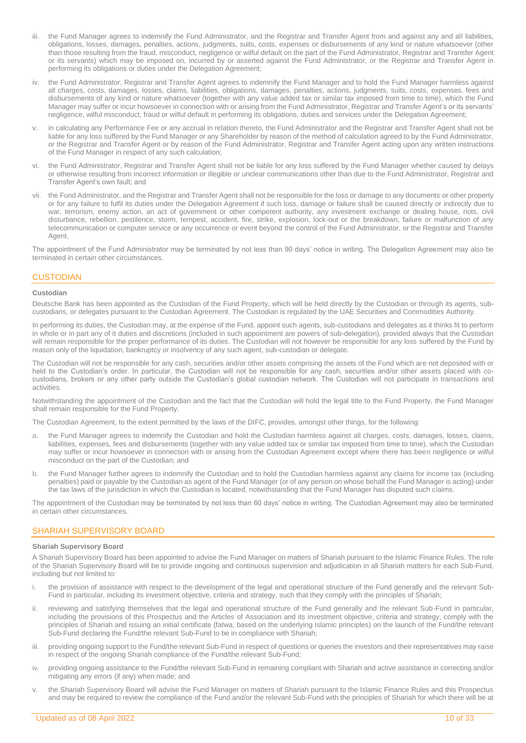iii. the Fund Manager agrees to indemnify the Fund Administrator, and the Registrar and Transfer Agent from and against any and all liabilities, obligations, losses, damages, penalties, actions, judgments, suits, costs, expenses or disbursements of any kind or nature whatsoever (other than those resulting from the fraud, misconduct, negligence or wilful default on the part of the Fund Administrator, Registrar and Transfer Agent or its servants) which may be imposed on, incurred by or asserted against the Fund Administrator, or the Registrar and Transfer Agent in performing its obligations or duties under the Delegation Agreement;

iv. the Fund Administrator, Registrar and Transfer Agent agrees to indemnify the Fund Manager and to hold the Fund Manager harmless against all charges, costs, damages, losses, claims, liabilities, obligations, damages, penalties, actions, judgments, suits, costs, expenses, fees and disbursements of any kind or nature whatsoever (together with any value added tax or similar tax imposed from time to time), which the Fund Manager may suffer or incur howsoever in connection with or arising from the Fund Administrator, Registrar and Transfer Agent's or its servants' negligence, wilful misconduct, fraud or wilful default in performing its obligations, duties and services under the Delegation Agreement;

v. in calculating any Performance Fee or any accrual in relation thereto, the Fund Administrator and the Registrar and Transfer Agent shall not be liable for any loss suffered by the Fund Manager or any Shareholder by reason of the method of calculation agreed to by the Fund Administrator, or the Registrar and Transfer Agent or by reason of the Fund Administrator, Registrar and Transfer Agent acting upon any written instructions of the Fund Manager in respect of any such calculation;

vi. the Fund Administrator, Registrar and Transfer Agent shall not be liable for any loss suffered by the Fund Manager whether caused by delays or otherwise resulting from incorrect information or illegible or unclear communications other than due to the Fund Administrator, Registrar and Transfer Agent's own fault; and

vii. the Fund Administrator, and the Registrar and Transfer Agent shall not be responsible for the loss or damage to any documents or other property or for any failure to fulfil its duties under the Delegation Agreement if such loss, damage or failure shall be caused directly or indirectly due to war, terrorism, enemy action, an act of government or other competent authority, any investment exchange or dealing house, riots, civil disturbance, rebellion, pestilence, storm, tempest, accident, fire, strike, explosion, lock-out or the breakdown, failure or malfunction of any telecommunication or computer service or any occurrence or event beyond the control of the Fund Administrator, or the Registrar and Transfer Agent.

The appointment of the Fund Administrator may be terminated by not less than 90 days' notice in writing. The Delegation Agreement may also be terminated in certain other circumstances.

## CUSTODIAN

**Custodian**

Deutsche Bank has been appointed as the Custodian of the Fund Property, which will be held directly by the Custodian or through its agents, sub-custodians, or delegates pursuant to the Custodian Agreement. The Custodian is regulated by the UAE Securities and Commodities Authority.

In performing its duties, the Custodian may, at the expense of the Fund, appoint such agents, sub-custodians and delegates as it thinks fit to perform in whole or in part any of it duties and discretions (included in such appointment are powers of sub-delegation), provided always that the Custodian will remain responsible for the proper performance of its duties. The Custodian will not however be responsible for any loss suffered by the Fund by reason only of the liquidation, bankruptcy or insolvency of any such agent, sub-custodian or delegate.

The Custodian will not be responsible for any cash, securities and/or other assets comprising the assets of the Fund which are not deposited with or held to the Custodian's order. In particular, the Custodian will not be responsible for any cash, securities and/or other assets placed with co-custodians, brokers or any other party outside the Custodian's global custodian network. The Custodian will not participate in transactions and activities.

Notwithstanding the appointment of the Custodian and the fact that the Custodian will hold the legal title to the Fund Property, the Fund Manager shall remain responsible for the Fund Property.

The Custodian Agreement, to the extent permitted by the laws of the DIFC, provides, amongst other things, for the following:

a. the Fund Manager agrees to indemnify the Custodian and hold the Custodian harmless against all charges, costs, damages, losses, claims, liabilities, expenses, fees and disbursements (together with any value added tax or similar tax imposed from time to time), which the Custodian may suffer or incur howsoever in connection with or arising from the Custodian Agreement except where there has been negligence or wilful misconduct on the part of the Custodian; and

b. the Fund Manager further agrees to indemnify the Custodian and to hold the Custodian harmless against any claims for income tax (including penalties) paid or payable by the Custodian as agent of the Fund Manager (or of any person on whose behalf the Fund Manager is acting) under the tax laws of the jurisdiction in which the Custodian is located, notwithstanding that the Fund Manager has disputed such claims.

The appointment of the Custodian may be terminated by not less than 60 days' notice in writing. The Custodian Agreement may also be terminated in certain other circumstances.

## SHARIAH SUPERVISORY BOARD

**Shariah Supervisory Board**

A Shariah Supervisory Board has been appointed to advise the Fund Manager on matters of Shariah pursuant to the Islamic Finance Rules. The role of the Shariah Supervisory Board will be to provide ongoing and continuous supervision and adjudication in all Shariah matters for each Sub-Fund, including but not limited to:

i. the provision of assistance with respect to the development of the legal and operational structure of the Fund generally and the relevant Sub-Fund in particular, including its investment objective, criteria and strategy, such that they comply with the principles of Shariah;

ii. reviewing and satisfying themselves that the legal and operational structure of the Fund generally and the relevant Sub-Fund in particular, including the provisions of this Prospectus and the Articles of Association and its investment objective, criteria and strategy, comply with the principles of Shariah and issuing an initial certificate (fatwa, based on the underlying Islamic principles) on the launch of the Fund/the relevant Sub-Fund declaring the Fund/the relevant Sub-Fund to be in compliance with Shariah;

iii. providing ongoing support to the Fund/the relevant Sub-Fund in respect of questions or queries the investors and their representatives may raise in respect of the ongoing Shariah compliance of the Fund/the relevant Sub-Fund;

iv. providing ongoing assistance to the Fund/the relevant Sub-Fund in remaining compliant with Shariah and active assistance in correcting and/or mitigating any errors (if any) when made; and

v. the Shariah Supervisory Board will advise the Fund Manager on matters of Shariah pursuant to the Islamic Finance Rules and this Prospectus and may be required to review the compliance of the Fund and/or the relevant Sub-Fund with the principles of Shariah for which there will be at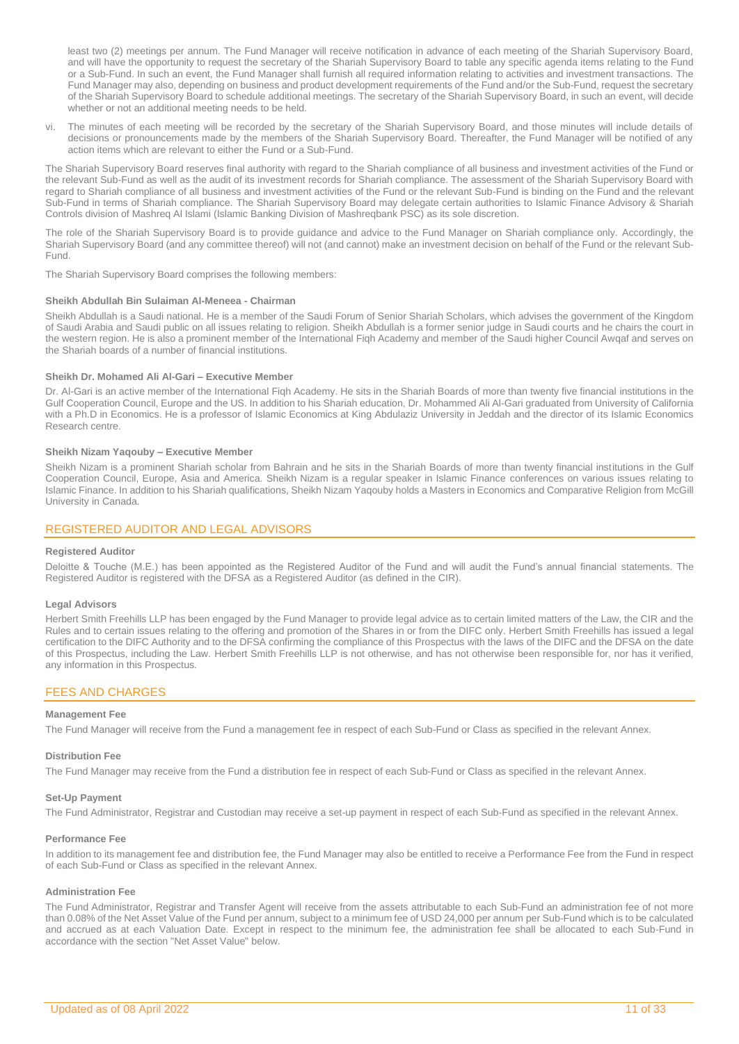least two (2) meetings per annum. The Fund Manager will receive notification in advance of each meeting of the Shariah Supervisory Board, and will have the opportunity to request the secretary of the Shariah Supervisory Board to table any specific agenda items relating to the Fund or a Sub-Fund. In such an event, the Fund Manager shall furnish all required information relating to activities and investment transactions. The Fund Manager may also, depending on business and product development requirements of the Fund and/or the Sub-Fund, request the secretary of the Shariah Supervisory Board to schedule additional meetings. The secretary of the Shariah Supervisory Board, in such an event, will decide whether or not an additional meeting needs to be held.

vi. The minutes of each meeting will be recorded by the secretary of the Shariah Supervisory Board, and those minutes will include details of decisions or pronouncements made by the members of the Shariah Supervisory Board. Thereafter, the Fund Manager will be notified of any action items which are relevant to either the Fund or a Sub-Fund.

The Shariah Supervisory Board reserves final authority with regard to the Shariah compliance of all business and investment activities of the Fund or the relevant Sub-Fund as well as the audit of its investment records for Shariah compliance. The assessment of the Shariah Supervisory Board with regard to Shariah compliance of all business and investment activities of the Fund or the relevant Sub-Fund is binding on the Fund and the relevant Sub-Fund in terms of Shariah compliance. The Shariah Supervisory Board may delegate certain authorities to Islamic Finance Advisory & Shariah Controls division of Mashreq Al Islami (Islamic Banking Division of Mashreqbank PSC) as its sole discretion.

The role of the Shariah Supervisory Board is to provide guidance and advice to the Fund Manager on Shariah compliance only. Accordingly, the Shariah Supervisory Board (and any committee thereof) will not (and cannot) make an investment decision on behalf of the Fund or the relevant Sub-Fund.

The Shariah Supervisory Board comprises the following members:

**Sheikh Abdullah Bin Sulaiman Al-Meneea - Chairman**

Sheikh Abdullah is a Saudi national. He is a member of the Saudi Forum of Senior Shariah Scholars, which advises the government of the Kingdom of Saudi Arabia and Saudi public on all issues relating to religion. Sheikh Abdullah is a former senior judge in Saudi courts and he chairs the court in the western region. He is also a prominent member of the International Fiqh Academy and member of the Saudi higher Council Awqaf and serves on the Shariah boards of a number of financial institutions.

**Sheikh Dr. Mohamed Ali Al-Gari – Executive Member**

Dr. Al-Gari is an active member of the International Fiqh Academy. He sits in the Shariah Boards of more than twenty five financial institutions in the Gulf Cooperation Council, Europe and the US. In addition to his Shariah education, Dr. Mohammed Ali Al-Gari graduated from University of California with a Ph.D in Economics. He is a professor of Islamic Economics at King Abdulaziz University in Jeddah and the director of its Islamic Economics Research centre.

**Sheikh Nizam Yaqouby – Executive Member**

Sheikh Nizam is a prominent Shariah scholar from Bahrain and he sits in the Shariah Boards of more than twenty financial institutions in the Gulf Cooperation Council, Europe, Asia and America. Sheikh Nizam is a regular speaker in Islamic Finance conferences on various issues relating to Islamic Finance. In addition to his Shariah qualifications, Sheikh Nizam Yaqouby holds a Masters in Economics and Comparative Religion from McGill University in Canada.

## REGISTERED AUDITOR AND LEGAL ADVISORS

**Registered Auditor**

Deloitte & Touche (M.E.) has been appointed as the Registered Auditor of the Fund and will audit the Fund's annual financial statements. The Registered Auditor is registered with the DFSA as a Registered Auditor (as defined in the CIR).

**Legal Advisors**

Herbert Smith Freehills LLP has been engaged by the Fund Manager to provide legal advice as to certain limited matters of the Law, the CIR and the Rules and to certain issues relating to the offering and promotion of the Shares in or from the DIFC only. Herbert Smith Freehills has issued a legal certification to the DIFC Authority and to the DFSA confirming the compliance of this Prospectus with the laws of the DIFC and the DFSA on the date of this Prospectus, including the Law. Herbert Smith Freehills LLP is not otherwise, and has not otherwise been responsible for, nor has it verified, any information in this Prospectus.

## FEES AND CHARGES

**Management Fee**

The Fund Manager will receive from the Fund a management fee in respect of each Sub-Fund or Class as specified in the relevant Annex.

**Distribution Fee**

The Fund Manager may receive from the Fund a distribution fee in respect of each Sub-Fund or Class as specified in the relevant Annex.

**Set-Up Payment**

The Fund Administrator, Registrar and Custodian may receive a set-up payment in respect of each Sub-Fund as specified in the relevant Annex.

**Performance Fee**

In addition to its management fee and distribution fee, the Fund Manager may also be entitled to receive a Performance Fee from the Fund in respect of each Sub-Fund or Class as specified in the relevant Annex.

**Administration Fee**

The Fund Administrator, Registrar and Transfer Agent will receive from the assets attributable to each Sub-Fund an administration fee of not more than 0.08% of the Net Asset Value of the Fund per annum, subject to a minimum fee of USD 24,000 per annum per Sub-Fund which is to be calculated and accrued as at each Valuation Date. Except in respect to the minimum fee, the administration fee shall be allocated to each Sub-Fund in accordance with the section "Net Asset Value" below.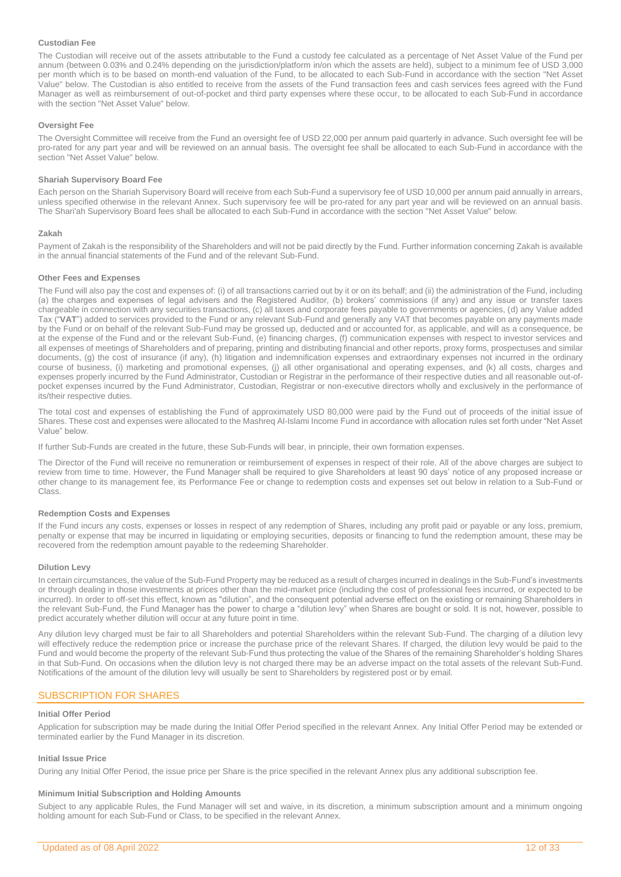#### Custodian Fee

The Custodian will receive out of the assets attributable to the Fund a custody fee calculated as a percentage of Net Asset Value of the Fund per annum (between 0.03% and 0.24% depending on the jurisdiction/platform in/on which the assets are held), subject to a minimum fee of USD 3,000 per month which is to be based on month-end valuation of the Fund, to be allocated to each Sub-Fund in accordance with the section "Net Asset Value" below. The Custodian is also entitled to receive from the assets of the Fund transaction fees and cash services fees agreed with the Fund Manager as well as reimbursement of out-of-pocket and third party expenses where these occur, to be allocated to each Sub-Fund in accordance with the section "Net Asset Value" below.

#### Oversight Fee

The Oversight Committee will receive from the Fund an oversight fee of USD 22,000 per annum paid quarterly in advance. Such oversight fee will be pro-rated for any part year and will be reviewed on an annual basis. The oversight fee shall be allocated to each Sub-Fund in accordance with the section "Net Asset Value" below.

#### Shariah Supervisory Board Fee

Each person on the Shariah Supervisory Board will receive from each Sub-Fund a supervisory fee of USD 10,000 per annum paid annually in arrears, unless specified otherwise in the relevant Annex. Such supervisory fee will be pro-rated for any part year and will be reviewed on an annual basis. The Shari'ah Supervisory Board fees shall be allocated to each Sub-Fund in accordance with the section "Net Asset Value" below.

#### Zakah

Payment of Zakah is the responsibility of the Shareholders and will not be paid directly by the Fund. Further information concerning Zakah is available in the annual financial statements of the Fund and of the relevant Sub-Fund.

#### Other Fees and Expenses

The Fund will also pay the cost and expenses of: (i) of all transactions carried out by it or on its behalf; and (ii) the administration of the Fund, including (a) the charges and expenses of legal advisers and the Registered Auditor, (b) brokers' commissions (if any) and any issue or transfer taxes chargeable in connection with any securities transactions, (c) all taxes and corporate fees payable to governments or agencies, (d) any Value added Tax ("**VAT**") added to services provided to the Fund or any relevant Sub-Fund and generally any VAT that becomes payable on any payments made by the Fund or on behalf of the relevant Sub-Fund may be grossed up, deducted and or accounted for, as applicable, and will as a consequence, be at the expense of the Fund and or the relevant Sub-Fund, (e) financing charges, (f) communication expenses with respect to investor services and all expenses of meetings of Shareholders and of preparing, printing and distributing financial and other reports, proxy forms, prospectuses and similar documents, (g) the cost of insurance (if any), (h) litigation and indemnification expenses and extraordinary expenses not incurred in the ordinary course of business, (i) marketing and promotional expenses, (j) all other organisational and operating expenses, and (k) all costs, charges and expenses properly incurred by the Fund Administrator, Custodian or Registrar in the performance of their respective duties and all reasonable out-of-pocket expenses incurred by the Fund Administrator, Custodian, Registrar or non-executive directors wholly and exclusively in the performance of its/their respective duties.

The total cost and expenses of establishing the Fund of approximately USD 80,000 were paid by the Fund out of proceeds of the initial issue of Shares. These cost and expenses were allocated to the Mashreq Al-Islami Income Fund in accordance with allocation rules set forth under "Net Asset Value" below.

If further Sub-Funds are created in the future, these Sub-Funds will bear, in principle, their own formation expenses.

The Director of the Fund will receive no remuneration or reimbursement of expenses in respect of their role. All of the above charges are subject to review from time to time. However, the Fund Manager shall be required to give Shareholders at least 90 days' notice of any proposed increase or other change to its management fee, its Performance Fee or change to redemption costs and expenses set out below in relation to a Sub-Fund or Class.

#### Redemption Costs and Expenses

If the Fund incurs any costs, expenses or losses in respect of any redemption of Shares, including any profit paid or payable or any loss, premium, penalty or expense that may be incurred in liquidating or employing securities, deposits or financing to fund the redemption amount, these may be recovered from the redemption amount payable to the redeeming Shareholder.

#### Dilution Levy

In certain circumstances, the value of the Sub-Fund Property may be reduced as a result of charges incurred in dealings in the Sub-Fund's investments or through dealing in those investments at prices other than the mid-market price (including the cost of professional fees incurred, or expected to be incurred). In order to off-set this effect, known as "dilution", and the consequent potential adverse effect on the existing or remaining Shareholders in the relevant Sub-Fund, the Fund Manager has the power to charge a "dilution levy" when Shares are bought or sold. It is not, however, possible to predict accurately whether dilution will occur at any future point in time.

Any dilution levy charged must be fair to all Shareholders and potential Shareholders within the relevant Sub-Fund. The charging of a dilution levy will effectively reduce the redemption price or increase the purchase price of the relevant Shares. If charged, the dilution levy would be paid to the Fund and would become the property of the relevant Sub-Fund thus protecting the value of the Shares of the remaining Shareholder's holding Shares in that Sub-Fund. On occasions when the dilution levy is not charged there may be an adverse impact on the total assets of the relevant Sub-Fund. Notifications of the amount of the dilution levy will usually be sent to Shareholders by registered post or by email.

## SUBSCRIPTION FOR SHARES

#### Initial Offer Period

Application for subscription may be made during the Initial Offer Period specified in the relevant Annex. Any Initial Offer Period may be extended or terminated earlier by the Fund Manager in its discretion.

#### Initial Issue Price

During any Initial Offer Period, the issue price per Share is the price specified in the relevant Annex plus any additional subscription fee.

#### Minimum Initial Subscription and Holding Amounts

Subject to any applicable Rules, the Fund Manager will set and waive, in its discretion, a minimum subscription amount and a minimum ongoing holding amount for each Sub-Fund or Class, to be specified in the relevant Annex.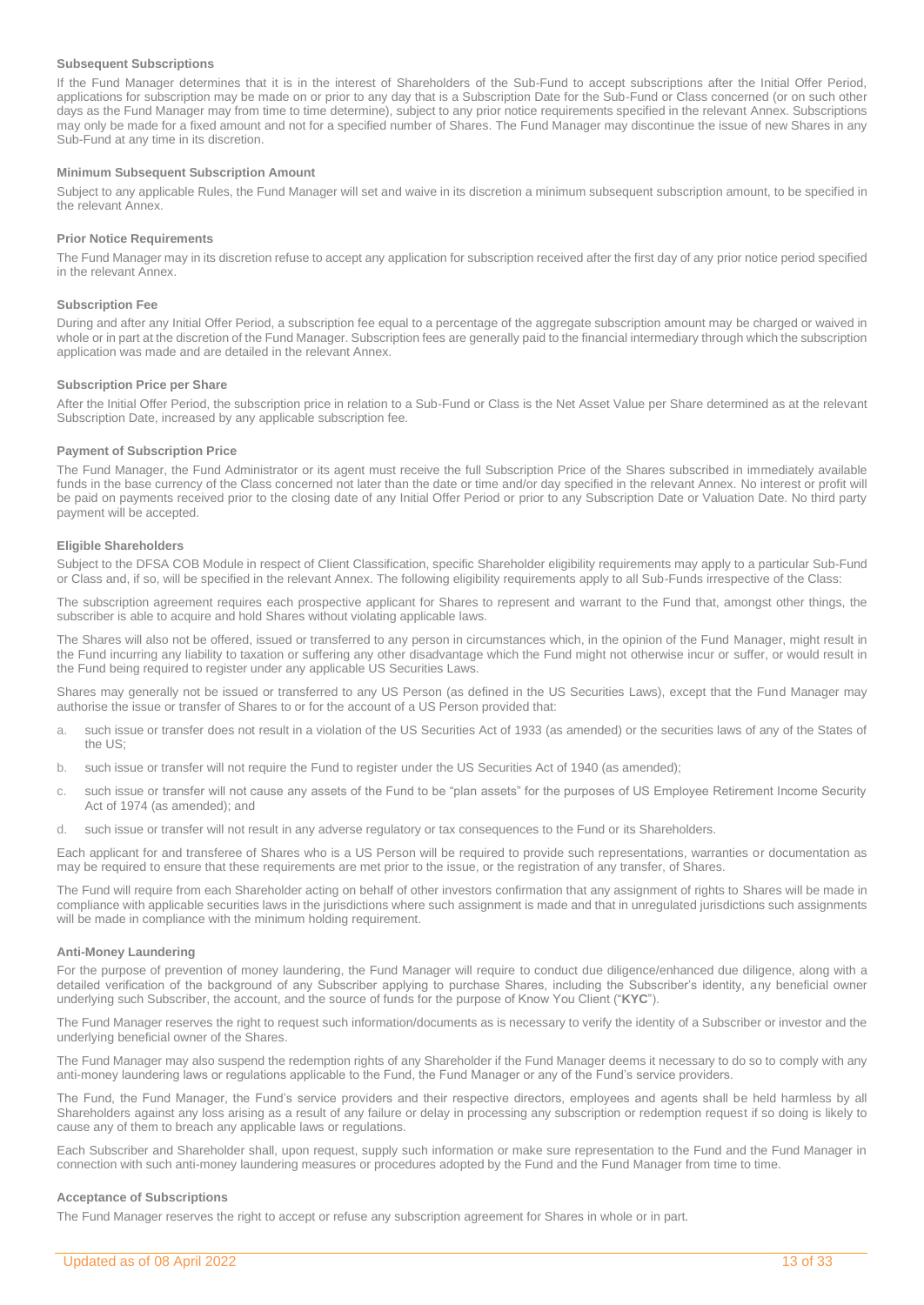### Subsequent Subscriptions

If the Fund Manager determines that it is in the interest of Shareholders of the Sub-Fund to accept subscriptions after the Initial Offer Period, applications for subscription may be made on or prior to any day that is a Subscription Date for the Sub-Fund or Class concerned (or on such other days as the Fund Manager may from time to time determine), subject to any prior notice requirements specified in the relevant Annex. Subscriptions may only be made for a fixed amount and not for a specified number of Shares. The Fund Manager may discontinue the issue of new Shares in any Sub-Fund at any time in its discretion.

### Minimum Subsequent Subscription Amount

Subject to any applicable Rules, the Fund Manager will set and waive in its discretion a minimum subsequent subscription amount, to be specified in the relevant Annex.

### Prior Notice Requirements

The Fund Manager may in its discretion refuse to accept any application for subscription received after the first day of any prior notice period specified in the relevant Annex.

### Subscription Fee

During and after any Initial Offer Period, a subscription fee equal to a percentage of the aggregate subscription amount may be charged or waived in whole or in part at the discretion of the Fund Manager. Subscription fees are generally paid to the financial intermediary through which the subscription application was made and are detailed in the relevant Annex.

### Subscription Price per Share

After the Initial Offer Period, the subscription price in relation to a Sub-Fund or Class is the Net Asset Value per Share determined as at the relevant Subscription Date, increased by any applicable subscription fee.

### Payment of Subscription Price

The Fund Manager, the Fund Administrator or its agent must receive the full Subscription Price of the Shares subscribed in immediately available funds in the base currency of the Class concerned not later than the date or time and/or day specified in the relevant Annex. No interest or profit will be paid on payments received prior to the closing date of any Initial Offer Period or prior to any Subscription Date or Valuation Date. No third party payment will be accepted.

### Eligible Shareholders

Subject to the DFSA COB Module in respect of Client Classification, specific Shareholder eligibility requirements may apply to a particular Sub-Fund or Class and, if so, will be specified in the relevant Annex. The following eligibility requirements apply to all Sub-Funds irrespective of the Class:

The subscription agreement requires each prospective applicant for Shares to represent and warrant to the Fund that, amongst other things, the subscriber is able to acquire and hold Shares without violating applicable laws.

The Shares will also not be offered, issued or transferred to any person in circumstances which, in the opinion of the Fund Manager, might result in the Fund incurring any liability to taxation or suffering any other disadvantage which the Fund might not otherwise incur or suffer, or would result in the Fund being required to register under any applicable US Securities Laws.

Shares may generally not be issued or transferred to any US Person (as defined in the US Securities Laws), except that the Fund Manager may authorise the issue or transfer of Shares to or for the account of a US Person provided that:

a. such issue or transfer does not result in a violation of the US Securities Act of 1933 (as amended) or the securities laws of any of the States of the US;

b. such issue or transfer will not require the Fund to register under the US Securities Act of 1940 (as amended);

c. such issue or transfer will not cause any assets of the Fund to be "plan assets" for the purposes of US Employee Retirement Income Security Act of 1974 (as amended); and

d. such issue or transfer will not result in any adverse regulatory or tax consequences to the Fund or its Shareholders.

Each applicant for and transferee of Shares who is a US Person will be required to provide such representations, warranties or documentation as may be required to ensure that these requirements are met prior to the issue, or the registration of any transfer, of Shares.

The Fund will require from each Shareholder acting on behalf of other investors confirmation that any assignment of rights to Shares will be made in compliance with applicable securities laws in the jurisdictions where such assignment is made and that in unregulated jurisdictions such assignments will be made in compliance with the minimum holding requirement.

### Anti-Money Laundering

For the purpose of prevention of money laundering, the Fund Manager will require to conduct due diligence/enhanced due diligence, along with a detailed verification of the background of any Subscriber applying to purchase Shares, including the Subscriber's identity, any beneficial owner underlying such Subscriber, the account, and the source of funds for the purpose of Know You Client ("**KYC**").

The Fund Manager reserves the right to request such information/documents as is necessary to verify the identity of a Subscriber or investor and the underlying beneficial owner of the Shares.

The Fund Manager may also suspend the redemption rights of any Shareholder if the Fund Manager deems it necessary to do so to comply with any anti-money laundering laws or regulations applicable to the Fund, the Fund Manager or any of the Fund's service providers.

The Fund, the Fund Manager, the Fund's service providers and their respective directors, employees and agents shall be held harmless by all Shareholders against any loss arising as a result of any failure or delay in processing any subscription or redemption request if so doing is likely to cause any of them to breach any applicable laws or regulations.

Each Subscriber and Shareholder shall, upon request, supply such information or make sure representation to the Fund and the Fund Manager in connection with such anti-money laundering measures or procedures adopted by the Fund and the Fund Manager from time to time.

### Acceptance of Subscriptions

The Fund Manager reserves the right to accept or refuse any subscription agreement for Shares in whole or in part.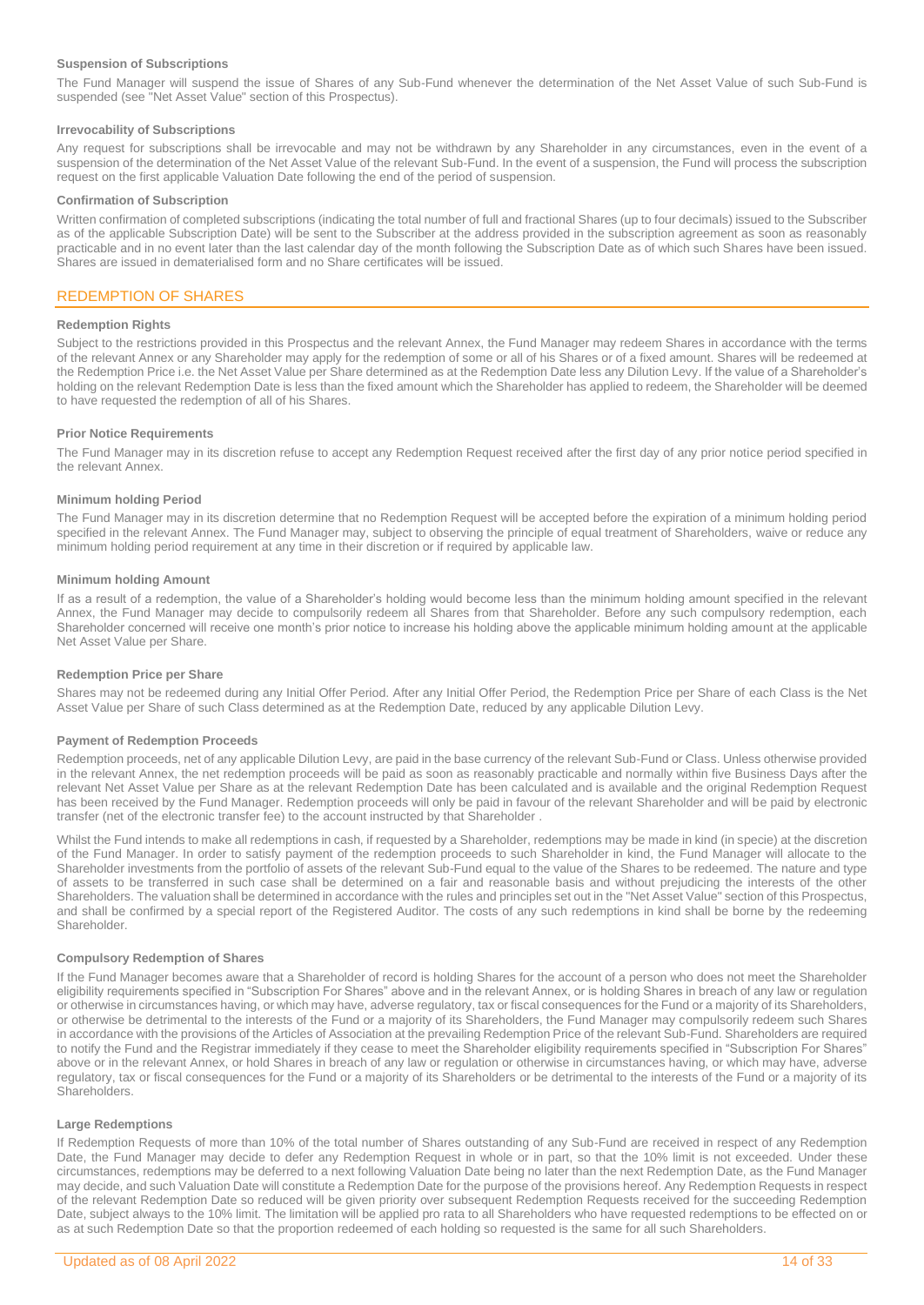#### Suspension of Subscriptions

The Fund Manager will suspend the issue of Shares of any Sub-Fund whenever the determination of the Net Asset Value of such Sub-Fund is suspended (see "Net Asset Value" section of this Prospectus).

#### Irrevocability of Subscriptions

Any request for subscriptions shall be irrevocable and may not be withdrawn by any Shareholder in any circumstances, even in the event of a suspension of the determination of the Net Asset Value of the relevant Sub-Fund. In the event of a suspension, the Fund will process the subscription request on the first applicable Valuation Date following the end of the period of suspension.

#### Confirmation of Subscription

Written confirmation of completed subscriptions (indicating the total number of full and fractional Shares (up to four decimals) issued to the Subscriber as of the applicable Subscription Date) will be sent to the Subscriber at the address provided in the subscription agreement as soon as reasonably practicable and in no event later than the last calendar day of the month following the Subscription Date as of which such Shares have been issued. Shares are issued in dematerialised form and no Share certificates will be issued.

## REDEMPTION OF SHARES

#### Redemption Rights

Subject to the restrictions provided in this Prospectus and the relevant Annex, the Fund Manager may redeem Shares in accordance with the terms of the relevant Annex or any Shareholder may apply for the redemption of some or all of his Shares or of a fixed amount. Shares will be redeemed at the Redemption Price i.e. the Net Asset Value per Share determined as at the Redemption Date less any Dilution Levy. If the value of a Shareholder's holding on the relevant Redemption Date is less than the fixed amount which the Shareholder has applied to redeem, the Shareholder will be deemed to have requested the redemption of all of his Shares.

#### Prior Notice Requirements

The Fund Manager may in its discretion refuse to accept any Redemption Request received after the first day of any prior notice period specified in the relevant Annex.

#### Minimum holding Period

The Fund Manager may in its discretion determine that no Redemption Request will be accepted before the expiration of a minimum holding period specified in the relevant Annex. The Fund Manager may, subject to observing the principle of equal treatment of Shareholders, waive or reduce any minimum holding period requirement at any time in their discretion or if required by applicable law.

#### Minimum holding Amount

If as a result of a redemption, the value of a Shareholder's holding would become less than the minimum holding amount specified in the relevant Annex, the Fund Manager may decide to compulsorily redeem all Shares from that Shareholder. Before any such compulsory redemption, each Shareholder concerned will receive one month's prior notice to increase his holding above the applicable minimum holding amount at the applicable Net Asset Value per Share.

#### Redemption Price per Share

Shares may not be redeemed during any Initial Offer Period. After any Initial Offer Period, the Redemption Price per Share of each Class is the Net Asset Value per Share of such Class determined as at the Redemption Date, reduced by any applicable Dilution Levy.

#### Payment of Redemption Proceeds

Redemption proceeds, net of any applicable Dilution Levy, are paid in the base currency of the relevant Sub-Fund or Class. Unless otherwise provided in the relevant Annex, the net redemption proceeds will be paid as soon as reasonably practicable and normally within five Business Days after the relevant Net Asset Value per Share as at the relevant Redemption Date has been calculated and is available and the original Redemption Request has been received by the Fund Manager. Redemption proceeds will only be paid in favour of the relevant Shareholder and will be paid by electronic transfer (net of the electronic transfer fee) to the account instructed by that Shareholder .

Whilst the Fund intends to make all redemptions in cash, if requested by a Shareholder, redemptions may be made in kind (in specie) at the discretion of the Fund Manager. In order to satisfy payment of the redemption proceeds to such Shareholder in kind, the Fund Manager will allocate to the Shareholder investments from the portfolio of assets of the relevant Sub-Fund equal to the value of the Shares to be redeemed. The nature and type of assets to be transferred in such case shall be determined on a fair and reasonable basis and without prejudicing the interests of the other Shareholders. The valuation shall be determined in accordance with the rules and principles set out in the "Net Asset Value" section of this Prospectus, and shall be confirmed by a special report of the Registered Auditor. The costs of any such redemptions in kind shall be borne by the redeeming Shareholder.

#### Compulsory Redemption of Shares

If the Fund Manager becomes aware that a Shareholder of record is holding Shares for the account of a person who does not meet the Shareholder eligibility requirements specified in "Subscription For Shares" above and in the relevant Annex, or is holding Shares in breach of any law or regulation or otherwise in circumstances having, or which may have, adverse regulatory, tax or fiscal consequences for the Fund or a majority of its Shareholders, or otherwise be detrimental to the interests of the Fund or a majority of its Shareholders, the Fund Manager may compulsorily redeem such Shares in accordance with the provisions of the Articles of Association at the prevailing Redemption Price of the relevant Sub-Fund. Shareholders are required to notify the Fund and the Registrar immediately if they cease to meet the Shareholder eligibility requirements specified in "Subscription For Shares" above or in the relevant Annex, or hold Shares in breach of any law or regulation or otherwise in circumstances having, or which may have, adverse regulatory, tax or fiscal consequences for the Fund or a majority of its Shareholders or be detrimental to the interests of the Fund or a majority of its Shareholders.

#### Large Redemptions

If Redemption Requests of more than 10% of the total number of Shares outstanding of any Sub-Fund are received in respect of any Redemption Date, the Fund Manager may decide to defer any Redemption Request in whole or in part, so that the 10% limit is not exceeded. Under these circumstances, redemptions may be deferred to a next following Valuation Date being no later than the next Redemption Date, as the Fund Manager may decide, and such Valuation Date will constitute a Redemption Date for the purpose of the provisions hereof. Any Redemption Requests in respect of the relevant Redemption Date so reduced will be given priority over subsequent Redemption Requests received for the succeeding Redemption Date, subject always to the 10% limit. The limitation will be applied pro rata to all Shareholders who have requested redemptions to be effected on or as at such Redemption Date so that the proportion redeemed of each holding so requested is the same for all such Shareholders.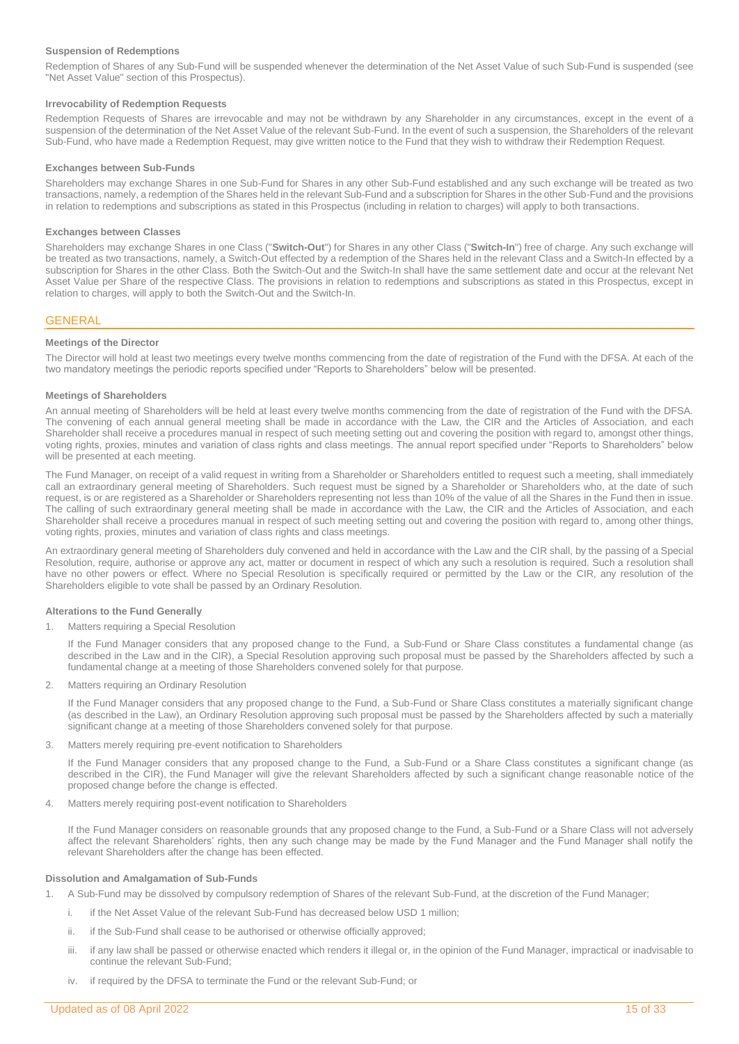#### Suspension of Redemptions

Redemption of Shares of any Sub-Fund will be suspended whenever the determination of the Net Asset Value of such Sub-Fund is suspended (see "Net Asset Value" section of this Prospectus).

#### Irrevocability of Redemption Requests

Redemption Requests of Shares are irrevocable and may not be withdrawn by any Shareholder in any circumstances, except in the event of a suspension of the determination of the Net Asset Value of the relevant Sub-Fund. In the event of such a suspension, the Shareholders of the relevant Sub-Fund, who have made a Redemption Request, may give written notice to the Fund that they wish to withdraw their Redemption Request.

#### Exchanges between Sub-Funds

Shareholders may exchange Shares in one Sub-Fund for Shares in any other Sub-Fund established and any such exchange will be treated as two transactions, namely, a redemption of the Shares held in the relevant Sub-Fund and a subscription for Shares in the other Sub-Fund and the provisions in relation to redemptions and subscriptions as stated in this Prospectus (including in relation to charges) will apply to both transactions.

#### Exchanges between Classes

Shareholders may exchange Shares in one Class ("**Switch-Out**") for Shares in any other Class ("**Switch-In**") free of charge. Any such exchange will be treated as two transactions, namely, a Switch-Out effected by a redemption of the Shares held in the relevant Class and a Switch-In effected by a subscription for Shares in the other Class. Both the Switch-Out and the Switch-In shall have the same settlement date and occur at the relevant Net Asset Value per Share of the respective Class. The provisions in relation to redemptions and subscriptions as stated in this Prospectus, except in relation to charges, will apply to both the Switch-Out and the Switch-In.

## GENERAL

#### Meetings of the Director

The Director will hold at least two meetings every twelve months commencing from the date of registration of the Fund with the DFSA. At each of the two mandatory meetings the periodic reports specified under "Reports to Shareholders" below will be presented.

#### Meetings of Shareholders

An annual meeting of Shareholders will be held at least every twelve months commencing from the date of registration of the Fund with the DFSA. The convening of each annual general meeting shall be made in accordance with the Law, the CIR and the Articles of Association, and each Shareholder shall receive a procedures manual in respect of such meeting setting out and covering the position with regard to, amongst other things, voting rights, proxies, minutes and variation of class rights and class meetings. The annual report specified under "Reports to Shareholders" below will be presented at each meeting.

The Fund Manager, on receipt of a valid request in writing from a Shareholder or Shareholders entitled to request such a meeting, shall immediately call an extraordinary general meeting of Shareholders. Such request must be signed by a Shareholder or Shareholders who, at the date of such request, is or are registered as a Shareholder or Shareholders representing not less than 10% of the value of all the Shares in the Fund then in issue. The calling of such extraordinary general meeting shall be made in accordance with the Law, the CIR and the Articles of Association, and each Shareholder shall receive a procedures manual in respect of such meeting setting out and covering the position with regard to, among other things, voting rights, proxies, minutes and variation of class rights and class meetings.

An extraordinary general meeting of Shareholders duly convened and held in accordance with the Law and the CIR shall, by the passing of a Special Resolution, require, authorise or approve any act, matter or document in respect of which any such a resolution is required. Such a resolution shall have no other powers or effect. Where no Special Resolution is specifically required or permitted by the Law or the CIR, any resolution of the Shareholders eligible to vote shall be passed by an Ordinary Resolution.

#### Alterations to the Fund Generally

1. Matters requiring a Special Resolution

   If the Fund Manager considers that any proposed change to the Fund, a Sub-Fund or Share Class constitutes a fundamental change (as described in the Law and in the CIR), a Special Resolution approving such proposal must be passed by the Shareholders affected by such a fundamental change at a meeting of those Shareholders convened solely for that purpose.

2. Matters requiring an Ordinary Resolution

   If the Fund Manager considers that any proposed change to the Fund, a Sub-Fund or Share Class constitutes a materially significant change (as described in the Law), an Ordinary Resolution approving such proposal must be passed by the Shareholders affected by such a materially significant change at a meeting of those Shareholders convened solely for that purpose.

3. Matters merely requiring pre-event notification to Shareholders

   If the Fund Manager considers that any proposed change to the Fund, a Sub-Fund or a Share Class constitutes a significant change (as described in the CIR), the Fund Manager will give the relevant Shareholders affected by such a significant change reasonable notice of the proposed change before the change is effected.

4. Matters merely requiring post-event notification to Shareholders

   If the Fund Manager considers on reasonable grounds that any proposed change to the Fund, a Sub-Fund or a Share Class will not adversely affect the relevant Shareholders' rights, then any such change may be made by the Fund Manager and the Fund Manager shall notify the relevant Shareholders after the change has been effected.

#### Dissolution and Amalgamation of Sub-Funds

1. A Sub-Fund may be dissolved by compulsory redemption of Shares of the relevant Sub-Fund, at the discretion of the Fund Manager;

   i. if the Net Asset Value of the relevant Sub-Fund has decreased below USD 1 million;

   ii. if the Sub-Fund shall cease to be authorised or otherwise officially approved;

   iii. if any law shall be passed or otherwise enacted which renders it illegal or, in the opinion of the Fund Manager, impractical or inadvisable to continue the relevant Sub-Fund;

   iv. if required by the DFSA to terminate the Fund or the relevant Sub-Fund; or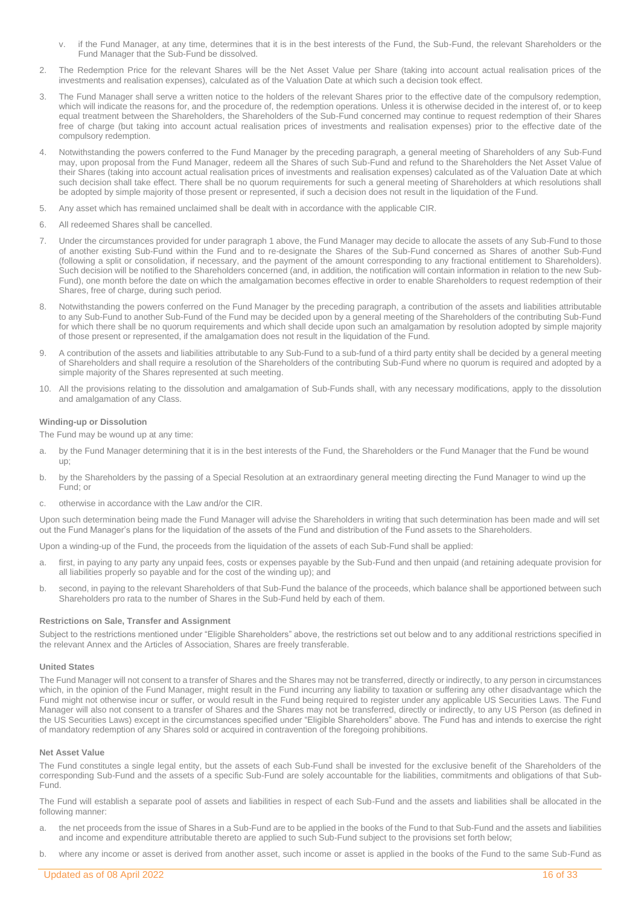v. if the Fund Manager, at any time, determines that it is in the best interests of the Fund, the Sub-Fund, the relevant Shareholders or the Fund Manager that the Sub-Fund be dissolved.

2. The Redemption Price for the relevant Shares will be the Net Asset Value per Share (taking into account actual realisation prices of the investments and realisation expenses), calculated as of the Valuation Date at which such a decision took effect.

3. The Fund Manager shall serve a written notice to the holders of the relevant Shares prior to the effective date of the compulsory redemption, which will indicate the reasons for, and the procedure of, the redemption operations. Unless it is otherwise decided in the interest of, or to keep equal treatment between the Shareholders, the Shareholders of the Sub-Fund concerned may continue to request redemption of their Shares free of charge (but taking into account actual realisation prices of investments and realisation expenses) prior to the effective date of the compulsory redemption.

4. Notwithstanding the powers conferred to the Fund Manager by the preceding paragraph, a general meeting of Shareholders of any Sub-Fund may, upon proposal from the Fund Manager, redeem all the Shares of such Sub-Fund and refund to the Shareholders the Net Asset Value of their Shares (taking into account actual realisation prices of investments and realisation expenses) calculated as of the Valuation Date at which such decision shall take effect. There shall be no quorum requirements for such a general meeting of Shareholders at which resolutions shall be adopted by simple majority of those present or represented, if such a decision does not result in the liquidation of the Fund.

5. Any asset which has remained unclaimed shall be dealt with in accordance with the applicable CIR.

6. All redeemed Shares shall be cancelled.

7. Under the circumstances provided for under paragraph 1 above, the Fund Manager may decide to allocate the assets of any Sub-Fund to those of another existing Sub-Fund within the Fund and to re-designate the Shares of the Sub-Fund concerned as Shares of another Sub-Fund (following a split or consolidation, if necessary, and the payment of the amount corresponding to any fractional entitlement to Shareholders). Such decision will be notified to the Shareholders concerned (and, in addition, the notification will contain information in relation to the new Sub-Fund), one month before the date on which the amalgamation becomes effective in order to enable Shareholders to request redemption of their Shares, free of charge, during such period.

8. Notwithstanding the powers conferred on the Fund Manager by the preceding paragraph, a contribution of the assets and liabilities attributable to any Sub-Fund to another Sub-Fund of the Fund may be decided upon by a general meeting of the Shareholders of the contributing Sub-Fund for which there shall be no quorum requirements and which shall decide upon such an amalgamation by resolution adopted by simple majority of those present or represented, if the amalgamation does not result in the liquidation of the Fund.

9. A contribution of the assets and liabilities attributable to any Sub-Fund to a sub-fund of a third party entity shall be decided by a general meeting of Shareholders and shall require a resolution of the Shareholders of the contributing Sub-Fund where no quorum is required and adopted by a simple majority of the Shares represented at such meeting.

10. All the provisions relating to the dissolution and amalgamation of Sub-Funds shall, with any necessary modifications, apply to the dissolution and amalgamation of any Class.

#### Winding-up or Dissolution

The Fund may be wound up at any time:

a. by the Fund Manager determining that it is in the best interests of the Fund, the Shareholders or the Fund Manager that the Fund be wound up;

b. by the Shareholders by the passing of a Special Resolution at an extraordinary general meeting directing the Fund Manager to wind up the Fund; or

c. otherwise in accordance with the Law and/or the CIR.

Upon such determination being made the Fund Manager will advise the Shareholders in writing that such determination has been made and will set out the Fund Manager's plans for the liquidation of the assets of the Fund and distribution of the Fund assets to the Shareholders.

Upon a winding-up of the Fund, the proceeds from the liquidation of the assets of each Sub-Fund shall be applied:

a. first, in paying to any party any unpaid fees, costs or expenses payable by the Sub-Fund and then unpaid (and retaining adequate provision for all liabilities properly so payable and for the cost of the winding up); and

b. second, in paying to the relevant Shareholders of that Sub-Fund the balance of the proceeds, which balance shall be apportioned between such Shareholders pro rata to the number of Shares in the Sub-Fund held by each of them.

#### Restrictions on Sale, Transfer and Assignment

Subject to the restrictions mentioned under "Eligible Shareholders" above, the restrictions set out below and to any additional restrictions specified in the relevant Annex and the Articles of Association, Shares are freely transferable.

#### United States

The Fund Manager will not consent to a transfer of Shares and the Shares may not be transferred, directly or indirectly, to any person in circumstances which, in the opinion of the Fund Manager, might result in the Fund incurring any liability to taxation or suffering any other disadvantage which the Fund might not otherwise incur or suffer, or would result in the Fund being required to register under any applicable US Securities Laws. The Fund Manager will also not consent to a transfer of Shares and the Shares may not be transferred, directly or indirectly, to any US Person (as defined in the US Securities Laws) except in the circumstances specified under "Eligible Shareholders" above. The Fund has and intends to exercise the right of mandatory redemption of any Shares sold or acquired in contravention of the foregoing prohibitions.

#### Net Asset Value

The Fund constitutes a single legal entity, but the assets of each Sub-Fund shall be invested for the exclusive benefit of the Shareholders of the corresponding Sub-Fund and the assets of a specific Sub-Fund are solely accountable for the liabilities, commitments and obligations of that Sub-Fund.

The Fund will establish a separate pool of assets and liabilities in respect of each Sub-Fund and the assets and liabilities shall be allocated in the following manner:

a. the net proceeds from the issue of Shares in a Sub-Fund are to be applied in the books of the Fund to that Sub-Fund and the assets and liabilities and income and expenditure attributable thereto are applied to such Sub-Fund subject to the provisions set forth below;

b. where any income or asset is derived from another asset, such income or asset is applied in the books of the Fund to the same Sub-Fund as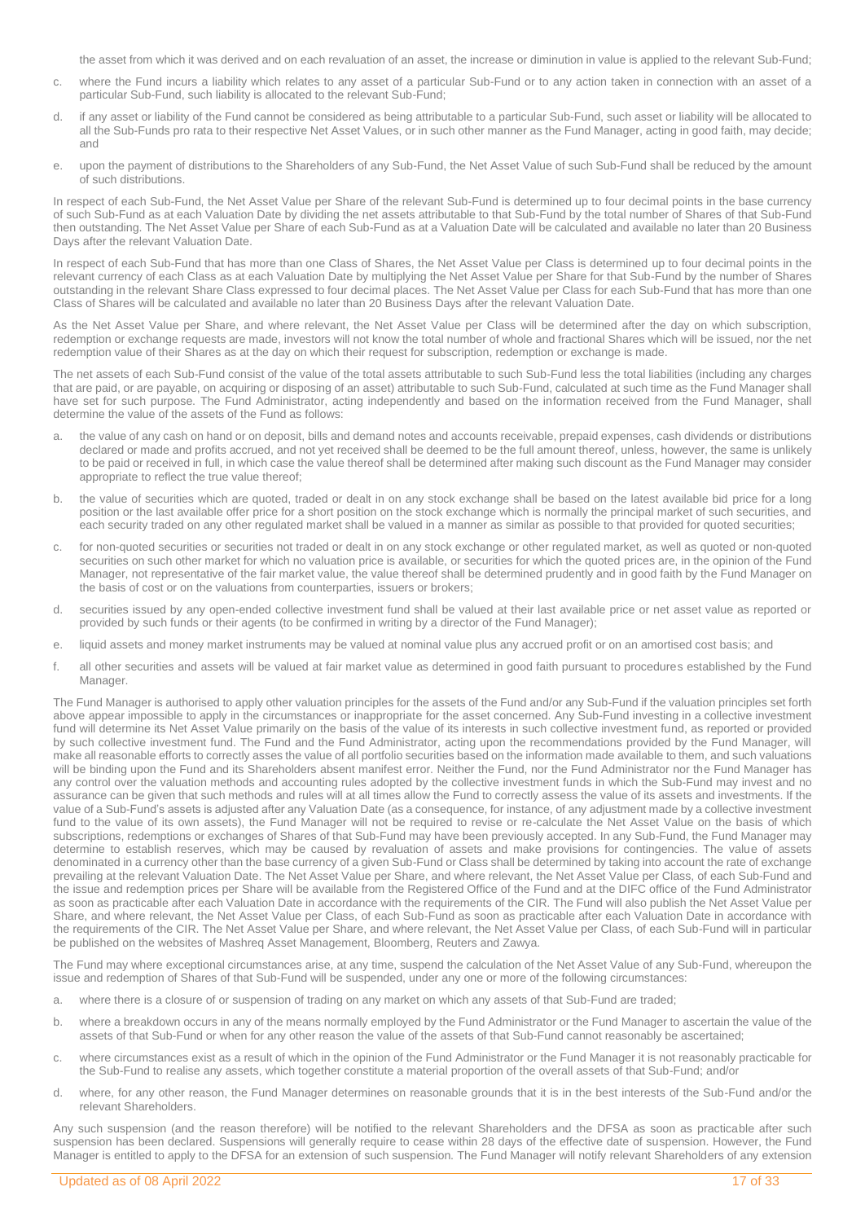the asset from which it was derived and on each revaluation of an asset, the increase or diminution in value is applied to the relevant Sub-Fund;

c. where the Fund incurs a liability which relates to any asset of a particular Sub-Fund or to any action taken in connection with an asset of a particular Sub-Fund, such liability is allocated to the relevant Sub-Fund;

d. if any asset or liability of the Fund cannot be considered as being attributable to a particular Sub-Fund, such asset or liability will be allocated to all the Sub-Funds pro rata to their respective Net Asset Values, or in such other manner as the Fund Manager, acting in good faith, may decide; and

e. upon the payment of distributions to the Shareholders of any Sub-Fund, the Net Asset Value of such Sub-Fund shall be reduced by the amount of such distributions.

In respect of each Sub-Fund, the Net Asset Value per Share of the relevant Sub-Fund is determined up to four decimal points in the base currency of such Sub-Fund as at each Valuation Date by dividing the net assets attributable to that Sub-Fund by the total number of Shares of that Sub-Fund then outstanding. The Net Asset Value per Share of each Sub-Fund as at a Valuation Date will be calculated and available no later than 20 Business Days after the relevant Valuation Date.

In respect of each Sub-Fund that has more than one Class of Shares, the Net Asset Value per Class is determined up to four decimal points in the relevant currency of each Class as at each Valuation Date by multiplying the Net Asset Value per Share for that Sub-Fund by the number of Shares outstanding in the relevant Share Class expressed to four decimal places. The Net Asset Value per Class for each Sub-Fund that has more than one Class of Shares will be calculated and available no later than 20 Business Days after the relevant Valuation Date.

As the Net Asset Value per Share, and where relevant, the Net Asset Value per Class will be determined after the day on which subscription, redemption or exchange requests are made, investors will not know the total number of whole and fractional Shares which will be issued, nor the net redemption value of their Shares as at the day on which their request for subscription, redemption or exchange is made.

The net assets of each Sub-Fund consist of the value of the total assets attributable to such Sub-Fund less the total liabilities (including any charges that are paid, or are payable, on acquiring or disposing of an asset) attributable to such Sub-Fund, calculated at such time as the Fund Manager shall have set for such purpose. The Fund Administrator, acting independently and based on the information received from the Fund Manager, shall determine the value of the assets of the Fund as follows:

a. the value of any cash on hand or on deposit, bills and demand notes and accounts receivable, prepaid expenses, cash dividends or distributions declared or made and profits accrued, and not yet received shall be deemed to be the full amount thereof, unless, however, the same is unlikely to be paid or received in full, in which case the value thereof shall be determined after making such discount as the Fund Manager may consider appropriate to reflect the true value thereof;

b. the value of securities which are quoted, traded or dealt in on any stock exchange shall be based on the latest available bid price for a long position or the last available offer price for a short position on the stock exchange which is normally the principal market of such securities, and each security traded on any other regulated market shall be valued in a manner as similar as possible to that provided for quoted securities;

c. for non-quoted securities or securities not traded or dealt in on any stock exchange or other regulated market, as well as quoted or non-quoted securities on such other market for which no valuation price is available, or securities for which the quoted prices are, in the opinion of the Fund Manager, not representative of the fair market value, the value thereof shall be determined prudently and in good faith by the Fund Manager on the basis of cost or on the valuations from counterparties, issuers or brokers;

d. securities issued by any open-ended collective investment fund shall be valued at their last available price or net asset value as reported or provided by such funds or their agents (to be confirmed in writing by a director of the Fund Manager);

e. liquid assets and money market instruments may be valued at nominal value plus any accrued profit or on an amortised cost basis; and

f. all other securities and assets will be valued at fair market value as determined in good faith pursuant to procedures established by the Fund Manager.

The Fund Manager is authorised to apply other valuation principles for the assets of the Fund and/or any Sub-Fund if the valuation principles set forth above appear impossible to apply in the circumstances or inappropriate for the asset concerned. Any Sub-Fund investing in a collective investment fund will determine its Net Asset Value primarily on the basis of the value of its interests in such collective investment fund, as reported or provided by such collective investment fund. The Fund and the Fund Administrator, acting upon the recommendations provided by the Fund Manager, will make all reasonable efforts to correctly asses the value of all portfolio securities based on the information made available to them, and such valuations will be binding upon the Fund and its Shareholders absent manifest error. Neither the Fund, nor the Fund Administrator nor the Fund Manager has any control over the valuation methods and accounting rules adopted by the collective investment funds in which the Sub-Fund may invest and no assurance can be given that such methods and rules will at all times allow the Fund to correctly assess the value of its assets and investments. If the value of a Sub-Fund's assets is adjusted after any Valuation Date (as a consequence, for instance, of any adjustment made by a collective investment fund to the value of its own assets), the Fund Manager will not be required to revise or re-calculate the Net Asset Value on the basis of which subscriptions, redemptions or exchanges of Shares of that Sub-Fund may have been previously accepted. In any Sub-Fund, the Fund Manager may determine to establish reserves, which may be caused by revaluation of assets and make provisions for contingencies. The value of assets denominated in a currency other than the base currency of a given Sub-Fund or Class shall be determined by taking into account the rate of exchange prevailing at the relevant Valuation Date. The Net Asset Value per Share, and where relevant, the Net Asset Value per Class, of each Sub-Fund and the issue and redemption prices per Share will be available from the Registered Office of the Fund and at the DIFC office of the Fund Administrator as soon as practicable after each Valuation Date in accordance with the requirements of the CIR. The Fund will also publish the Net Asset Value per Share, and where relevant, the Net Asset Value per Class, of each Sub-Fund as soon as practicable after each Valuation Date in accordance with the requirements of the CIR. The Net Asset Value per Share, and where relevant, the Net Asset Value per Class, of each Sub-Fund will in particular be published on the websites of Mashreq Asset Management, Bloomberg, Reuters and Zawya.

The Fund may where exceptional circumstances arise, at any time, suspend the calculation of the Net Asset Value of any Sub-Fund, whereupon the issue and redemption of Shares of that Sub-Fund will be suspended, under any one or more of the following circumstances:

a. where there is a closure of or suspension of trading on any market on which any assets of that Sub-Fund are traded;

b. where a breakdown occurs in any of the means normally employed by the Fund Administrator or the Fund Manager to ascertain the value of the assets of that Sub-Fund or when for any other reason the value of the assets of that Sub-Fund cannot reasonably be ascertained;

c. where circumstances exist as a result of which in the opinion of the Fund Administrator or the Fund Manager it is not reasonably practicable for the Sub-Fund to realise any assets, which together constitute a material proportion of the overall assets of that Sub-Fund; and/or

d. where, for any other reason, the Fund Manager determines on reasonable grounds that it is in the best interests of the Sub-Fund and/or the relevant Shareholders.

Any such suspension (and the reason therefore) will be notified to the relevant Shareholders and the DFSA as soon as practicable after such suspension has been declared. Suspensions will generally require to cease within 28 days of the effective date of suspension. However, the Fund Manager is entitled to apply to the DFSA for an extension of such suspension. The Fund Manager will notify relevant Shareholders of any extension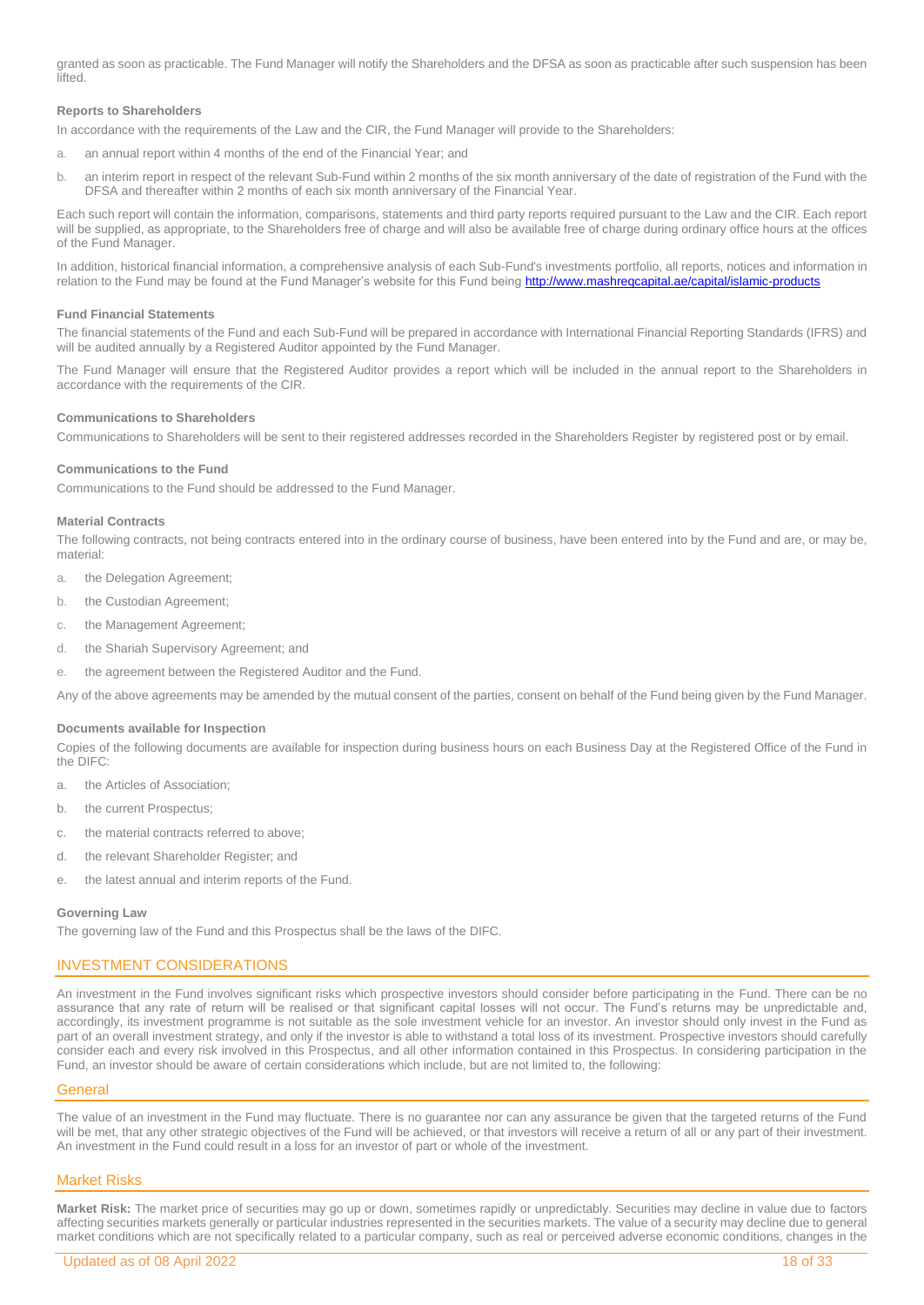granted as soon as practicable. The Fund Manager will notify the Shareholders and the DFSA as soon as practicable after such suspension has been lifted.

### Reports to Shareholders

In accordance with the requirements of the Law and the CIR, the Fund Manager will provide to the Shareholders:

a. an annual report within 4 months of the end of the Financial Year; and

b. an interim report in respect of the relevant Sub-Fund within 2 months of the six month anniversary of the date of registration of the Fund with the DFSA and thereafter within 2 months of each six month anniversary of the Financial Year.

Each such report will contain the information, comparisons, statements and third party reports required pursuant to the Law and the CIR. Each report will be supplied, as appropriate, to the Shareholders free of charge and will also be available free of charge during ordinary office hours at the offices of the Fund Manager.

In addition, historical financial information, a comprehensive analysis of each Sub-Fund's investments portfolio, all reports, notices and information in relation to the Fund may be found at the Fund Manager's website for this Fund being http://www.mashreqcapital.ae/capital/islamic-products

### Fund Financial Statements

The financial statements of the Fund and each Sub-Fund will be prepared in accordance with International Financial Reporting Standards (IFRS) and will be audited annually by a Registered Auditor appointed by the Fund Manager.

The Fund Manager will ensure that the Registered Auditor provides a report which will be included in the annual report to the Shareholders in accordance with the requirements of the CIR.

### Communications to Shareholders

Communications to Shareholders will be sent to their registered addresses recorded in the Shareholders Register by registered post or by email.

### Communications to the Fund

Communications to the Fund should be addressed to the Fund Manager.

### Material Contracts

The following contracts, not being contracts entered into in the ordinary course of business, have been entered into by the Fund and are, or may be, material:

a. the Delegation Agreement;

b. the Custodian Agreement;

c. the Management Agreement;

d. the Shariah Supervisory Agreement; and

e. the agreement between the Registered Auditor and the Fund.

Any of the above agreements may be amended by the mutual consent of the parties, consent on behalf of the Fund being given by the Fund Manager.

### Documents available for Inspection

Copies of the following documents are available for inspection during business hours on each Business Day at the Registered Office of the Fund in the DIFC:

a. the Articles of Association;

b. the current Prospectus;

c. the material contracts referred to above;

d. the relevant Shareholder Register; and

e. the latest annual and interim reports of the Fund.

### Governing Law

The governing law of the Fund and this Prospectus shall be the laws of the DIFC.

## INVESTMENT CONSIDERATIONS

An investment in the Fund involves significant risks which prospective investors should consider before participating in the Fund. There can be no assurance that any rate of return will be realised or that significant capital losses will not occur. The Fund's returns may be unpredictable and, accordingly, its investment programme is not suitable as the sole investment vehicle for an investor. An investor should only invest in the Fund as part of an overall investment strategy, and only if the investor is able to withstand a total loss of its investment. Prospective investors should carefully consider each and every risk involved in this Prospectus, and all other information contained in this Prospectus. In considering participation in the Fund, an investor should be aware of certain considerations which include, but are not limited to, the following:

## General

The value of an investment in the Fund may fluctuate. There is no guarantee nor can any assurance be given that the targeted returns of the Fund will be met, that any other strategic objectives of the Fund will be achieved, or that investors will receive a return of all or any part of their investment. An investment in the Fund could result in a loss for an investor of part or whole of the investment.

## Market Risks

**Market Risk:** The market price of securities may go up or down, sometimes rapidly or unpredictably. Securities may decline in value due to factors affecting securities markets generally or particular industries represented in the securities markets. The value of a security may decline due to general market conditions which are not specifically related to a particular company, such as real or perceived adverse economic conditions, changes in the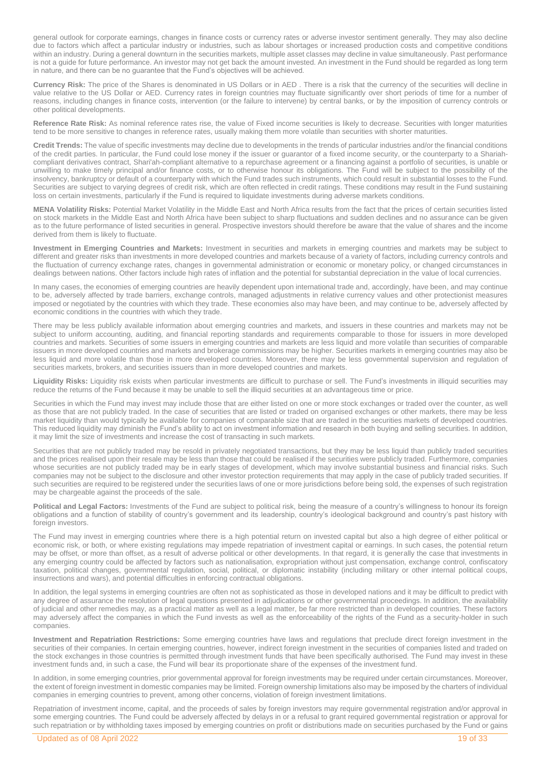general outlook for corporate earnings, changes in finance costs or currency rates or adverse investor sentiment generally. They may also decline due to factors which affect a particular industry or industries, such as labour shortages or increased production costs and competitive conditions within an industry. During a general downturn in the securities markets, multiple asset classes may decline in value simultaneously. Past performance is not a guide for future performance. An investor may not get back the amount invested. An investment in the Fund should be regarded as long term in nature, and there can be no guarantee that the Fund's objectives will be achieved.

**Currency Risk:** The price of the Shares is denominated in US Dollars or in AED . There is a risk that the currency of the securities will decline in value relative to the US Dollar or AED. Currency rates in foreign countries may fluctuate significantly over short periods of time for a number of reasons, including changes in finance costs, intervention (or the failure to intervene) by central banks, or by the imposition of currency controls or other political developments.

**Reference Rate Risk:** As nominal reference rates rise, the value of Fixed income securities is likely to decrease. Securities with longer maturities tend to be more sensitive to changes in reference rates, usually making them more volatile than securities with shorter maturities.

**Credit Trends:** The value of specific investments may decline due to developments in the trends of particular industries and/or the financial conditions of the credit parties. In particular, the Fund could lose money if the issuer or guarantor of a fixed income security, or the counterparty to a Shariah-compliant derivatives contract, Shari'ah-compliant alternative to a repurchase agreement or a financing against a portfolio of securities, is unable or unwilling to make timely principal and/or finance costs, or to otherwise honour its obligations. The Fund will be subject to the possibility of the insolvency, bankruptcy or default of a counterparty with which the Fund trades such instruments, which could result in substantial losses to the Fund. Securities are subject to varying degrees of credit risk, which are often reflected in credit ratings. These conditions may result in the Fund sustaining loss on certain investments, particularly if the Fund is required to liquidate investments during adverse markets conditions.

**MENA Volatility Risks:** Potential Market Volatility in the Middle East and North Africa results from the fact that the prices of certain securities listed on stock markets in the Middle East and North Africa have been subject to sharp fluctuations and sudden declines and no assurance can be given as to the future performance of listed securities in general. Prospective investors should therefore be aware that the value of shares and the income derived from them is likely to fluctuate.

**Investment in Emerging Countries and Markets:** Investment in securities and markets in emerging countries and markets may be subject to different and greater risks than investments in more developed countries and markets because of a variety of factors, including currency controls and the fluctuation of currency exchange rates, changes in governmental administration or economic or monetary policy, or changed circumstances in dealings between nations. Other factors include high rates of inflation and the potential for substantial depreciation in the value of local currencies.

In many cases, the economies of emerging countries are heavily dependent upon international trade and, accordingly, have been, and may continue to be, adversely affected by trade barriers, exchange controls, managed adjustments in relative currency values and other protectionist measures imposed or negotiated by the countries with which they trade. These economies also may have been, and may continue to be, adversely affected by economic conditions in the countries with which they trade.

There may be less publicly available information about emerging countries and markets, and issuers in these countries and markets may not be subject to uniform accounting, auditing, and financial reporting standards and requirements comparable to those for issuers in more developed countries and markets. Securities of some issuers in emerging countries and markets are less liquid and more volatile than securities of comparable issuers in more developed countries and markets and brokerage commissions may be higher. Securities markets in emerging countries may also be less liquid and more volatile than those in more developed countries. Moreover, there may be less governmental supervision and regulation of securities markets, brokers, and securities issuers than in more developed countries and markets.

**Liquidity Risks:** Liquidity risk exists when particular investments are difficult to purchase or sell. The Fund's investments in illiquid securities may reduce the returns of the Fund because it may be unable to sell the illiquid securities at an advantageous time or price.

Securities in which the Fund may invest may include those that are either listed on one or more stock exchanges or traded over the counter, as well as those that are not publicly traded. In the case of securities that are listed or traded on organised exchanges or other markets, there may be less market liquidity than would typically be available for companies of comparable size that are traded in the securities markets of developed countries. This reduced liquidity may diminish the Fund's ability to act on investment information and research in both buying and selling securities. In addition, it may limit the size of investments and increase the cost of transacting in such markets.

Securities that are not publicly traded may be resold in privately negotiated transactions, but they may be less liquid than publicly traded securities and the prices realised upon their resale may be less than those that could be realised if the securities were publicly traded. Furthermore, companies whose securities are not publicly traded may be in early stages of development, which may involve substantial business and financial risks. Such companies may not be subject to the disclosure and other investor protection requirements that may apply in the case of publicly traded securities. If such securities are required to be registered under the securities laws of one or more jurisdictions before being sold, the expenses of such registration may be chargeable against the proceeds of the sale.

**Political and Legal Factors:** Investments of the Fund are subject to political risk, being the measure of a country's willingness to honour its foreign obligations and a function of stability of country's government and its leadership, country's ideological background and country's past history with foreign investors.

The Fund may invest in emerging countries where there is a high potential return on invested capital but also a high degree of either political or economic risk, or both, or where existing regulations may impede repatriation of investment capital or earnings. In such cases, the potential return may be offset, or more than offset, as a result of adverse political or other developments. In that regard, it is generally the case that investments in any emerging country could be affected by factors such as nationalisation, expropriation without just compensation, exchange control, confiscatory taxation, political changes, governmental regulation, social, political, or diplomatic instability (including military or other internal political coups, insurrections and wars), and potential difficulties in enforcing contractual obligations.

In addition, the legal systems in emerging countries are often not as sophisticated as those in developed nations and it may be difficult to predict with any degree of assurance the resolution of legal questions presented in adjudications or other governmental proceedings. In addition, the availability of judicial and other remedies may, as a practical matter as well as a legal matter, be far more restricted than in developed countries. These factors may adversely affect the companies in which the Fund invests as well as the enforceability of the rights of the Fund as a security-holder in such companies.

**Investment and Repatriation Restrictions:** Some emerging countries have laws and regulations that preclude direct foreign investment in the securities of their companies. In certain emerging countries, however, indirect foreign investment in the securities of companies listed and traded on the stock exchanges in those countries is permitted through investment funds that have been specifically authorised. The Fund may invest in these investment funds and, in such a case, the Fund will bear its proportionate share of the expenses of the investment fund.

In addition, in some emerging countries, prior governmental approval for foreign investments may be required under certain circumstances. Moreover, the extent of foreign investment in domestic companies may be limited. Foreign ownership limitations also may be imposed by the charters of individual companies in emerging countries to prevent, among other concerns, violation of foreign investment limitations.

Repatriation of investment income, capital, and the proceeds of sales by foreign investors may require governmental registration and/or approval in some emerging countries. The Fund could be adversely affected by delays in or a refusal to grant required governmental registration or approval for such repatriation or by withholding taxes imposed by emerging countries on profit or distributions made on securities purchased by the Fund or gains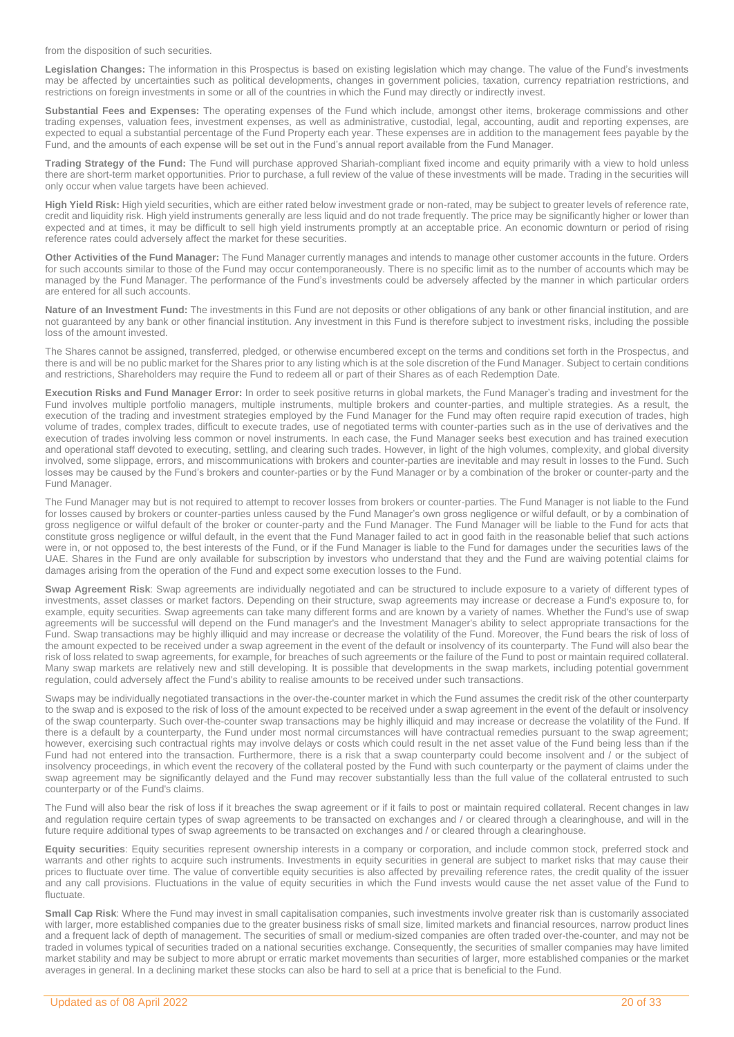from the disposition of such securities.

**Legislation Changes:** The information in this Prospectus is based on existing legislation which may change. The value of the Fund's investments may be affected by uncertainties such as political developments, changes in government policies, taxation, currency repatriation restrictions, and restrictions on foreign investments in some or all of the countries in which the Fund may directly or indirectly invest.

**Substantial Fees and Expenses:** The operating expenses of the Fund which include, amongst other items, brokerage commissions and other trading expenses, valuation fees, investment expenses, as well as administrative, custodial, legal, accounting, audit and reporting expenses, are expected to equal a substantial percentage of the Fund Property each year. These expenses are in addition to the management fees payable by the Fund, and the amounts of each expense will be set out in the Fund's annual report available from the Fund Manager.

**Trading Strategy of the Fund:** The Fund will purchase approved Shariah-compliant fixed income and equity primarily with a view to hold unless there are short-term market opportunities. Prior to purchase, a full review of the value of these investments will be made. Trading in the securities will only occur when value targets have been achieved.

**High Yield Risk:** High yield securities, which are either rated below investment grade or non-rated, may be subject to greater levels of reference rate, credit and liquidity risk. High yield instruments generally are less liquid and do not trade frequently. The price may be significantly higher or lower than expected and at times, it may be difficult to sell high yield instruments promptly at an acceptable price. An economic downturn or period of rising reference rates could adversely affect the market for these securities.

**Other Activities of the Fund Manager:** The Fund Manager currently manages and intends to manage other customer accounts in the future. Orders for such accounts similar to those of the Fund may occur contemporaneously. There is no specific limit as to the number of accounts which may be managed by the Fund Manager. The performance of the Fund's investments could be adversely affected by the manner in which particular orders are entered for all such accounts.

**Nature of an Investment Fund:** The investments in this Fund are not deposits or other obligations of any bank or other financial institution, and are not guaranteed by any bank or other financial institution. Any investment in this Fund is therefore subject to investment risks, including the possible loss of the amount invested.

The Shares cannot be assigned, transferred, pledged, or otherwise encumbered except on the terms and conditions set forth in the Prospectus, and there is and will be no public market for the Shares prior to any listing which is at the sole discretion of the Fund Manager. Subject to certain conditions and restrictions, Shareholders may require the Fund to redeem all or part of their Shares as of each Redemption Date.

**Execution Risks and Fund Manager Error:** In order to seek positive returns in global markets, the Fund Manager's trading and investment for the Fund involves multiple portfolio managers, multiple instruments, multiple brokers and counter-parties, and multiple strategies. As a result, the execution of the trading and investment strategies employed by the Fund Manager for the Fund may often require rapid execution of trades, high volume of trades, complex trades, difficult to execute trades, use of negotiated terms with counter-parties such as in the use of derivatives and the execution of trades involving less common or novel instruments. In each case, the Fund Manager seeks best execution and has trained execution and operational staff devoted to executing, settling, and clearing such trades. However, in light of the high volumes, complexity, and global diversity involved, some slippage, errors, and miscommunications with brokers and counter-parties are inevitable and may result in losses to the Fund. Such losses may be caused by the Fund's brokers and counter-parties or by the Fund Manager or by a combination of the broker or counter-party and the Fund Manager.

The Fund Manager may but is not required to attempt to recover losses from brokers or counter-parties. The Fund Manager is not liable to the Fund for losses caused by brokers or counter-parties unless caused by the Fund Manager's own gross negligence or wilful default, or by a combination of gross negligence or wilful default of the broker or counter-party and the Fund Manager. The Fund Manager will be liable to the Fund for acts that constitute gross negligence or wilful default, in the event that the Fund Manager failed to act in good faith in the reasonable belief that such actions were in, or not opposed to, the best interests of the Fund, or if the Fund Manager is liable to the Fund for damages under the securities laws of the UAE. Shares in the Fund are only available for subscription by investors who understand that they and the Fund are waiving potential claims for damages arising from the operation of the Fund and expect some execution losses to the Fund.

**Swap Agreement Risk**: Swap agreements are individually negotiated and can be structured to include exposure to a variety of different types of investments, asset classes or market factors. Depending on their structure, swap agreements may increase or decrease a Fund's exposure to, for example, equity securities. Swap agreements can take many different forms and are known by a variety of names. Whether the Fund's use of swap agreements will be successful will depend on the Fund manager's and the Investment Manager's ability to select appropriate transactions for the Fund. Swap transactions may be highly illiquid and may increase or decrease the volatility of the Fund. Moreover, the Fund bears the risk of loss of the amount expected to be received under a swap agreement in the event of the default or insolvency of its counterparty. The Fund will also bear the risk of loss related to swap agreements, for example, for breaches of such agreements or the failure of the Fund to post or maintain required collateral. Many swap markets are relatively new and still developing. It is possible that developments in the swap markets, including potential government regulation, could adversely affect the Fund's ability to realise amounts to be received under such transactions.

Swaps may be individually negotiated transactions in the over-the-counter market in which the Fund assumes the credit risk of the other counterparty to the swap and is exposed to the risk of loss of the amount expected to be received under a swap agreement in the event of the default or insolvency of the swap counterparty. Such over-the-counter swap transactions may be highly illiquid and may increase or decrease the volatility of the Fund. If there is a default by a counterparty, the Fund under most normal circumstances will have contractual remedies pursuant to the swap agreement; however, exercising such contractual rights may involve delays or costs which could result in the net asset value of the Fund being less than if the Fund had not entered into the transaction. Furthermore, there is a risk that a swap counterparty could become insolvent and / or the subject of insolvency proceedings, in which event the recovery of the collateral posted by the Fund with such counterparty or the payment of claims under the swap agreement may be significantly delayed and the Fund may recover substantially less than the full value of the collateral entrusted to such counterparty or of the Fund's claims.

The Fund will also bear the risk of loss if it breaches the swap agreement or if it fails to post or maintain required collateral. Recent changes in law and regulation require certain types of swap agreements to be transacted on exchanges and / or cleared through a clearinghouse, and will in the future require additional types of swap agreements to be transacted on exchanges and / or cleared through a clearinghouse.

**Equity securities**: Equity securities represent ownership interests in a company or corporation, and include common stock, preferred stock and warrants and other rights to acquire such instruments. Investments in equity securities in general are subject to market risks that may cause their prices to fluctuate over time. The value of convertible equity securities is also affected by prevailing reference rates, the credit quality of the issuer and any call provisions. Fluctuations in the value of equity securities in which the Fund invests would cause the net asset value of the Fund to fluctuate.

**Small Cap Risk**: Where the Fund may invest in small capitalisation companies, such investments involve greater risk than is customarily associated with larger, more established companies due to the greater business risks of small size, limited markets and financial resources, narrow product lines and a frequent lack of depth of management. The securities of small or medium-sized companies are often traded over-the-counter, and may not be traded in volumes typical of securities traded on a national securities exchange. Consequently, the securities of smaller companies may have limited market stability and may be subject to more abrupt or erratic market movements than securities of larger, more established companies or the market averages in general. In a declining market these stocks can also be hard to sell at a price that is beneficial to the Fund.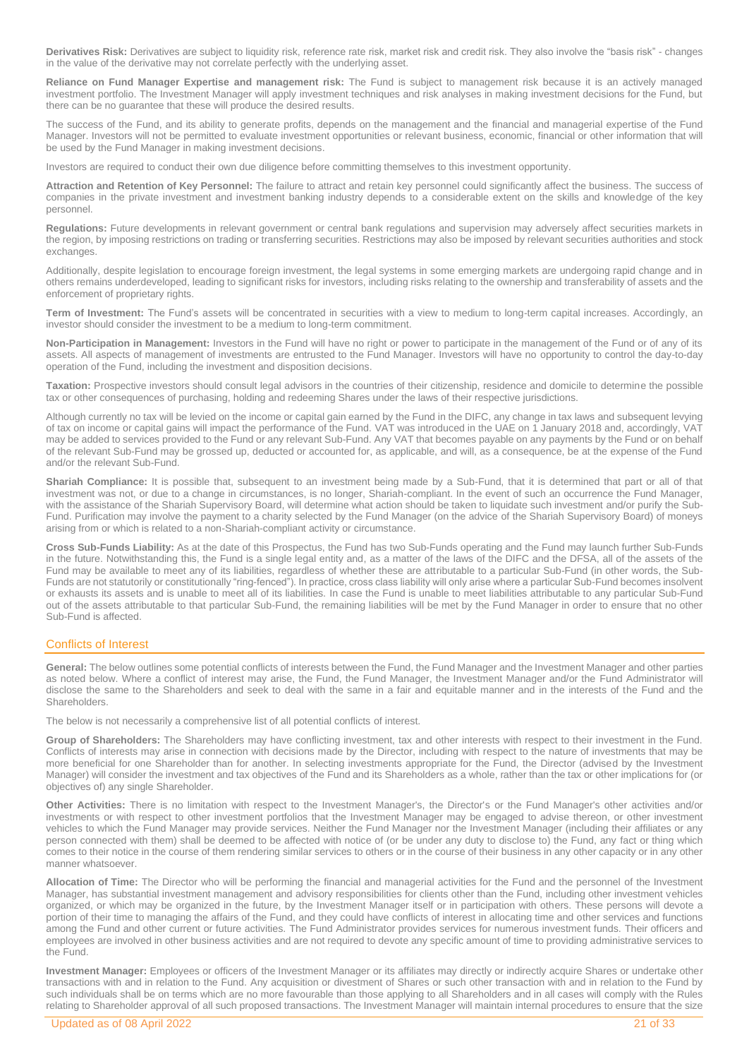**Derivatives Risk:** Derivatives are subject to liquidity risk, reference rate risk, market risk and credit risk. They also involve the "basis risk" - changes in the value of the derivative may not correlate perfectly with the underlying asset.

**Reliance on Fund Manager Expertise and management risk:** The Fund is subject to management risk because it is an actively managed investment portfolio. The Investment Manager will apply investment techniques and risk analyses in making investment decisions for the Fund, but there can be no guarantee that these will produce the desired results.

The success of the Fund, and its ability to generate profits, depends on the management and the financial and managerial expertise of the Fund Manager. Investors will not be permitted to evaluate investment opportunities or relevant business, economic, financial or other information that will be used by the Fund Manager in making investment decisions.

Investors are required to conduct their own due diligence before committing themselves to this investment opportunity.

**Attraction and Retention of Key Personnel:** The failure to attract and retain key personnel could significantly affect the business. The success of companies in the private investment and investment banking industry depends to a considerable extent on the skills and knowledge of the key personnel.

**Regulations:** Future developments in relevant government or central bank regulations and supervision may adversely affect securities markets in the region, by imposing restrictions on trading or transferring securities. Restrictions may also be imposed by relevant securities authorities and stock exchanges.

Additionally, despite legislation to encourage foreign investment, the legal systems in some emerging markets are undergoing rapid change and in others remains underdeveloped, leading to significant risks for investors, including risks relating to the ownership and transferability of assets and the enforcement of proprietary rights.

**Term of Investment:** The Fund's assets will be concentrated in securities with a view to medium to long-term capital increases. Accordingly, an investor should consider the investment to be a medium to long-term commitment.

**Non-Participation in Management:** Investors in the Fund will have no right or power to participate in the management of the Fund or of any of its assets. All aspects of management of investments are entrusted to the Fund Manager. Investors will have no opportunity to control the day-to-day operation of the Fund, including the investment and disposition decisions.

**Taxation:** Prospective investors should consult legal advisors in the countries of their citizenship, residence and domicile to determine the possible tax or other consequences of purchasing, holding and redeeming Shares under the laws of their respective jurisdictions.

Although currently no tax will be levied on the income or capital gain earned by the Fund in the DIFC, any change in tax laws and subsequent levying of tax on income or capital gains will impact the performance of the Fund. VAT was introduced in the UAE on 1 January 2018 and, accordingly, VAT may be added to services provided to the Fund or any relevant Sub-Fund. Any VAT that becomes payable on any payments by the Fund or on behalf of the relevant Sub-Fund may be grossed up, deducted or accounted for, as applicable, and will, as a consequence, be at the expense of the Fund and/or the relevant Sub-Fund.

**Shariah Compliance:** It is possible that, subsequent to an investment being made by a Sub-Fund, that it is determined that part or all of that investment was not, or due to a change in circumstances, is no longer, Shariah-compliant. In the event of such an occurrence the Fund Manager, with the assistance of the Shariah Supervisory Board, will determine what action should be taken to liquidate such investment and/or purify the Sub-Fund. Purification may involve the payment to a charity selected by the Fund Manager (on the advice of the Shariah Supervisory Board) of moneys arising from or which is related to a non-Shariah-compliant activity or circumstance.

**Cross Sub-Funds Liability:** As at the date of this Prospectus, the Fund has two Sub-Funds operating and the Fund may launch further Sub-Funds in the future. Notwithstanding this, the Fund is a single legal entity and, as a matter of the laws of the DIFC and the DFSA, all of the assets of the Fund may be available to meet any of its liabilities, regardless of whether these are attributable to a particular Sub-Fund (in other words, the Sub-Funds are not statutorily or constitutionally "ring-fenced"). In practice, cross class liability will only arise where a particular Sub-Fund becomes insolvent or exhausts its assets and is unable to meet all of its liabilities. In case the Fund is unable to meet liabilities attributable to any particular Sub-Fund out of the assets attributable to that particular Sub-Fund, the remaining liabilities will be met by the Fund Manager in order to ensure that no other Sub-Fund is affected.

## Conflicts of Interest

**General:** The below outlines some potential conflicts of interests between the Fund, the Fund Manager and the Investment Manager and other parties as noted below. Where a conflict of interest may arise, the Fund, the Fund Manager, the Investment Manager and/or the Fund Administrator will disclose the same to the Shareholders and seek to deal with the same in a fair and equitable manner and in the interests of the Fund and the Shareholders.

The below is not necessarily a comprehensive list of all potential conflicts of interest.

**Group of Shareholders:** The Shareholders may have conflicting investment, tax and other interests with respect to their investment in the Fund. Conflicts of interests may arise in connection with decisions made by the Director, including with respect to the nature of investments that may be more beneficial for one Shareholder than for another. In selecting investments appropriate for the Fund, the Director (advised by the Investment Manager) will consider the investment and tax objectives of the Fund and its Shareholders as a whole, rather than the tax or other implications for (or objectives of) any single Shareholder.

**Other Activities:** There is no limitation with respect to the Investment Manager's, the Director's or the Fund Manager's other activities and/or investments or with respect to other investment portfolios that the Investment Manager may be engaged to advise thereon, or other investment vehicles to which the Fund Manager may provide services. Neither the Fund Manager nor the Investment Manager (including their affiliates or any person connected with them) shall be deemed to be affected with notice of (or be under any duty to disclose to) the Fund, any fact or thing which comes to their notice in the course of them rendering similar services to others or in the course of their business in any other capacity or in any other manner whatsoever.

**Allocation of Time:** The Director who will be performing the financial and managerial activities for the Fund and the personnel of the Investment Manager, has substantial investment management and advisory responsibilities for clients other than the Fund, including other investment vehicles organized, or which may be organized in the future, by the Investment Manager itself or in participation with others. These persons will devote a portion of their time to managing the affairs of the Fund, and they could have conflicts of interest in allocating time and other services and functions among the Fund and other current or future activities. The Fund Administrator provides services for numerous investment funds. Their officers and employees are involved in other business activities and are not required to devote any specific amount of time to providing administrative services to the Fund.

**Investment Manager:** Employees or officers of the Investment Manager or its affiliates may directly or indirectly acquire Shares or undertake other transactions with and in relation to the Fund. Any acquisition or divestment of Shares or such other transaction with and in relation to the Fund by such individuals shall be on terms which are no more favourable than those applying to all Shareholders and in all cases will comply with the Rules relating to Shareholder approval of all such proposed transactions. The Investment Manager will maintain internal procedures to ensure that the size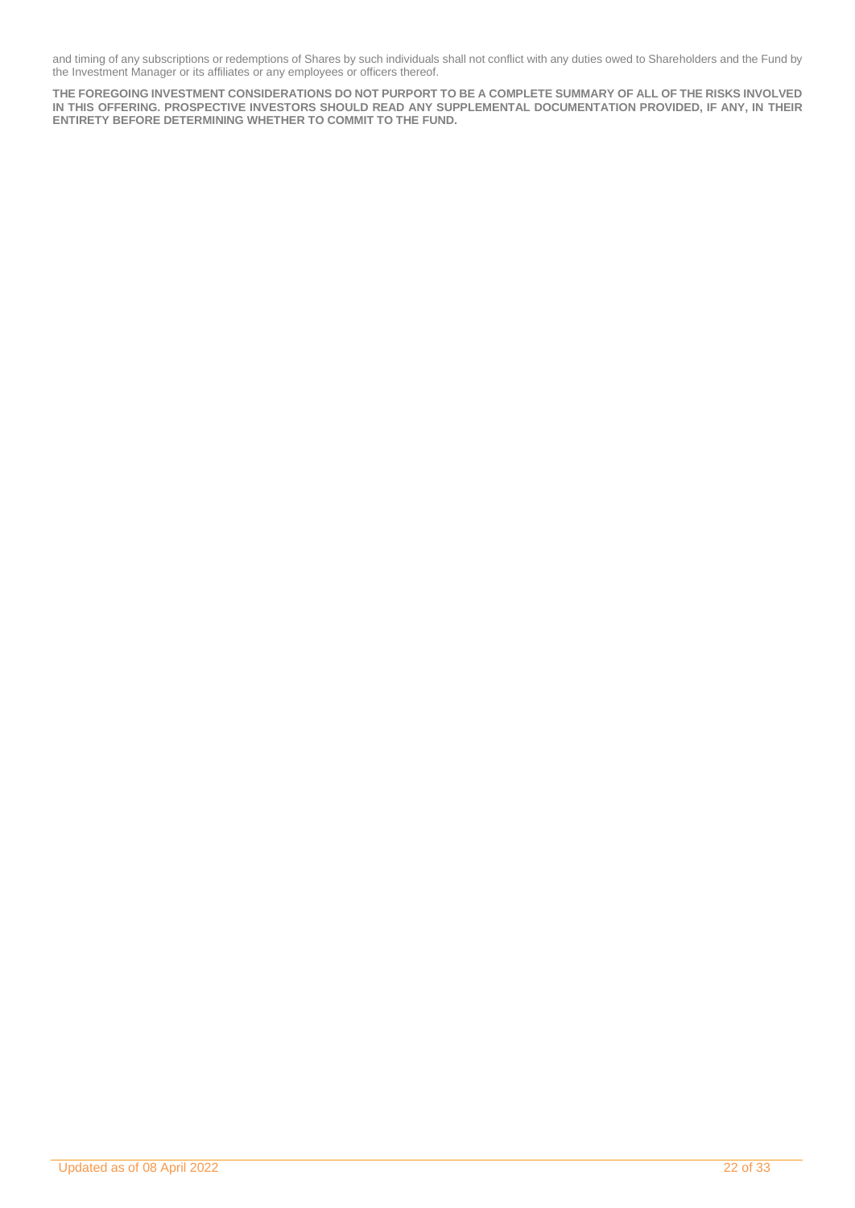and timing of any subscriptions or redemptions of Shares by such individuals shall not conflict with any duties owed to Shareholders and the Fund by the Investment Manager or its affiliates or any employees or officers thereof.

**THE FOREGOING INVESTMENT CONSIDERATIONS DO NOT PURPORT TO BE A COMPLETE SUMMARY OF ALL OF THE RISKS INVOLVED IN THIS OFFERING. PROSPECTIVE INVESTORS SHOULD READ ANY SUPPLEMENTAL DOCUMENTATION PROVIDED, IF ANY, IN THEIR ENTIRETY BEFORE DETERMINING WHETHER TO COMMIT TO THE FUND.**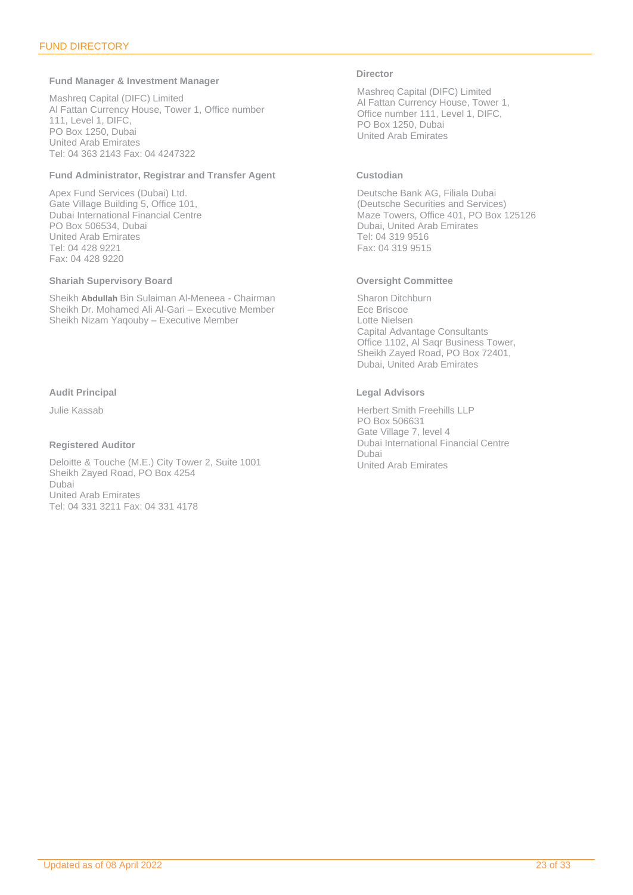# FUND DIRECTORY

### Fund Manager & Investment Manager

Mashreq Capital (DIFC) Limited
Al Fattan Currency House, Tower 1, Office number 111, Level 1, DIFC,
PO Box 1250, Dubai
United Arab Emirates
Tel: 04 363 2143 Fax: 04 4247322

### Fund Administrator, Registrar and Transfer Agent

Apex Fund Services (Dubai) Ltd.
Gate Village Building 5, Office 101,
Dubai International Financial Centre
PO Box 506534, Dubai
United Arab Emirates
Tel: 04 428 9221
Fax: 04 428 9220

### Shariah Supervisory Board

Sheikh **Abdullah** Bin Sulaiman Al-Meneea - Chairman
Sheikh Dr. Mohamed Ali Al-Gari – Executive Member
Sheikh Nizam Yaqouby – Executive Member

### Audit Principal

Julie Kassab

### Registered Auditor

Deloitte & Touche (M.E.) City Tower 2, Suite 1001
Sheikh Zayed Road, PO Box 4254
Dubai
United Arab Emirates
Tel: 04 331 3211 Fax: 04 331 4178

### Director

Mashreq Capital (DIFC) Limited
Al Fattan Currency House, Tower 1,
Office number 111, Level 1, DIFC,
PO Box 1250, Dubai
United Arab Emirates

### Custodian

Deutsche Bank AG, Filiala Dubai
(Deutsche Securities and Services)
Maze Towers, Office 401, PO Box 125126
Dubai, United Arab Emirates
Tel: 04 319 9516
Fax: 04 319 9515

### Oversight Committee

Sharon Ditchburn
Ece Briscoe
Lotte Nielsen
Capital Advantage Consultants
Office 1102, Al Saqr Business Tower,
Sheikh Zayed Road, PO Box 72401,
Dubai, United Arab Emirates

### Legal Advisors

Herbert Smith Freehills LLP
PO Box 506631
Gate Village 7, level 4
Dubai International Financial Centre
Dubai
United Arab Emirates

Updated as of 08 April 2022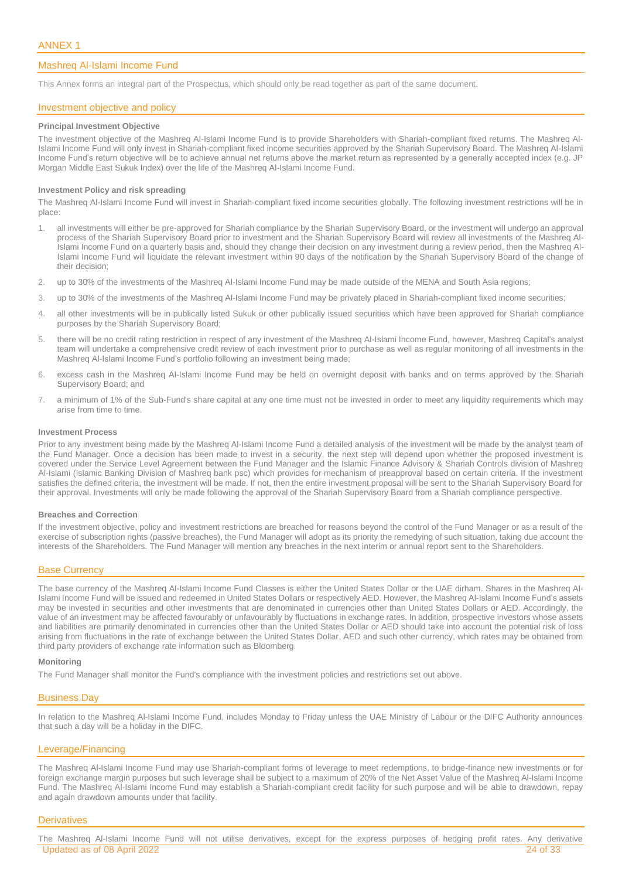# ANNEX 1

## Mashreq Al-Islami Income Fund

This Annex forms an integral part of the Prospectus, which should only be read together as part of the same document.

## Investment objective and policy

### Principal Investment Objective

The investment objective of the Mashreq Al-Islami Income Fund is to provide Shareholders with Shariah-compliant fixed returns. The Mashreq Al-Islami Income Fund will only invest in Shariah-compliant fixed income securities approved by the Shariah Supervisory Board. The Mashreq Al-Islami Income Fund's return objective will be to achieve annual net returns above the market return as represented by a generally accepted index (e.g. JP Morgan Middle East Sukuk Index) over the life of the Mashreq Al-Islami Income Fund.

### Investment Policy and risk spreading

The Mashreq Al-Islami Income Fund will invest in Shariah-compliant fixed income securities globally. The following investment restrictions will be in place:

1. all investments will either be pre-approved for Shariah compliance by the Shariah Supervisory Board, or the investment will undergo an approval process of the Shariah Supervisory Board prior to investment and the Shariah Supervisory Board will review all investments of the Mashreq Al-Islami Income Fund on a quarterly basis and, should they change their decision on any investment during a review period, then the Mashreq Al-Islami Income Fund will liquidate the relevant investment within 90 days of the notification by the Shariah Supervisory Board of the change of their decision;
2. up to 30% of the investments of the Mashreq Al-Islami Income Fund may be made outside of the MENA and South Asia regions;
3. up to 30% of the investments of the Mashreq Al-Islami Income Fund may be privately placed in Shariah-compliant fixed income securities;
4. all other investments will be in publically listed Sukuk or other publically issued securities which have been approved for Shariah compliance purposes by the Shariah Supervisory Board;
5. there will be no credit rating restriction in respect of any investment of the Mashreq Al-Islami Income Fund, however, Mashreq Capital's analyst team will undertake a comprehensive credit review of each investment prior to purchase as well as regular monitoring of all investments in the Mashreq Al-Islami Income Fund's portfolio following an investment being made;
6. excess cash in the Mashreq Al-Islami Income Fund may be held on overnight deposit with banks and on terms approved by the Shariah Supervisory Board; and
7. a minimum of 1% of the Sub-Fund's share capital at any one time must not be invested in order to meet any liquidity requirements which may arise from time to time.

### Investment Process

Prior to any investment being made by the Mashreq Al-Islami Income Fund a detailed analysis of the investment will be made by the analyst team of the Fund Manager. Once a decision has been made to invest in a security, the next step will depend upon whether the proposed investment is covered under the Service Level Agreement between the Fund Manager and the Islamic Finance Advisory & Shariah Controls division of Mashreq Al-Islami (Islamic Banking Division of Mashreq bank psc) which provides for mechanism of preapproval based on certain criteria. If the investment satisfies the defined criteria, the investment will be made. If not, then the entire investment proposal will be sent to the Shariah Supervisory Board for their approval. Investments will only be made following the approval of the Shariah Supervisory Board from a Shariah compliance perspective.

### Breaches and Correction

If the investment objective, policy and investment restrictions are breached for reasons beyond the control of the Fund Manager or as a result of the exercise of subscription rights (passive breaches), the Fund Manager will adopt as its priority the remedying of such situation, taking due account the interests of the Shareholders. The Fund Manager will mention any breaches in the next interim or annual report sent to the Shareholders.

## Base Currency

The base currency of the Mashreq Al-Islami Income Fund Classes is either the United States Dollar or the UAE dirham. Shares in the Mashreq Al-Islami Income Fund will be issued and redeemed in United States Dollars or respectively AED. However, the Mashreq Al-Islami Income Fund's assets may be invested in securities and other investments that are denominated in currencies other than United States Dollars or AED. Accordingly, the value of an investment may be affected favourably or unfavourably by fluctuations in exchange rates. In addition, prospective investors whose assets and liabilities are primarily denominated in currencies other than the United States Dollar or AED should take into account the potential risk of loss arising from fluctuations in the rate of exchange between the United States Dollar, AED and such other currency, which rates may be obtained from third party providers of exchange rate information such as Bloomberg.

### Monitoring

The Fund Manager shall monitor the Fund's compliance with the investment policies and restrictions set out above.

## Business Day

In relation to the Mashreq Al-Islami Income Fund, includes Monday to Friday unless the UAE Ministry of Labour or the DIFC Authority announces that such a day will be a holiday in the DIFC.

## Leverage/Financing

The Mashreq Al-Islami Income Fund may use Shariah-compliant forms of leverage to meet redemptions, to bridge-finance new investments or for foreign exchange margin purposes but such leverage shall be subject to a maximum of 20% of the Net Asset Value of the Mashreq Al-Islami Income Fund. The Mashreq Al-Islami Income Fund may establish a Shariah-compliant credit facility for such purpose and will be able to drawdown, repay and again drawdown amounts under that facility.

## Derivatives

The Mashreq Al-Islami Income Fund will not utilise derivatives, except for the express purposes of hedging profit rates. Any derivative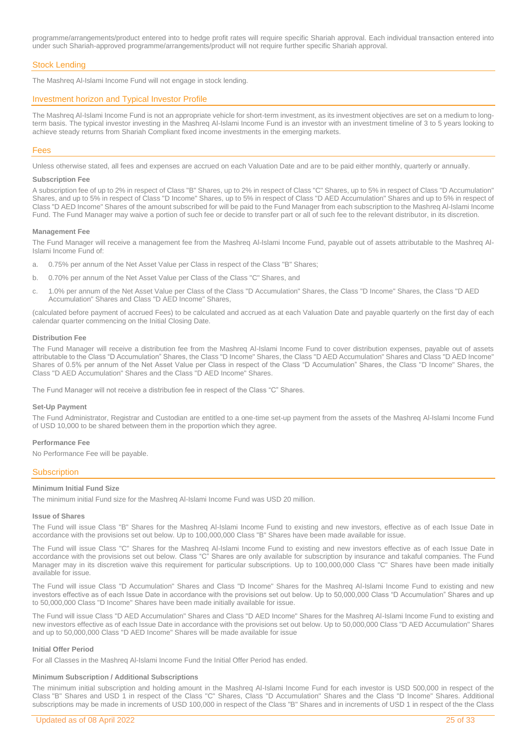programme/arrangements/product entered into to hedge profit rates will require specific Shariah approval. Each individual transaction entered into under such Shariah-approved programme/arrangements/product will not require further specific Shariah approval.

## Stock Lending

The Mashreq Al-Islami Income Fund will not engage in stock lending.

## Investment horizon and Typical Investor Profile

The Mashreq Al-Islami Income Fund is not an appropriate vehicle for short-term investment, as its investment objectives are set on a medium to long-term basis. The typical investor investing in the Mashreq Al-Islami Income Fund is an investor with an investment timeline of 3 to 5 years looking to achieve steady returns from Shariah Compliant fixed income investments in the emerging markets.

## Fees

Unless otherwise stated, all fees and expenses are accrued on each Valuation Date and are to be paid either monthly, quarterly or annually.

### Subscription Fee

A subscription fee of up to 2% in respect of Class "B" Shares, up to 2% in respect of Class "C" Shares, up to 5% in respect of Class "D Accumulation" Shares, and up to 5% in respect of Class "D Income" Shares, up to 5% in respect of Class "D AED Accumulation" Shares and up to 5% in respect of Class "D AED Income" Shares of the amount subscribed for will be paid to the Fund Manager from each subscription to the Mashreq Al-Islami Income Fund. The Fund Manager may waive a portion of such fee or decide to transfer part or all of such fee to the relevant distributor, in its discretion.

### Management Fee

The Fund Manager will receive a management fee from the Mashreq Al-Islami Income Fund, payable out of assets attributable to the Mashreq Al-Islami Income Fund of:

a. 0.75% per annum of the Net Asset Value per Class in respect of the Class "B" Shares;

b. 0.70% per annum of the Net Asset Value per Class of the Class "C" Shares, and

c. 1.0% per annum of the Net Asset Value per Class of the Class "D Accumulation" Shares, the Class "D Income" Shares, the Class "D AED Accumulation" Shares and Class "D AED Income" Shares,

(calculated before payment of accrued Fees) to be calculated and accrued as at each Valuation Date and payable quarterly on the first day of each calendar quarter commencing on the Initial Closing Date.

### Distribution Fee

The Fund Manager will receive a distribution fee from the Mashreq Al-Islami Income Fund to cover distribution expenses, payable out of assets attributable to the Class "D Accumulation" Shares, the Class "D Income" Shares, the Class "D AED Accumulation" Shares and Class "D AED Income" Shares of 0.5% per annum of the Net Asset Value per Class in respect of the Class "D Accumulation" Shares, the Class "D Income" Shares, the Class "D AED Accumulation" Shares and the Class "D AED Income" Shares.

The Fund Manager will not receive a distribution fee in respect of the Class "C" Shares.

### Set-Up Payment

The Fund Administrator, Registrar and Custodian are entitled to a one-time set-up payment from the assets of the Mashreq Al-Islami Income Fund of USD 10,000 to be shared between them in the proportion which they agree.

### Performance Fee

No Performance Fee will be payable.

## Subscription

### Minimum Initial Fund Size

The minimum initial Fund size for the Mashreq Al-Islami Income Fund was USD 20 million.

### Issue of Shares

The Fund will issue Class "B" Shares for the Mashreq Al-Islami Income Fund to existing and new investors, effective as of each Issue Date in accordance with the provisions set out below. Up to 100,000,000 Class "B" Shares have been made available for issue.

The Fund will issue Class "C" Shares for the Mashreq Al-Islami Income Fund to existing and new investors effective as of each Issue Date in accordance with the provisions set out below. Class "C" Shares are only available for subscription by insurance and takaful companies. The Fund Manager may in its discretion waive this requirement for particular subscriptions. Up to 100,000,000 Class "C" Shares have been made initially available for issue.

The Fund will issue Class "D Accumulation" Shares and Class "D Income" Shares for the Mashreq Al-Islami Income Fund to existing and new investors effective as of each Issue Date in accordance with the provisions set out below. Up to 50,000,000 Class "D Accumulation" Shares and up to 50,000,000 Class "D Income" Shares have been made initially available for issue.

The Fund will issue Class "D AED Accumulation" Shares and Class "D AED Income" Shares for the Mashreq Al-Islami Income Fund to existing and new investors effective as of each Issue Date in accordance with the provisions set out below. Up to 50,000,000 Class "D AED Accumulation" Shares and up to 50,000,000 Class "D AED Income" Shares will be made available for issue

### Initial Offer Period

For all Classes in the Mashreq Al-Islami Income Fund the Initial Offer Period has ended.

### Minimum Subscription / Additional Subscriptions

The minimum initial subscription and holding amount in the Mashreq Al-Islami Income Fund for each investor is USD 500,000 in respect of the Class "B" Shares and USD 1 in respect of the Class "C" Shares, Class "D Accumulation" Shares and the Class "D Income" Shares. Additional subscriptions may be made in increments of USD 100,000 in respect of the Class "B" Shares and in increments of USD 1 in respect of the the Class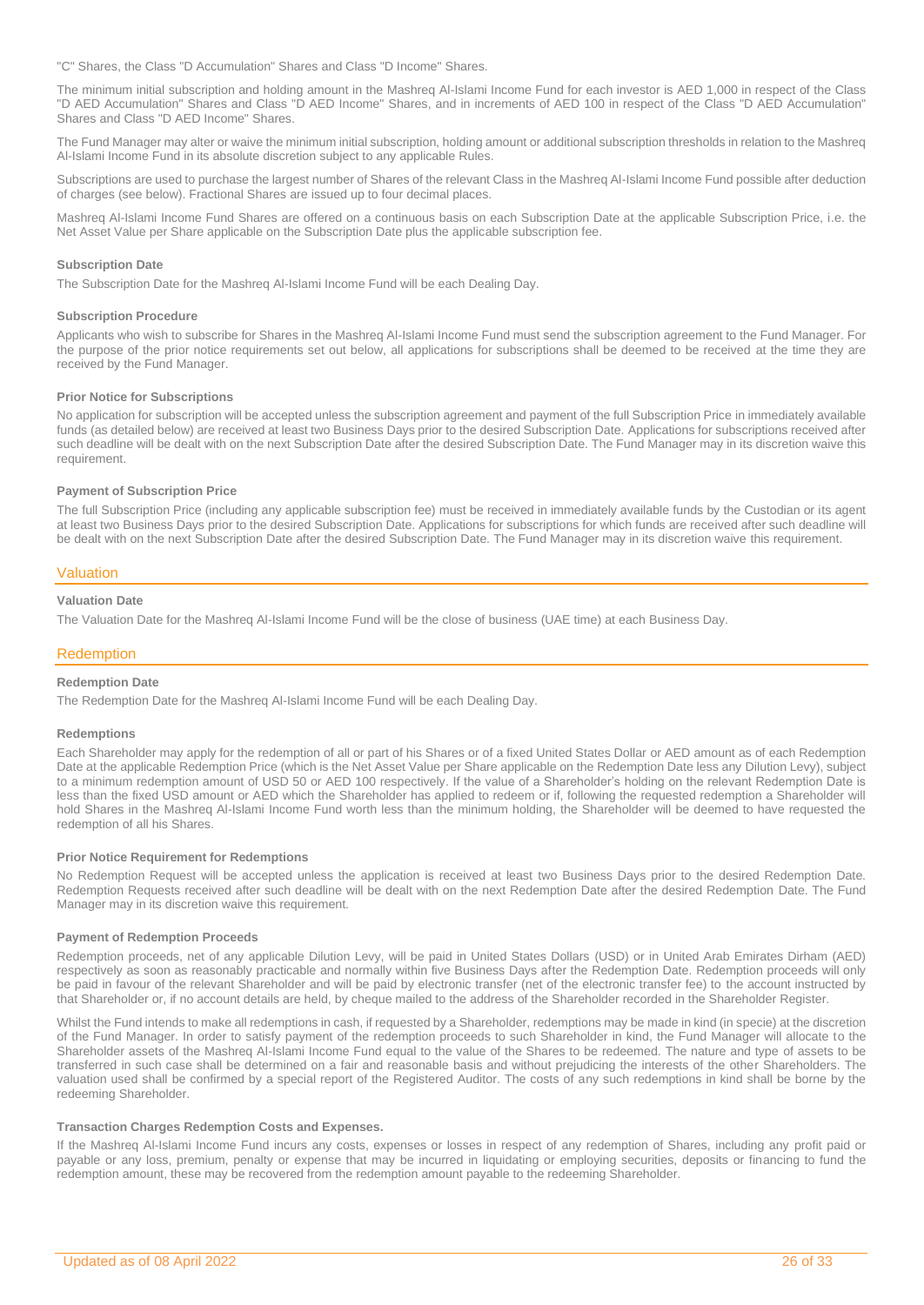"C" Shares, the Class "D Accumulation" Shares and Class "D Income" Shares.

The minimum initial subscription and holding amount in the Mashreq Al-Islami Income Fund for each investor is AED 1,000 in respect of the Class "D AED Accumulation" Shares and Class "D AED Income" Shares, and in increments of AED 100 in respect of the Class "D AED Accumulation" Shares and Class "D AED Income" Shares.

The Fund Manager may alter or waive the minimum initial subscription, holding amount or additional subscription thresholds in relation to the Mashreq Al-Islami Income Fund in its absolute discretion subject to any applicable Rules.

Subscriptions are used to purchase the largest number of Shares of the relevant Class in the Mashreq Al-Islami Income Fund possible after deduction of charges (see below). Fractional Shares are issued up to four decimal places.

Mashreq Al-Islami Income Fund Shares are offered on a continuous basis on each Subscription Date at the applicable Subscription Price, i.e. the Net Asset Value per Share applicable on the Subscription Date plus the applicable subscription fee.

#### Subscription Date

The Subscription Date for the Mashreq Al-Islami Income Fund will be each Dealing Day.

#### Subscription Procedure

Applicants who wish to subscribe for Shares in the Mashreq Al-Islami Income Fund must send the subscription agreement to the Fund Manager. For the purpose of the prior notice requirements set out below, all applications for subscriptions shall be deemed to be received at the time they are received by the Fund Manager.

#### Prior Notice for Subscriptions

No application for subscription will be accepted unless the subscription agreement and payment of the full Subscription Price in immediately available funds (as detailed below) are received at least two Business Days prior to the desired Subscription Date. Applications for subscriptions received after such deadline will be dealt with on the next Subscription Date after the desired Subscription Date. The Fund Manager may in its discretion waive this requirement.

#### Payment of Subscription Price

The full Subscription Price (including any applicable subscription fee) must be received in immediately available funds by the Custodian or its agent at least two Business Days prior to the desired Subscription Date. Applications for subscriptions for which funds are received after such deadline will be dealt with on the next Subscription Date after the desired Subscription Date. The Fund Manager may in its discretion waive this requirement.

### Valuation

#### Valuation Date

The Valuation Date for the Mashreq Al-Islami Income Fund will be the close of business (UAE time) at each Business Day.

### Redemption

#### Redemption Date

The Redemption Date for the Mashreq Al-Islami Income Fund will be each Dealing Day.

#### Redemptions

Each Shareholder may apply for the redemption of all or part of his Shares or of a fixed United States Dollar or AED amount as of each Redemption Date at the applicable Redemption Price (which is the Net Asset Value per Share applicable on the Redemption Date less any Dilution Levy), subject to a minimum redemption amount of USD 50 or AED 100 respectively. If the value of a Shareholder's holding on the relevant Redemption Date is less than the fixed USD amount or AED which the Shareholder has applied to redeem or if, following the requested redemption a Shareholder will hold Shares in the Mashreq Al-Islami Income Fund worth less than the minimum holding, the Shareholder will be deemed to have requested the redemption of all his Shares.

#### Prior Notice Requirement for Redemptions

No Redemption Request will be accepted unless the application is received at least two Business Days prior to the desired Redemption Date. Redemption Requests received after such deadline will be dealt with on the next Redemption Date after the desired Redemption Date. The Fund Manager may in its discretion waive this requirement.

#### Payment of Redemption Proceeds

Redemption proceeds, net of any applicable Dilution Levy, will be paid in United States Dollars (USD) or in United Arab Emirates Dirham (AED) respectively as soon as reasonably practicable and normally within five Business Days after the Redemption Date. Redemption proceeds will only be paid in favour of the relevant Shareholder and will be paid by electronic transfer (net of the electronic transfer fee) to the account instructed by that Shareholder or, if no account details are held, by cheque mailed to the address of the Shareholder recorded in the Shareholder Register.

Whilst the Fund intends to make all redemptions in cash, if requested by a Shareholder, redemptions may be made in kind (in specie) at the discretion of the Fund Manager. In order to satisfy payment of the redemption proceeds to such Shareholder in kind, the Fund Manager will allocate to the Shareholder assets of the Mashreq Al-Islami Income Fund equal to the value of the Shares to be redeemed. The nature and type of assets to be transferred in such case shall be determined on a fair and reasonable basis and without prejudicing the interests of the other Shareholders. The valuation used shall be confirmed by a special report of the Registered Auditor. The costs of any such redemptions in kind shall be borne by the redeeming Shareholder.

#### Transaction Charges Redemption Costs and Expenses.

If the Mashreq Al-Islami Income Fund incurs any costs, expenses or losses in respect of any redemption of Shares, including any profit paid or payable or any loss, premium, penalty or expense that may be incurred in liquidating or employing securities, deposits or financing to fund the redemption amount, these may be recovered from the redemption amount payable to the redeeming Shareholder.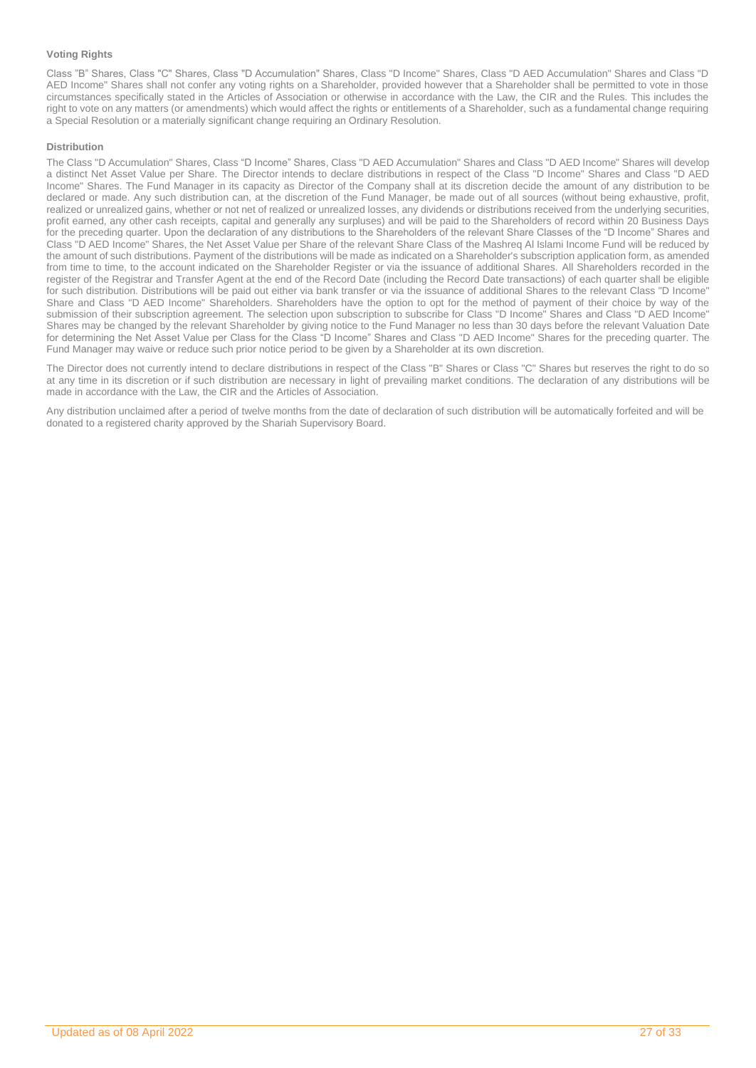### Voting Rights

Class "B" Shares, Class "C" Shares, Class "D Accumulation" Shares, Class "D Income" Shares, Class "D AED Accumulation" Shares and Class "D AED Income" Shares shall not confer any voting rights on a Shareholder, provided however that a Shareholder shall be permitted to vote in those circumstances specifically stated in the Articles of Association or otherwise in accordance with the Law, the CIR and the Rules. This includes the right to vote on any matters (or amendments) which would affect the rights or entitlements of a Shareholder, such as a fundamental change requiring a Special Resolution or a materially significant change requiring an Ordinary Resolution.

### Distribution

The Class "D Accumulation" Shares, Class "D Income" Shares, Class "D AED Accumulation" Shares and Class "D AED Income" Shares will develop a distinct Net Asset Value per Share. The Director intends to declare distributions in respect of the Class "D Income" Shares and Class "D AED Income" Shares. The Fund Manager in its capacity as Director of the Company shall at its discretion decide the amount of any distribution to be declared or made. Any such distribution can, at the discretion of the Fund Manager, be made out of all sources (without being exhaustive, profit, realized or unrealized gains, whether or not net of realized or unrealized losses, any dividends or distributions received from the underlying securities, profit earned, any other cash receipts, capital and generally any surpluses) and will be paid to the Shareholders of record within 20 Business Days for the preceding quarter. Upon the declaration of any distributions to the Shareholders of the relevant Share Classes of the "D Income" Shares and Class "D AED Income" Shares, the Net Asset Value per Share of the relevant Share Class of the Mashreq Al Islami Income Fund will be reduced by the amount of such distributions. Payment of the distributions will be made as indicated on a Shareholder's subscription application form, as amended from time to time, to the account indicated on the Shareholder Register or via the issuance of additional Shares. All Shareholders recorded in the register of the Registrar and Transfer Agent at the end of the Record Date (including the Record Date transactions) of each quarter shall be eligible for such distribution. Distributions will be paid out either via bank transfer or via the issuance of additional Shares to the relevant Class "D Income" Share and Class "D AED Income" Shareholders. Shareholders have the option to opt for the method of payment of their choice by way of the submission of their subscription agreement. The selection upon subscription to subscribe for Class "D Income" Shares and Class "D AED Income" Shares may be changed by the relevant Shareholder by giving notice to the Fund Manager no less than 30 days before the relevant Valuation Date for determining the Net Asset Value per Class for the Class "D Income" Shares and Class "D AED Income" Shares for the preceding quarter. The Fund Manager may waive or reduce such prior notice period to be given by a Shareholder at its own discretion.

The Director does not currently intend to declare distributions in respect of the Class "B" Shares or Class "C" Shares but reserves the right to do so at any time in its discretion or if such distribution are necessary in light of prevailing market conditions. The declaration of any distributions will be made in accordance with the Law, the CIR and the Articles of Association.

Any distribution unclaimed after a period of twelve months from the date of declaration of such distribution will be automatically forfeited and will be donated to a registered charity approved by the Shariah Supervisory Board.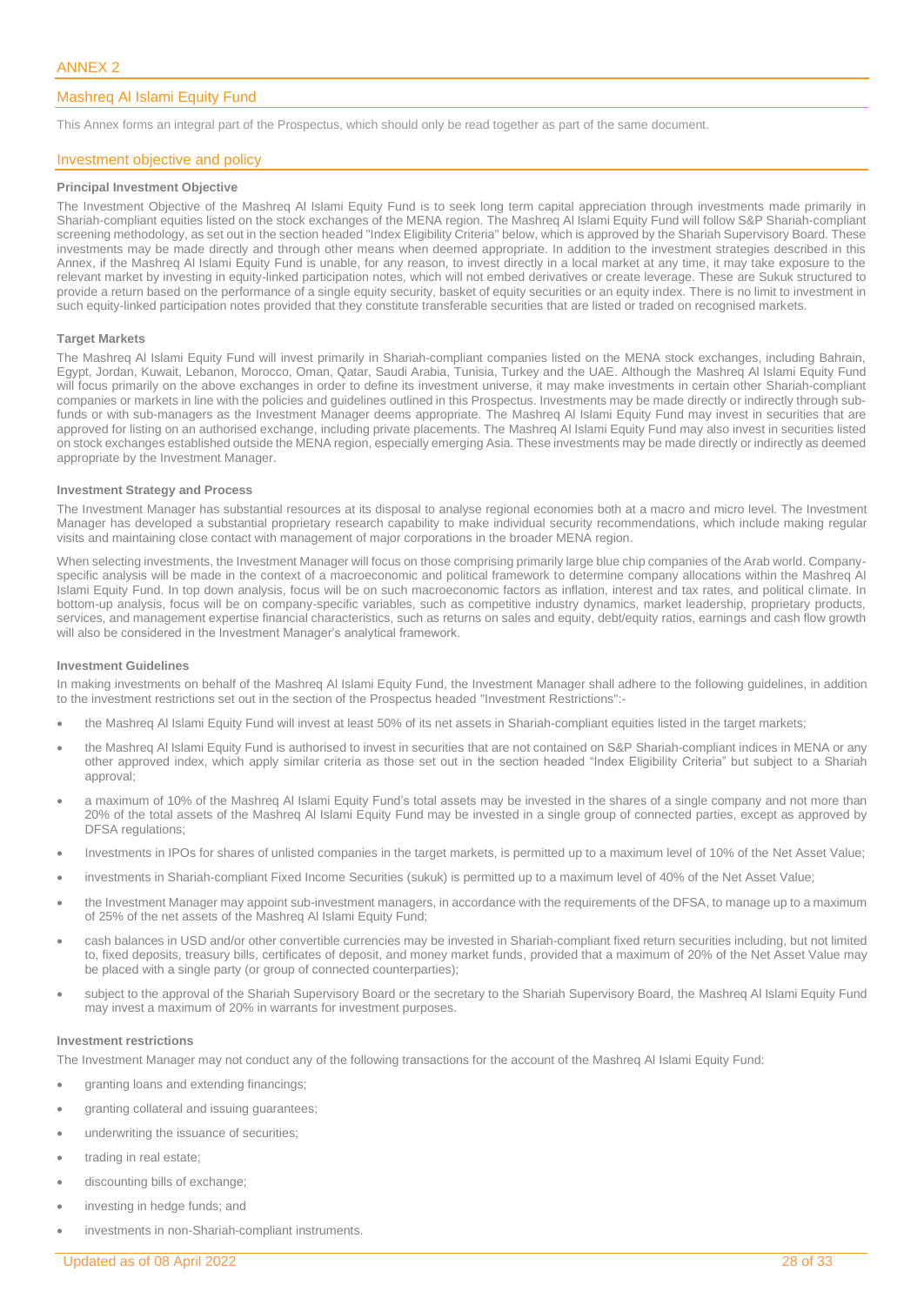# ANNEX 2

## Mashreq Al Islami Equity Fund

This Annex forms an integral part of the Prospectus, which should only be read together as part of the same document.

## Investment objective and policy

### Principal Investment Objective

The Investment Objective of the Mashreq Al Islami Equity Fund is to seek long term capital appreciation through investments made primarily in Shariah-compliant equities listed on the stock exchanges of the MENA region. The Mashreq Al Islami Equity Fund will follow S&P Shariah-compliant screening methodology, as set out in the section headed "Index Eligibility Criteria" below, which is approved by the Shariah Supervisory Board. These investments may be made directly and through other means when deemed appropriate. In addition to the investment strategies described in this Annex, if the Mashreq Al Islami Equity Fund is unable, for any reason, to invest directly in a local market at any time, it may take exposure to the relevant market by investing in equity-linked participation notes, which will not embed derivatives or create leverage. These are Sukuk structured to provide a return based on the performance of a single equity security, basket of equity securities or an equity index. There is no limit to investment in such equity-linked participation notes provided that they constitute transferable securities that are listed or traded on recognised markets.

### Target Markets

The Mashreq Al Islami Equity Fund will invest primarily in Shariah-compliant companies listed on the MENA stock exchanges, including Bahrain, Egypt, Jordan, Kuwait, Lebanon, Morocco, Oman, Qatar, Saudi Arabia, Tunisia, Turkey and the UAE. Although the Mashreq Al Islami Equity Fund will focus primarily on the above exchanges in order to define its investment universe, it may make investments in certain other Shariah-compliant companies or markets in line with the policies and guidelines outlined in this Prospectus. Investments may be made directly or indirectly through sub-funds or with sub-managers as the Investment Manager deems appropriate. The Mashreq Al Islami Equity Fund may invest in securities that are approved for listing on an authorised exchange, including private placements. The Mashreq Al Islami Equity Fund may also invest in securities listed on stock exchanges established outside the MENA region, especially emerging Asia. These investments may be made directly or indirectly as deemed appropriate by the Investment Manager.

### Investment Strategy and Process

The Investment Manager has substantial resources at its disposal to analyse regional economies both at a macro and micro level. The Investment Manager has developed a substantial proprietary research capability to make individual security recommendations, which include making regular visits and maintaining close contact with management of major corporations in the broader MENA region.

When selecting investments, the Investment Manager will focus on those comprising primarily large blue chip companies of the Arab world. Company-specific analysis will be made in the context of a macroeconomic and political framework to determine company allocations within the Mashreq Al Islami Equity Fund. In top down analysis, focus will be on such macroeconomic factors as inflation, interest and tax rates, and political climate. In bottom-up analysis, focus will be on company-specific variables, such as competitive industry dynamics, market leadership, proprietary products, services, and management expertise financial characteristics, such as returns on sales and equity, debt/equity ratios, earnings and cash flow growth will also be considered in the Investment Manager's analytical framework.

### Investment Guidelines

In making investments on behalf of the Mashreq Al Islami Equity Fund, the Investment Manager shall adhere to the following guidelines, in addition to the investment restrictions set out in the section of the Prospectus headed "Investment Restrictions":-

- the Mashreq Al Islami Equity Fund will invest at least 50% of its net assets in Shariah-compliant equities listed in the target markets;
- the Mashreq Al Islami Equity Fund is authorised to invest in securities that are not contained on S&P Shariah-compliant indices in MENA or any other approved index, which apply similar criteria as those set out in the section headed "Index Eligibility Criteria" but subject to a Shariah approval;
- a maximum of 10% of the Mashreq Al Islami Equity Fund's total assets may be invested in the shares of a single company and not more than 20% of the total assets of the Mashreq Al Islami Equity Fund may be invested in a single group of connected parties, except as approved by DFSA regulations;
- Investments in IPOs for shares of unlisted companies in the target markets, is permitted up to a maximum level of 10% of the Net Asset Value;
- investments in Shariah-compliant Fixed Income Securities (sukuk) is permitted up to a maximum level of 40% of the Net Asset Value;
- the Investment Manager may appoint sub-investment managers, in accordance with the requirements of the DFSA, to manage up to a maximum of 25% of the net assets of the Mashreq Al Islami Equity Fund;
- cash balances in USD and/or other convertible currencies may be invested in Shariah-compliant fixed return securities including, but not limited to, fixed deposits, treasury bills, certificates of deposit, and money market funds, provided that a maximum of 20% of the Net Asset Value may be placed with a single party (or group of connected counterparties);
- subject to the approval of the Shariah Supervisory Board or the secretary to the Shariah Supervisory Board, the Mashreq Al Islami Equity Fund may invest a maximum of 20% in warrants for investment purposes.

### Investment restrictions

The Investment Manager may not conduct any of the following transactions for the account of the Mashreq Al Islami Equity Fund:

- granting loans and extending financings;
- granting collateral and issuing guarantees;
- underwriting the issuance of securities;
- trading in real estate;
- discounting bills of exchange;
- investing in hedge funds; and
- investments in non-Shariah-compliant instruments.

Updated as of 08 April 2022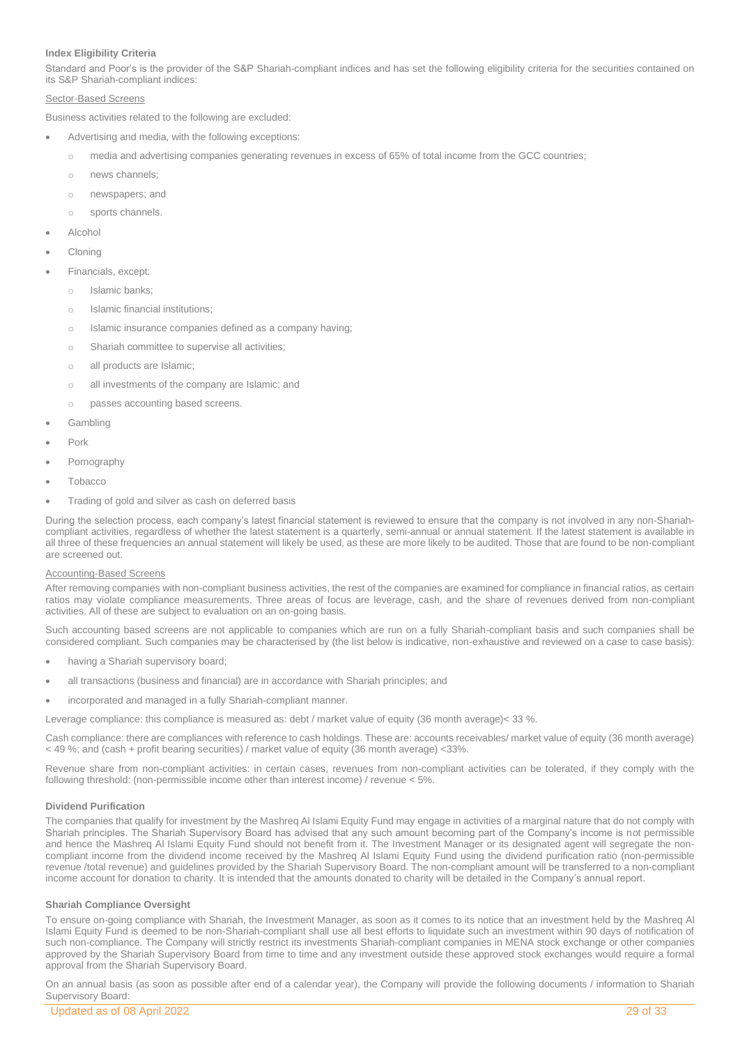### Index Eligibility Criteria

Standard and Poor's is the provider of the S&P Shariah-compliant indices and has set the following eligibility criteria for the securities contained on its S&P Shariah-compliant indices:

Sector-Based Screens

Business activities related to the following are excluded:

- Advertising and media, with the following exceptions:
  - media and advertising companies generating revenues in excess of 65% of total income from the GCC countries;
  - news channels;
  - newspapers; and
  - sports channels.
- Alcohol
- Cloning
- Financials, except:
  - Islamic banks;
  - Islamic financial institutions;
  - Islamic insurance companies defined as a company having;
  - Shariah committee to supervise all activities;
  - all products are Islamic;
  - all investments of the company are Islamic; and
  - passes accounting based screens.
- Gambling
- Pork
- Pornography
- Tobacco
- Trading of gold and silver as cash on deferred basis

During the selection process, each company's latest financial statement is reviewed to ensure that the company is not involved in any non-Shariah-compliant activities, regardless of whether the latest statement is a quarterly, semi-annual or annual statement. If the latest statement is available in all three of these frequencies an annual statement will likely be used, as these are more likely to be audited. Those that are found to be non-compliant are screened out.

Accounting-Based Screens

After removing companies with non-compliant business activities, the rest of the companies are examined for compliance in financial ratios, as certain ratios may violate compliance measurements. Three areas of focus are leverage, cash, and the share of revenues derived from non-compliant activities. All of these are subject to evaluation on an on-going basis.

Such accounting based screens are not applicable to companies which are run on a fully Shariah-compliant basis and such companies shall be considered compliant. Such companies may be characterised by (the list below is indicative, non-exhaustive and reviewed on a case to case basis):

- having a Shariah supervisory board;
- all transactions (business and financial) are in accordance with Shariah principles; and
- incorporated and managed in a fully Shariah-compliant manner.

Leverage compliance: this compliance is measured as: debt / market value of equity (36 month average)< 33 %.

Cash compliance: there are compliances with reference to cash holdings. These are: accounts receivables/ market value of equity (36 month average) < 49 %; and (cash + profit bearing securities) / market value of equity (36 month average) <33%.

Revenue share from non-compliant activities: in certain cases, revenues from non-compliant activities can be tolerated, if they comply with the following threshold: (non-permissible income other than interest income) / revenue < 5%.

### Dividend Purification

The companies that qualify for investment by the Mashreq Al Islami Equity Fund may engage in activities of a marginal nature that do not comply with Shariah principles. The Shariah Supervisory Board has advised that any such amount becoming part of the Company's income is not permissible and hence the Mashreq Al Islami Equity Fund should not benefit from it. The Investment Manager or its designated agent will segregate the non-compliant income from the dividend income received by the Mashreq Al Islami Equity Fund using the dividend purification ratio (non-permissible revenue /total revenue) and guidelines provided by the Shariah Supervisory Board. The non-compliant amount will be transferred to a non-compliant income account for donation to charity. It is intended that the amounts donated to charity will be detailed in the Company's annual report.

### Shariah Compliance Oversight

To ensure on-going compliance with Shariah, the Investment Manager, as soon as it comes to its notice that an investment held by the Mashreq Al Islami Equity Fund is deemed to be non-Shariah-compliant shall use all best efforts to liquidate such an investment within 90 days of notification of such non-compliance. The Company will strictly restrict its investments Shariah-compliant companies in MENA stock exchange or other companies approved by the Shariah Supervisory Board from time to time and any investment outside these approved stock exchanges would require a formal approval from the Shariah Supervisory Board.

On an annual basis (as soon as possible after end of a calendar year), the Company will provide the following documents / information to Shariah Supervisory Board: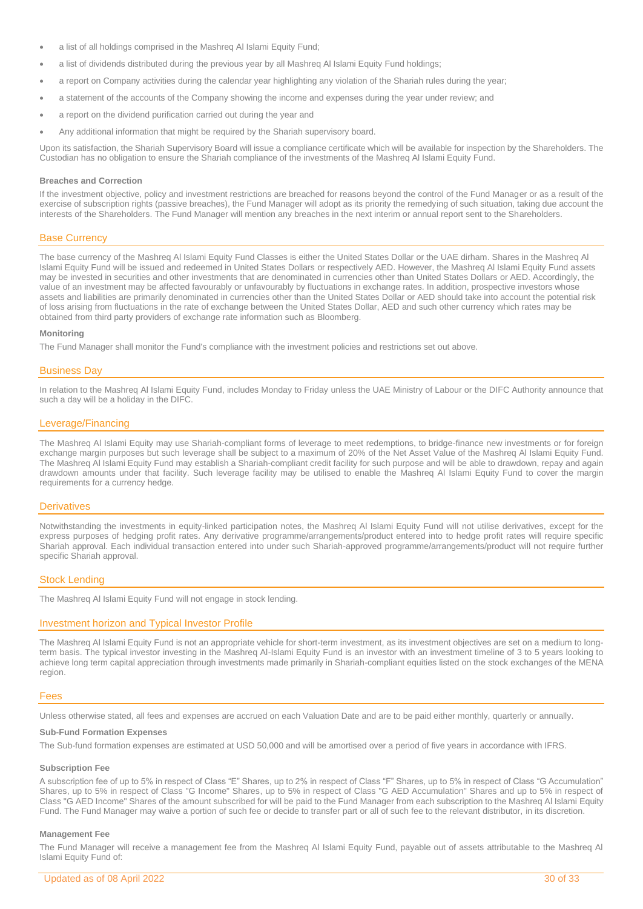- a list of all holdings comprised in the Mashreq Al Islami Equity Fund;
- a list of dividends distributed during the previous year by all Mashreq Al Islami Equity Fund holdings;
- a report on Company activities during the calendar year highlighting any violation of the Shariah rules during the year;
- a statement of the accounts of the Company showing the income and expenses during the year under review; and
- a report on the dividend purification carried out during the year and
- Any additional information that might be required by the Shariah supervisory board.

Upon its satisfaction, the Shariah Supervisory Board will issue a compliance certificate which will be available for inspection by the Shareholders. The Custodian has no obligation to ensure the Shariah compliance of the investments of the Mashreq Al Islami Equity Fund.

#### Breaches and Correction

If the investment objective, policy and investment restrictions are breached for reasons beyond the control of the Fund Manager or as a result of the exercise of subscription rights (passive breaches), the Fund Manager will adopt as its priority the remedying of such situation, taking due account the interests of the Shareholders. The Fund Manager will mention any breaches in the next interim or annual report sent to the Shareholders.

## Base Currency

The base currency of the Mashreq Al Islami Equity Fund Classes is either the United States Dollar or the UAE dirham. Shares in the Mashreq Al Islami Equity Fund will be issued and redeemed in United States Dollars or respectively AED. However, the Mashreq Al Islami Equity Fund assets may be invested in securities and other investments that are denominated in currencies other than United States Dollars or AED. Accordingly, the value of an investment may be affected favourably or unfavourably by fluctuations in exchange rates. In addition, prospective investors whose assets and liabilities are primarily denominated in currencies other than the United States Dollar or AED should take into account the potential risk of loss arising from fluctuations in the rate of exchange between the United States Dollar, AED and such other currency which rates may be obtained from third party providers of exchange rate information such as Bloomberg.

#### Monitoring

The Fund Manager shall monitor the Fund's compliance with the investment policies and restrictions set out above.

## Business Day

In relation to the Mashreq Al Islami Equity Fund, includes Monday to Friday unless the UAE Ministry of Labour or the DIFC Authority announce that such a day will be a holiday in the DIFC.

## Leverage/Financing

The Mashreq Al Islami Equity may use Shariah-compliant forms of leverage to meet redemptions, to bridge-finance new investments or for foreign exchange margin purposes but such leverage shall be subject to a maximum of 20% of the Net Asset Value of the Mashreq Al Islami Equity Fund. The Mashreq Al Islami Equity Fund may establish a Shariah-compliant credit facility for such purpose and will be able to drawdown, repay and again drawdown amounts under that facility. Such leverage facility may be utilised to enable the Mashreq Al Islami Equity Fund to cover the margin requirements for a currency hedge.

## Derivatives

Notwithstanding the investments in equity-linked participation notes, the Mashreq Al Islami Equity Fund will not utilise derivatives, except for the express purposes of hedging profit rates. Any derivative programme/arrangements/product entered into to hedge profit rates will require specific Shariah approval. Each individual transaction entered into under such Shariah-approved programme/arrangements/product will not require further specific Shariah approval.

## Stock Lending

The Mashreq Al Islami Equity Fund will not engage in stock lending.

## Investment horizon and Typical Investor Profile

The Mashreq Al Islami Equity Fund is not an appropriate vehicle for short-term investment, as its investment objectives are set on a medium to long-term basis. The typical investor investing in the Mashreq Al-Islami Equity Fund is an investor with an investment timeline of 3 to 5 years looking to achieve long term capital appreciation through investments made primarily in Shariah-compliant equities listed on the stock exchanges of the MENA region.

## Fees

Unless otherwise stated, all fees and expenses are accrued on each Valuation Date and are to be paid either monthly, quarterly or annually.

#### Sub-Fund Formation Expenses

The Sub-fund formation expenses are estimated at USD 50,000 and will be amortised over a period of five years in accordance with IFRS.

#### Subscription Fee

A subscription fee of up to 5% in respect of Class "E" Shares, up to 2% in respect of Class "F" Shares, up to 5% in respect of Class "G Accumulation" Shares, up to 5% in respect of Class "G Income" Shares, up to 5% in respect of Class "G AED Accumulation" Shares and up to 5% in respect of Class "G AED Income" Shares of the amount subscribed for will be paid to the Fund Manager from each subscription to the Mashreq Al Islami Equity Fund. The Fund Manager may waive a portion of such fee or decide to transfer part or all of such fee to the relevant distributor, in its discretion.

#### Management Fee

The Fund Manager will receive a management fee from the Mashreq Al Islami Equity Fund, payable out of assets attributable to the Mashreq Al Islami Equity Fund of: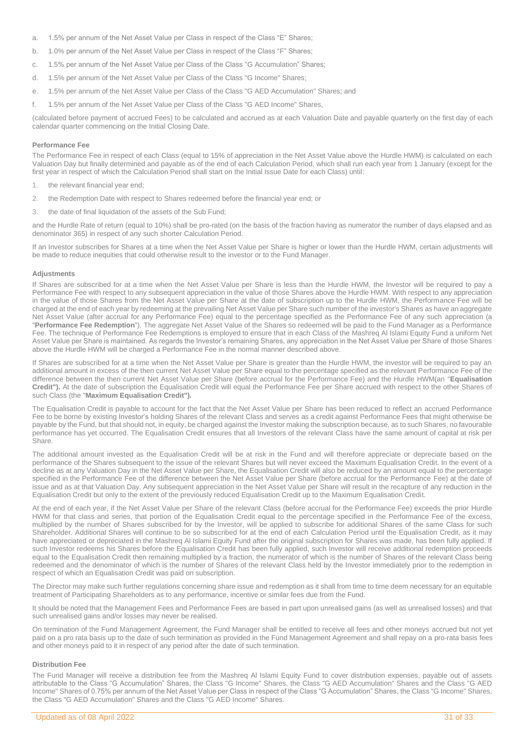a. 1.5% per annum of the Net Asset Value per Class in respect of the Class "E" Shares;

b. 1.0% per annum of the Net Asset Value per Class in respect of the Class "F" Shares;

c. 1.5% per annum of the Net Asset Value per Class of the Class "G Accumulation" Shares;

d. 1.5% per annum of the Net Asset Value per Class of the Class "G Income" Shares;

e. 1.5% per annum of the Net Asset Value per Class of the Class "G AED Accumulation" Shares; and

f. 1.5% per annum of the Net Asset Value per Class of the Class "G AED Income" Shares,

(calculated before payment of accrued Fees) to be calculated and accrued as at each Valuation Date and payable quarterly on the first day of each calendar quarter commencing on the Initial Closing Date.

#### Performance Fee

The Performance Fee in respect of each Class (equal to 15% of appreciation in the Net Asset Value above the Hurdle HWM) is calculated on each Valuation Day but finally determined and payable as of the end of each Calculation Period, which shall run each year from 1 January (except for the first year in respect of which the Calculation Period shall start on the Initial Issue Date for each Class) until:

1. the relevant financial year end;
2. the Redemption Date with respect to Shares redeemed before the financial year end; or
3. the date of final liquidation of the assets of the Sub Fund;

and the Hurdle Rate of return (equal to 10%) shall be pro-rated (on the basis of the fraction having as numerator the number of days elapsed and as denominator 365) in respect of any such shorter Calculation Period.

If an Investor subscribes for Shares at a time when the Net Asset Value per Share is higher or lower than the Hurdle HWM, certain adjustments will be made to reduce inequities that could otherwise result to the investor or to the Fund Manager.

#### Adjustments

If Shares are subscribed for at a time when the Net Asset Value per Share is less than the Hurdle HWM, the Investor will be required to pay a Performance Fee with respect to any subsequent appreciation in the value of those Shares above the Hurdle HWM. With respect to any appreciation in the value of those Shares from the Net Asset Value per Share at the date of subscription up to the Hurdle HWM, the Performance Fee will be charged at the end of each year by redeeming at the prevailing Net Asset Value per Share such number of the investor's Shares as have an aggregate Net Asset Value (after accrual for any Performance Fee) equal to the percentage specified as the Performance Fee of any such appreciation (a "**Performance Fee Redemption**"). The aggregate Net Asset Value of the Shares so redeemed will be paid to the Fund Manager as a Performance Fee. The technique of Performance Fee Redemptions is employed to ensure that in each Class of the Mashreq Al Islami Equity Fund a uniform Net Asset Value per Share is maintained. As regards the Investor's remaining Shares, any appreciation in the Net Asset Value per Share of those Shares above the Hurdle HWM will be charged a Performance Fee in the normal manner described above.

If Shares are subscribed for at a time when the Net Asset Value per Share is greater than the Hurdle HWM, the investor will be required to pay an additional amount in excess of the then current Net Asset Value per Share equal to the percentage specified as the relevant Performance Fee of the difference between the then current Net Asset Value per Share (before accrual for the Performance Fee) and the Hurdle HWM(an "**Equalisation Credit").** At the date of subscription the Equalisation Credit will equal the Performance Fee per Share accrued with respect to the other Shares of such Class (the "**Maximum Equalisation Credit").**

The Equalisation Credit is payable to account for the fact that the Net Asset Value per Share has been reduced to reflect an accrued Performance Fee to be borne by existing Investor's holding Shares of the relevant Class and serves as a credit against Performance Fees that might otherwise be payable by the Fund, but that should not, in equity, be charged against the Investor making the subscription because, as to such Shares, no favourable performance has yet occurred. The Equalisation Credit ensures that all Investors of the relevant Class have the same amount of capital at risk per Share.

The additional amount invested as the Equalisation Credit will be at risk in the Fund and will therefore appreciate or depreciate based on the performance of the Shares subsequent to the issue of the relevant Shares but will never exceed the Maximum Equalisation Credit. In the event of a decline as at any Valuation Day in the Net Asset Value per Share, the Equalisation Credit will also be reduced by an amount equal to the percentage specified in the Performance Fee of the difference between the Net Asset Value per Share (before accrual for the Performance Fee) at the date of issue and as at that Valuation Day. Any subsequent appreciation in the Net Asset Value per Share will result in the recapture of any reduction in the Equalisation Credit but only to the extent of the previously reduced Equalisation Credit up to the Maximum Equalisation Credit.

At the end of each year, if the Net Asset Value per Share of the relevant Class (before accrual for the Performance Fee) exceeds the prior Hurdle HWM for that class and series, that portion of the Equalisation Credit equal to the percentage specified in the Performance Fee of the excess, multiplied by the number of Shares subscribed for by the Investor, will be applied to subscribe for additional Shares of the same Class for such Shareholder. Additional Shares will continue to be so subscribed for at the end of each Calculation Period until the Equalisation Credit, as it may have appreciated or depreciated in the Mashreq Al Islami Equity Fund after the original subscription for Shares was made, has been fully applied. If such Investor redeems his Shares before the Equalisation Credit has been fully applied, such Investor will receive additional redemption proceeds equal to the Equalisation Credit then remaining multiplied by a fraction, the numerator of which is the number of Shares of the relevant Class being redeemed and the denominator of which is the number of Shares of the relevant Class held by the Investor immediately prior to the redemption in respect of which an Equalisation Credit was paid on subscription.

The Director may make such further regulations concerning share issue and redemption as it shall from time to time deem necessary for an equitable treatment of Participating Shareholders as to any performance, incentive or similar fees due from the Fund.

It should be noted that the Management Fees and Performance Fees are based in part upon unrealised gains (as well as unrealised losses) and that such unrealised gains and/or losses may never be realised.

On termination of the Fund Management Agreement, the Fund Manager shall be entitled to receive all fees and other moneys accrued but not yet paid on a pro rata basis up to the date of such termination as provided in the Fund Management Agreement and shall repay on a pro-rata basis fees and other moneys paid to it in respect of any period after the date of such termination.

#### Distribution Fee

The Fund Manager will receive a distribution fee from the Mashreq Al Islami Equity Fund to cover distribution expenses, payable out of assets attributable to the Class "G Accumulation" Shares, the Class "G Income" Shares, the Class "G AED Accumulation" Shares and the Class "G AED Income" Shares of 0.75% per annum of the Net Asset Value per Class in respect of the Class "G Accumulation" Shares, the Class "G Income" Shares, the Class "G AED Accumulation" Shares and the Class "G AED Income" Shares.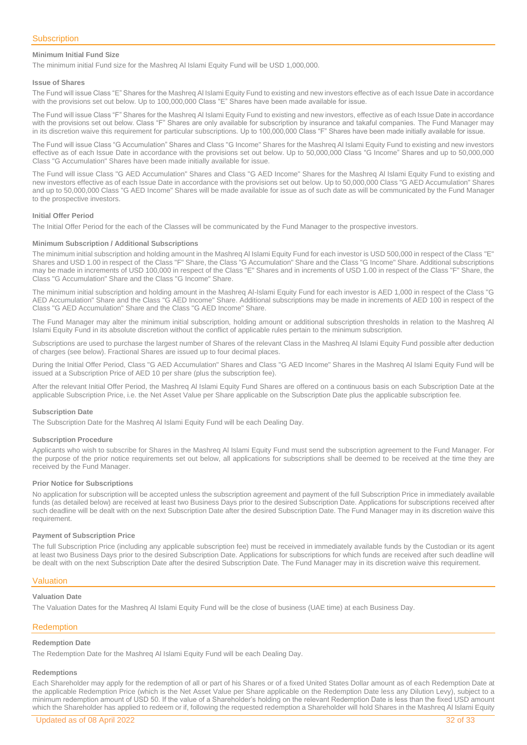## Subscription

### Minimum Initial Fund Size

The minimum initial Fund size for the Mashreq Al Islami Equity Fund will be USD 1,000,000.

### Issue of Shares

The Fund will issue Class “E” Shares for the Mashreq Al Islami Equity Fund to existing and new investors effective as of each Issue Date in accordance with the provisions set out below. Up to 100,000,000 Class “E” Shares have been made available for issue.

The Fund will issue Class “F” Shares for the Mashreq Al Islami Equity Fund to existing and new investors, effective as of each Issue Date in accordance with the provisions set out below. Class “F” Shares are only available for subscription by insurance and takaful companies. The Fund Manager may in its discretion waive this requirement for particular subscriptions. Up to 100,000,000 Class “F” Shares have been made initially available for issue.

The Fund will issue Class “G Accumulation” Shares and Class "G Income" Shares for the Mashreq Al Islami Equity Fund to existing and new investors effective as of each Issue Date in accordance with the provisions set out below. Up to 50,000,000 Class “G Income” Shares and up to 50,000,000 Class "G Accumulation" Shares have been made initially available for issue.

The Fund will issue Class "G AED Accumulation" Shares and Class "G AED Income" Shares for the Mashreq Al Islami Equity Fund to existing and new investors effective as of each Issue Date in accordance with the provisions set out below. Up to 50,000,000 Class "G AED Accumulation" Shares and up to 50,000,000 Class "G AED Income" Shares will be made available for issue as of such date as will be communicated by the Fund Manager to the prospective investors.

### Initial Offer Period

The Initial Offer Period for the each of the Classes will be communicated by the Fund Manager to the prospective investors.

### Minimum Subscription / Additional Subscriptions

The minimum initial subscription and holding amount in the Mashreq Al Islami Equity Fund for each investor is USD 500,000 in respect of the Class "E" Shares and USD 1.00 in respect of the Class "F" Share, the Class "G Accumulation" Share and the Class "G Income" Share. Additional subscriptions may be made in increments of USD 100,000 in respect of the Class "E" Shares and in increments of USD 1.00 in respect of the Class "F" Share, the Class "G Accumulation" Share and the Class "G Income" Share.

The minimum initial subscription and holding amount in the Mashreq Al-Islami Equity Fund for each investor is AED 1,000 in respect of the Class "G AED Accumulation" Share and the Class "G AED Income" Share. Additional subscriptions may be made in increments of AED 100 in respect of the Class "G AED Accumulation" Share and the Class "G AED Income" Share.

The Fund Manager may alter the minimum initial subscription, holding amount or additional subscription thresholds in relation to the Mashreq Al Islami Equity Fund in its absolute discretion without the conflict of applicable rules pertain to the minimum subscription.

Subscriptions are used to purchase the largest number of Shares of the relevant Class in the Mashreq Al Islami Equity Fund possible after deduction of charges (see below). Fractional Shares are issued up to four decimal places.

During the Initial Offer Period, Class "G AED Accumulation" Shares and Class "G AED Income" Shares in the Mashreq Al Islami Equity Fund will be issued at a Subscription Price of AED 10 per share (plus the subscription fee).

After the relevant Initial Offer Period, the Mashreq Al Islami Equity Fund Shares are offered on a continuous basis on each Subscription Date at the applicable Subscription Price, i.e. the Net Asset Value per Share applicable on the Subscription Date plus the applicable subscription fee.

### Subscription Date

The Subscription Date for the Mashreq Al Islami Equity Fund will be each Dealing Day.

### Subscription Procedure

Applicants who wish to subscribe for Shares in the Mashreq Al Islami Equity Fund must send the subscription agreement to the Fund Manager. For the purpose of the prior notice requirements set out below, all applications for subscriptions shall be deemed to be received at the time they are received by the Fund Manager.

### Prior Notice for Subscriptions

No application for subscription will be accepted unless the subscription agreement and payment of the full Subscription Price in immediately available funds (as detailed below) are received at least two Business Days prior to the desired Subscription Date. Applications for subscriptions received after such deadline will be dealt with on the next Subscription Date after the desired Subscription Date. The Fund Manager may in its discretion waive this requirement.

### Payment of Subscription Price

The full Subscription Price (including any applicable subscription fee) must be received in immediately available funds by the Custodian or its agent at least two Business Days prior to the desired Subscription Date. Applications for subscriptions for which funds are received after such deadline will be dealt with on the next Subscription Date after the desired Subscription Date. The Fund Manager may in its discretion waive this requirement.

## Valuation

### Valuation Date

The Valuation Dates for the Mashreq Al Islami Equity Fund will be the close of business (UAE time) at each Business Day.

## Redemption

### Redemption Date

The Redemption Date for the Mashreq Al Islami Equity Fund will be each Dealing Day.

### Redemptions

Each Shareholder may apply for the redemption of all or part of his Shares or of a fixed United States Dollar amount as of each Redemption Date at the applicable Redemption Price (which is the Net Asset Value per Share applicable on the Redemption Date less any Dilution Levy), subject to a minimum redemption amount of USD 50. If the value of a Shareholder’s holding on the relevant Redemption Date is less than the fixed USD amount which the Shareholder has applied to redeem or if, following the requested redemption a Shareholder will hold Shares in the Mashreq Al Islami Equity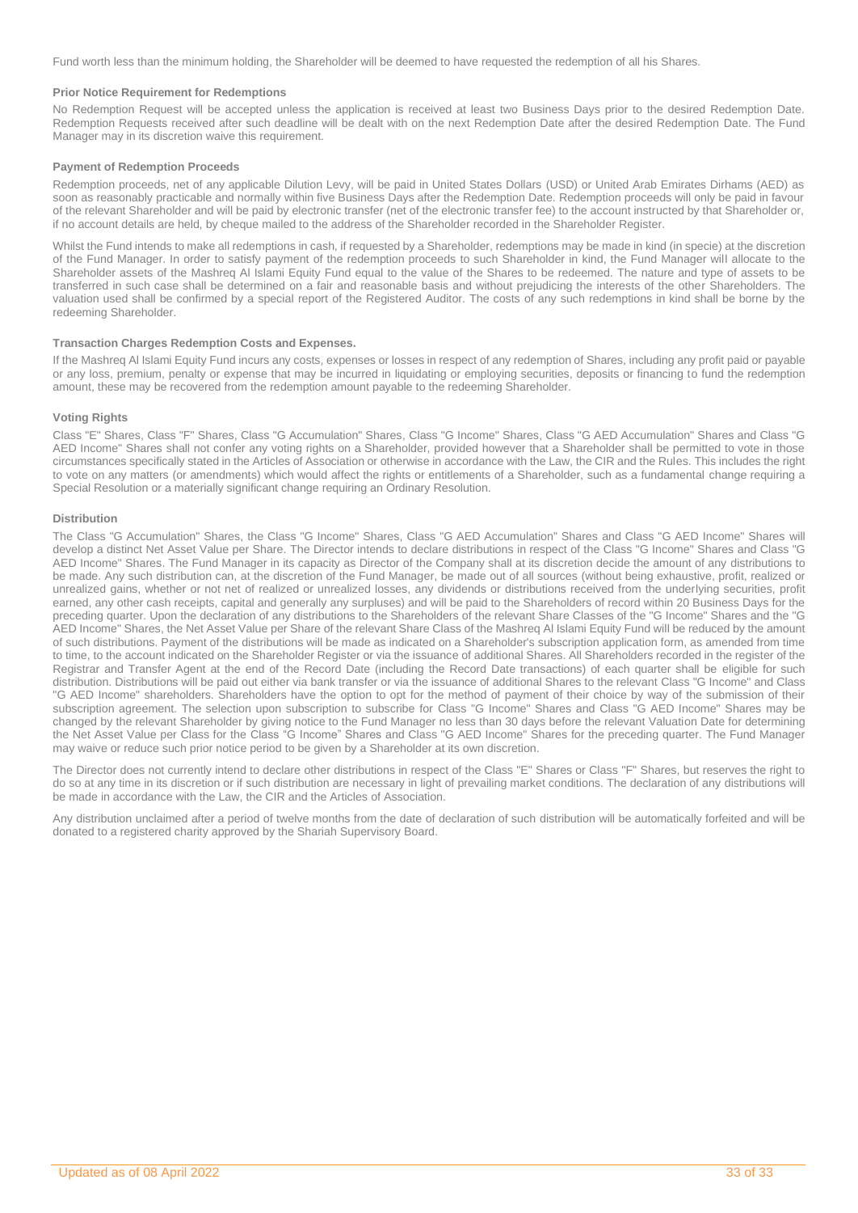Fund worth less than the minimum holding, the Shareholder will be deemed to have requested the redemption of all his Shares.

#### Prior Notice Requirement for Redemptions

No Redemption Request will be accepted unless the application is received at least two Business Days prior to the desired Redemption Date. Redemption Requests received after such deadline will be dealt with on the next Redemption Date after the desired Redemption Date. The Fund Manager may in its discretion waive this requirement.

#### Payment of Redemption Proceeds

Redemption proceeds, net of any applicable Dilution Levy, will be paid in United States Dollars (USD) or United Arab Emirates Dirhams (AED) as soon as reasonably practicable and normally within five Business Days after the Redemption Date. Redemption proceeds will only be paid in favour of the relevant Shareholder and will be paid by electronic transfer (net of the electronic transfer fee) to the account instructed by that Shareholder or, if no account details are held, by cheque mailed to the address of the Shareholder recorded in the Shareholder Register.

Whilst the Fund intends to make all redemptions in cash, if requested by a Shareholder, redemptions may be made in kind (in specie) at the discretion of the Fund Manager. In order to satisfy payment of the redemption proceeds to such Shareholder in kind, the Fund Manager will allocate to the Shareholder assets of the Mashreq Al Islami Equity Fund equal to the value of the Shares to be redeemed. The nature and type of assets to be transferred in such case shall be determined on a fair and reasonable basis and without prejudicing the interests of the other Shareholders. The valuation used shall be confirmed by a special report of the Registered Auditor. The costs of any such redemptions in kind shall be borne by the redeeming Shareholder.

#### Transaction Charges Redemption Costs and Expenses.

If the Mashreq Al Islami Equity Fund incurs any costs, expenses or losses in respect of any redemption of Shares, including any profit paid or payable or any loss, premium, penalty or expense that may be incurred in liquidating or employing securities, deposits or financing to fund the redemption amount, these may be recovered from the redemption amount payable to the redeeming Shareholder.

#### Voting Rights

Class "E" Shares, Class "F" Shares, Class "G Accumulation" Shares, Class "G Income" Shares, Class "G AED Accumulation" Shares and Class "G AED Income" Shares shall not confer any voting rights on a Shareholder, provided however that a Shareholder shall be permitted to vote in those circumstances specifically stated in the Articles of Association or otherwise in accordance with the Law, the CIR and the Rules. This includes the right to vote on any matters (or amendments) which would affect the rights or entitlements of a Shareholder, such as a fundamental change requiring a Special Resolution or a materially significant change requiring an Ordinary Resolution.

#### Distribution

The Class "G Accumulation" Shares, the Class "G Income" Shares, Class "G AED Accumulation" Shares and Class "G AED Income" Shares will develop a distinct Net Asset Value per Share. The Director intends to declare distributions in respect of the Class "G Income" Shares and Class "G AED Income" Shares. The Fund Manager in its capacity as Director of the Company shall at its discretion decide the amount of any distributions to be made. Any such distribution can, at the discretion of the Fund Manager, be made out of all sources (without being exhaustive, profit, realized or unrealized gains, whether or not net of realized or unrealized losses, any dividends or distributions received from the underlying securities, profit earned, any other cash receipts, capital and generally any surpluses) and will be paid to the Shareholders of record within 20 Business Days for the preceding quarter. Upon the declaration of any distributions to the Shareholders of the relevant Share Classes of the "G Income" Shares and the "G AED Income" Shares, the Net Asset Value per Share of the relevant Share Class of the Mashreq Al Islami Equity Fund will be reduced by the amount of such distributions. Payment of the distributions will be made as indicated on a Shareholder's subscription application form, as amended from time to time, to the account indicated on the Shareholder Register or via the issuance of additional Shares. All Shareholders recorded in the register of the Registrar and Transfer Agent at the end of the Record Date (including the Record Date transactions) of each quarter shall be eligible for such distribution. Distributions will be paid out either via bank transfer or via the issuance of additional Shares to the relevant Class "G Income" and Class "G AED Income" shareholders. Shareholders have the option to opt for the method of payment of their choice by way of the submission of their subscription agreement. The selection upon subscription to subscribe for Class "G Income" Shares and Class "G AED Income" Shares may be changed by the relevant Shareholder by giving notice to the Fund Manager no less than 30 days before the relevant Valuation Date for determining the Net Asset Value per Class for the Class "G Income" Shares and Class "G AED Income" Shares for the preceding quarter. The Fund Manager may waive or reduce such prior notice period to be given by a Shareholder at its own discretion.

The Director does not currently intend to declare other distributions in respect of the Class "E" Shares or Class "F" Shares, but reserves the right to do so at any time in its discretion or if such distribution are necessary in light of prevailing market conditions. The declaration of any distributions will be made in accordance with the Law, the CIR and the Articles of Association.

Any distribution unclaimed after a period of twelve months from the date of declaration of such distribution will be automatically forfeited and will be donated to a registered charity approved by the Shariah Supervisory Board.